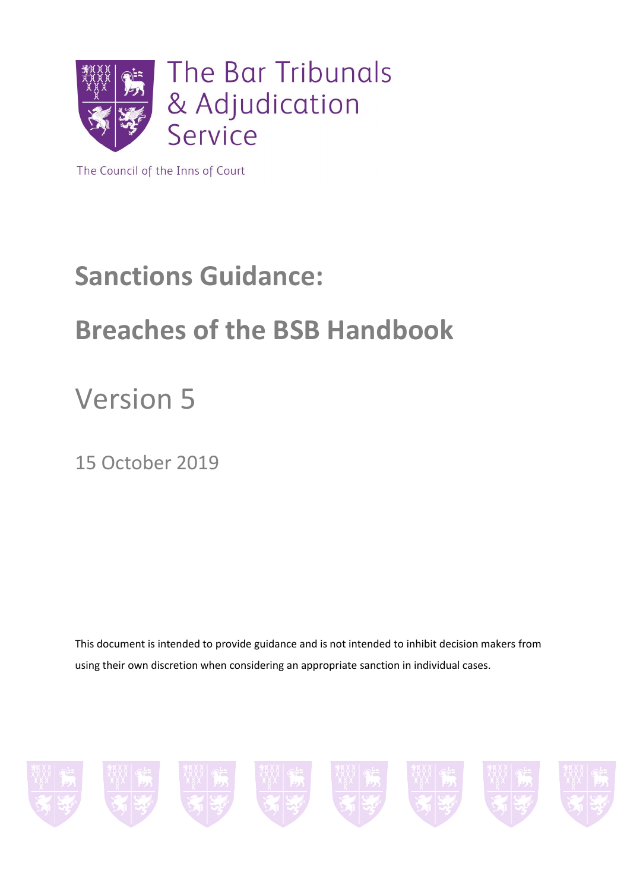The Bar Tribunals & Adjudication Service

The Council of the Inns of Court

# Sanctions Guidance:

# Breaches of the BSB Handbook

## Version 5

15 October 2019

This document is intended to provide guidance and is not intended to inhibit decision makers from using their own discretion when considering an appropriate sanction in individual cases.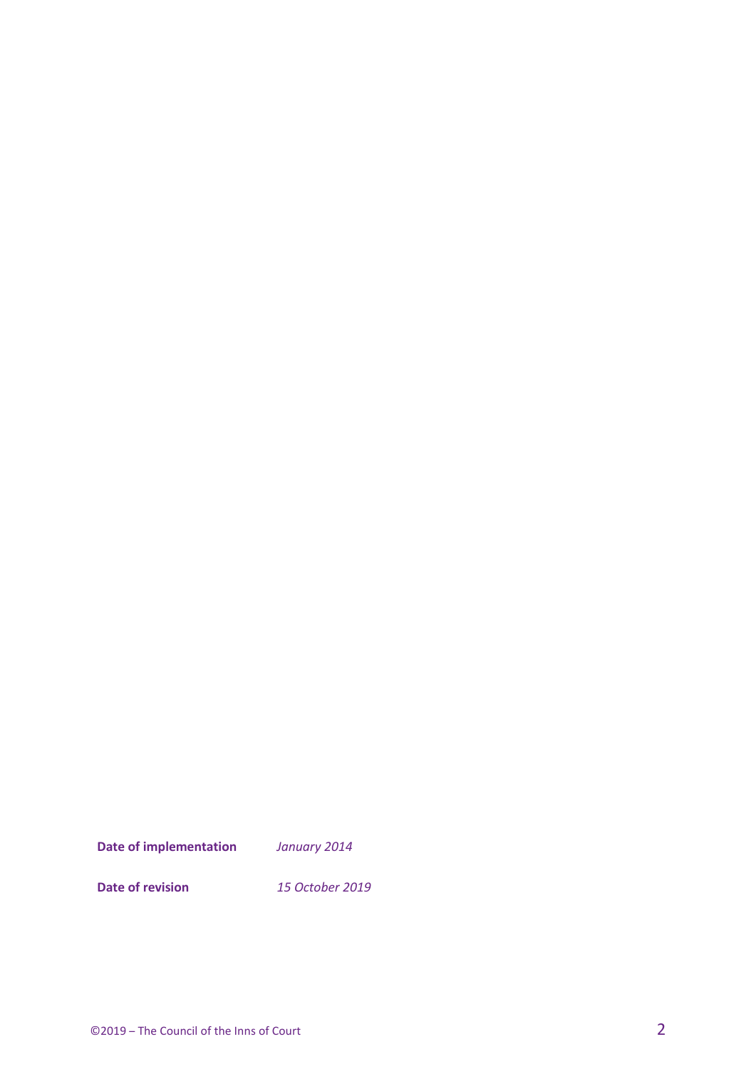**Date of implementation** *January 2014*

**Date of revision** *15 October 2019*

©2019 – The Council of the Inns of Court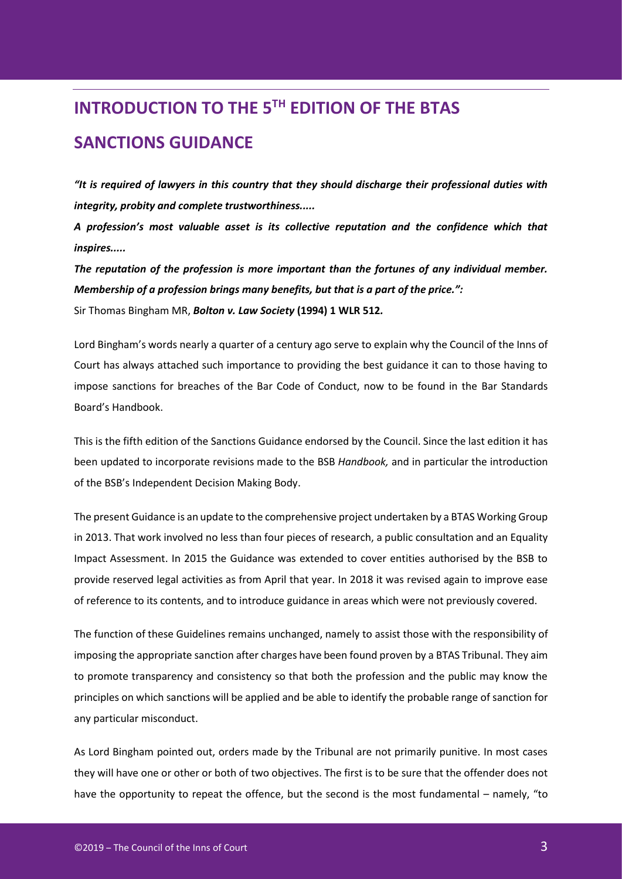# INTRODUCTION TO THE 5TH EDITION OF THE BTAS SANCTIONS GUIDANCE

***"It is required of lawyers in this country that they should discharge their professional duties with integrity, probity and complete trustworthiness.....***

***A profession's most valuable asset is its collective reputation and the confidence which that inspires.....***

***The reputation of the profession is more important than the fortunes of any individual member. Membership of a profession brings many benefits, but that is a part of the price.":***

Sir Thomas Bingham MR, ***Bolton v. Law Society* (1994) 1 WLR 512.**

Lord Bingham's words nearly a quarter of a century ago serve to explain why the Council of the Inns of Court has always attached such importance to providing the best guidance it can to those having to impose sanctions for breaches of the Bar Code of Conduct, now to be found in the Bar Standards Board's Handbook.

This is the fifth edition of the Sanctions Guidance endorsed by the Council. Since the last edition it has been updated to incorporate revisions made to the BSB *Handbook,* and in particular the introduction of the BSB's Independent Decision Making Body.

The present Guidance is an update to the comprehensive project undertaken by a BTAS Working Group in 2013. That work involved no less than four pieces of research, a public consultation and an Equality Impact Assessment. In 2015 the Guidance was extended to cover entities authorised by the BSB to provide reserved legal activities as from April that year. In 2018 it was revised again to improve ease of reference to its contents, and to introduce guidance in areas which were not previously covered.

The function of these Guidelines remains unchanged, namely to assist those with the responsibility of imposing the appropriate sanction after charges have been found proven by a BTAS Tribunal. They aim to promote transparency and consistency so that both the profession and the public may know the principles on which sanctions will be applied and be able to identify the probable range of sanction for any particular misconduct.

As Lord Bingham pointed out, orders made by the Tribunal are not primarily punitive. In most cases they will have one or other or both of two objectives. The first is to be sure that the offender does not have the opportunity to repeat the offence, but the second is the most fundamental – namely, "to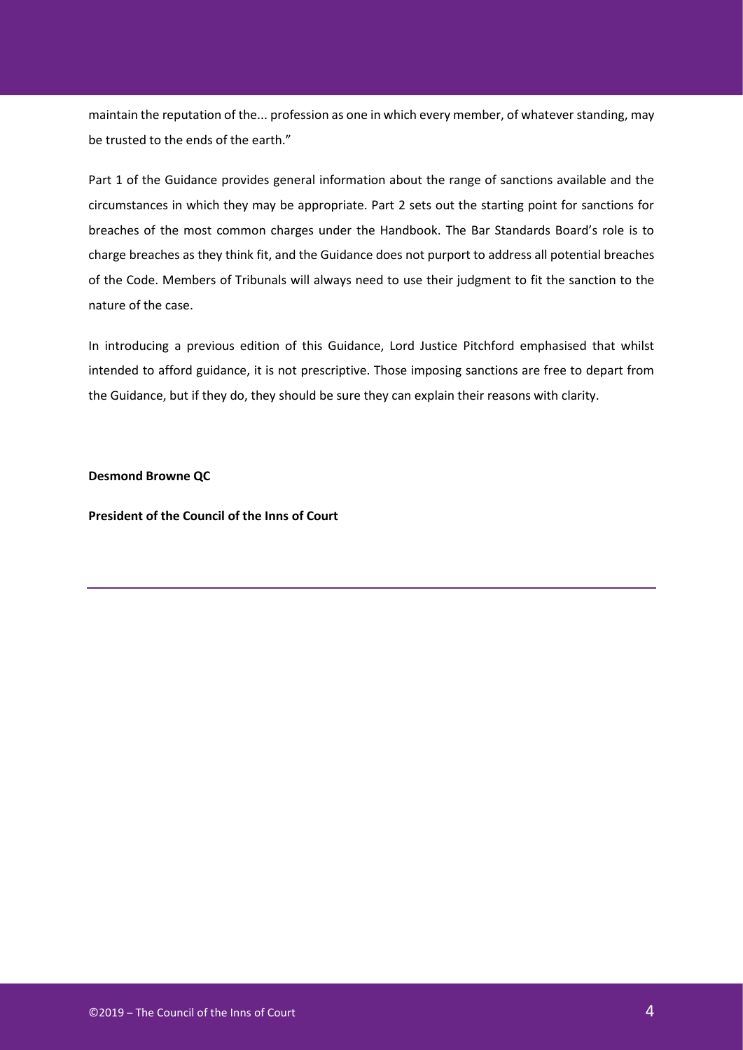maintain the reputation of the... profession as one in which every member, of whatever standing, may be trusted to the ends of the earth."

Part 1 of the Guidance provides general information about the range of sanctions available and the circumstances in which they may be appropriate. Part 2 sets out the starting point for sanctions for breaches of the most common charges under the Handbook. The Bar Standards Board's role is to charge breaches as they think fit, and the Guidance does not purport to address all potential breaches of the Code. Members of Tribunals will always need to use their judgment to fit the sanction to the nature of the case.

In introducing a previous edition of this Guidance, Lord Justice Pitchford emphasised that whilst intended to afford guidance, it is not prescriptive. Those imposing sanctions are free to depart from the Guidance, but if they do, they should be sure they can explain their reasons with clarity.

**Desmond Browne QC**

**President of the Council of the Inns of Court**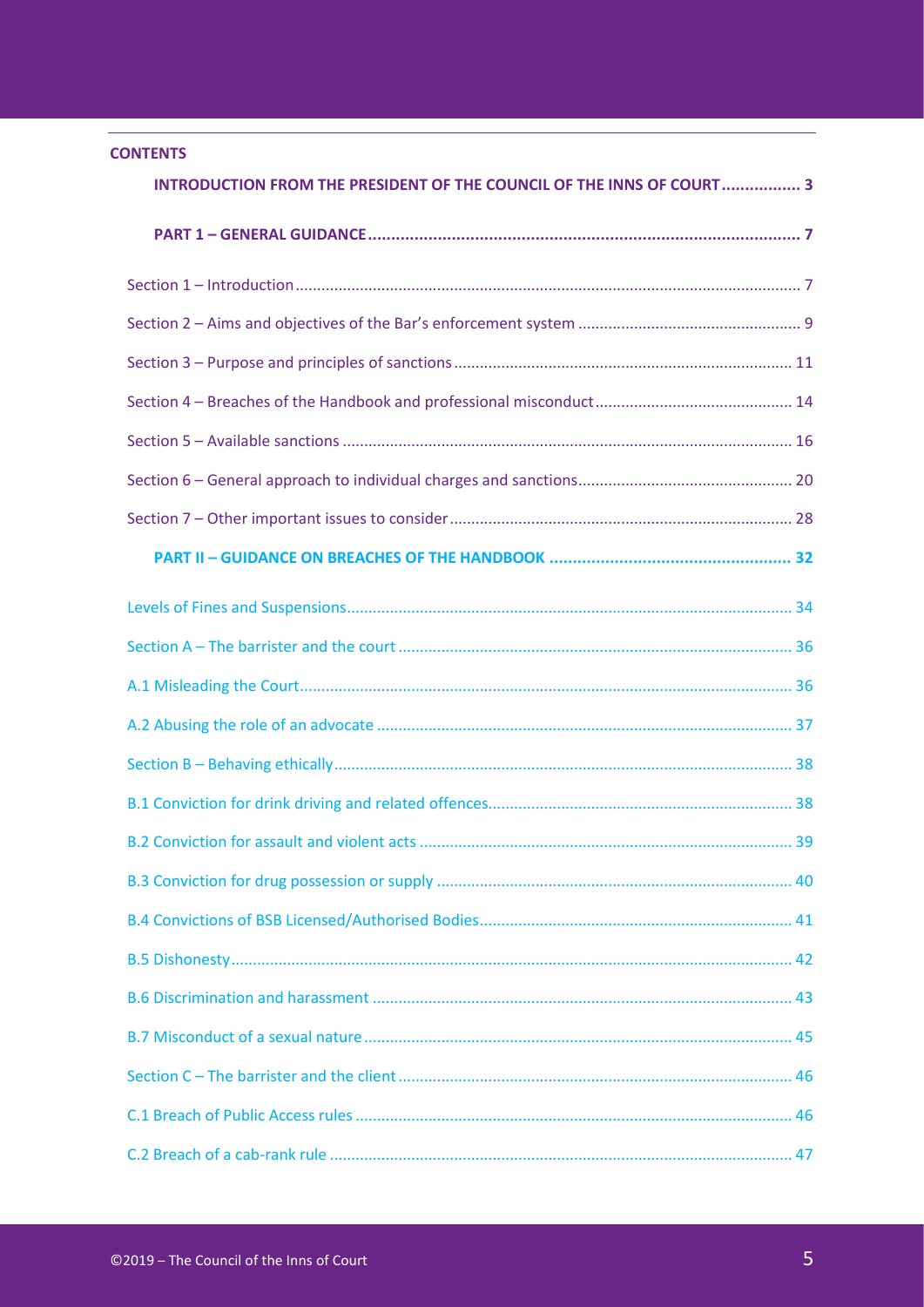## CONTENTS

**INTRODUCTION FROM THE PRESIDENT OF THE COUNCIL OF THE INNS OF COURT ................. 3**

**PART 1 – GENERAL GUIDANCE ............................................................................................ 7**

Section 1 – Introduction ..................................................................................................................... 7

Section 2 – Aims and objectives of the Bar's enforcement system .................................................... 9

Section 3 – Purpose and principles of sanctions ............................................................................... 11

Section 4 – Breaches of the Handbook and professional misconduct ............................................... 14

Section 5 – Available sanctions ......................................................................................................... 16

Section 6 – General approach to individual charges and sanctions ................................................... 20

Section 7 – Other important issues to consider ................................................................................ 28

**PART II – GUIDANCE ON BREACHES OF THE HANDBOOK .................................................... 32**

Levels of Fines and Suspensions ....................................................................................................... 34

Section A – The barrister and the court ............................................................................................ 36

A.1 Misleading the Court ................................................................................................................... 36

A.2 Abusing the role of an advocate .................................................................................................. 37

Section B – Behaving ethically ........................................................................................................... 38

B.1 Conviction for drink driving and related offences ....................................................................... 38

B.2 Conviction for assault and violent acts ........................................................................................ 39

B.3 Conviction for drug possession or supply .................................................................................... 40

B.4 Convictions of BSB Licensed/Authorised Bodies .......................................................................... 41

B.5 Dishonesty ................................................................................................................................... 42

B.6 Discrimination and harassment ................................................................................................... 43

B.7 Misconduct of a sexual nature ..................................................................................................... 45

Section C – The barrister and the client ............................................................................................ 46

C.1 Breach of Public Access rules ....................................................................................................... 46

C.2 Breach of a cab-rank rule ............................................................................................................. 47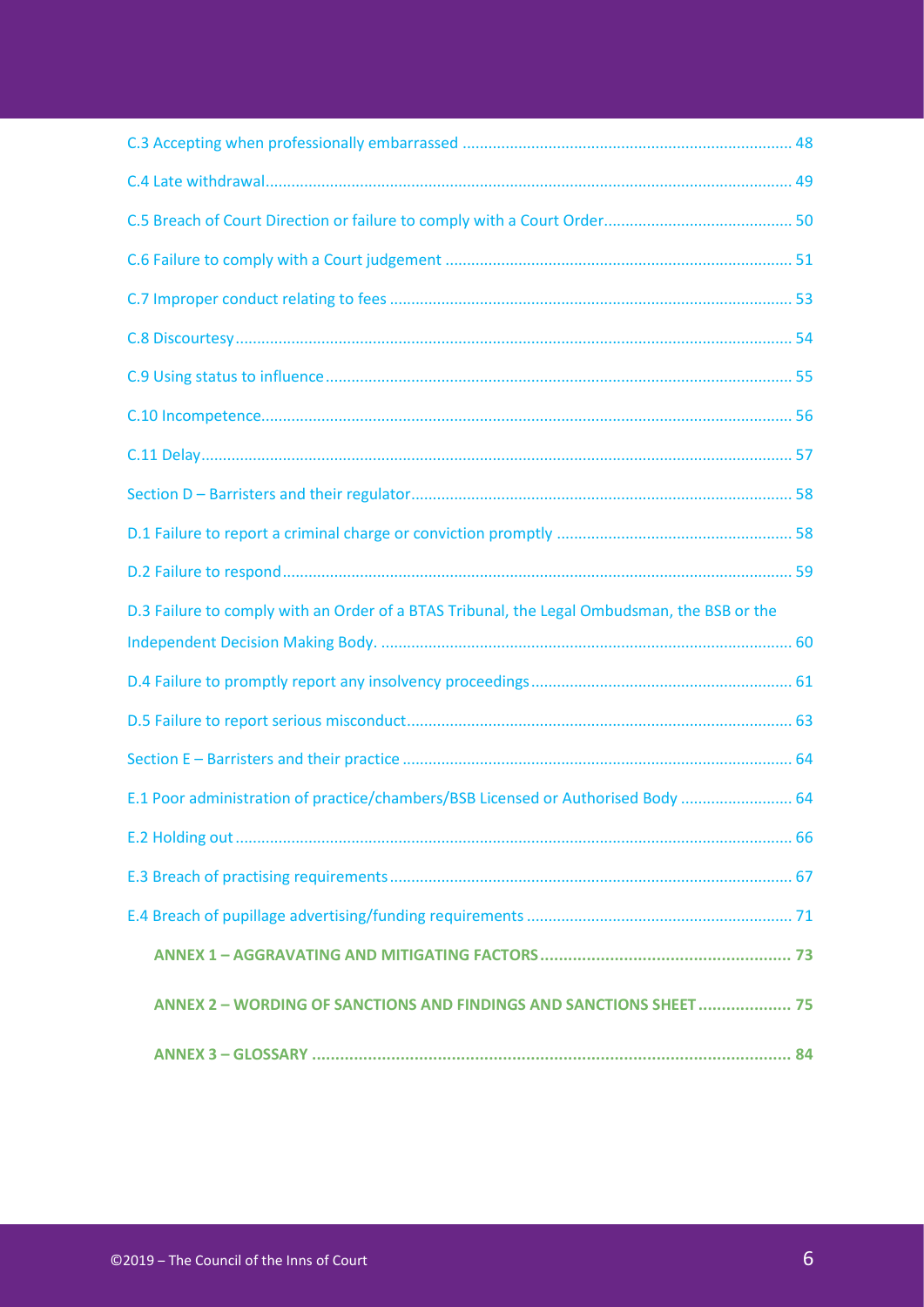C.3 Accepting when professionally embarrassed ........................................................................... 48

C.4 Late withdrawal ........................................................................................................................ 49

C.5 Breach of Court Direction or failure to comply with a Court Order ........................................... 50

C.6 Failure to comply with a Court judgement ............................................................................... 51

C.7 Improper conduct relating to fees ............................................................................................ 53

C.8 Discourtesy ............................................................................................................................... 54

C.9 Using status to influence .......................................................................................................... 55

C.10 Incompetence ......................................................................................................................... 56

C.11 Delay ....................................................................................................................................... 57

Section D – Barristers and their regulator ...................................................................................... 58

D.1 Failure to report a criminal charge or conviction promptly ...................................................... 58

D.2 Failure to respond .................................................................................................................... 59

D.3 Failure to comply with an Order of a BTAS Tribunal, the Legal Ombudsman, the BSB or the Independent Decision Making Body. .............................................................................................. 60

D.4 Failure to promptly report any insolvency proceedings ............................................................ 61

D.5 Failure to report serious misconduct ........................................................................................ 63

Section E – Barristers and their practice ......................................................................................... 64

E.1 Poor administration of practice/chambers/BSB Licensed or Authorised Body ......................... 64

E.2 Holding out ............................................................................................................................... 66

E.3 Breach of practising requirements ............................................................................................ 67

E.4 Breach of pupillage advertising/funding requirements ............................................................ 71

**ANNEX 1 – AGGRAVATING AND MITIGATING FACTORS ...................................................... 73**

**ANNEX 2 – WORDING OF SANCTIONS AND FINDINGS AND SANCTIONS SHEET .................... 75**

**ANNEX 3 – GLOSSARY ....................................................................................................... 84**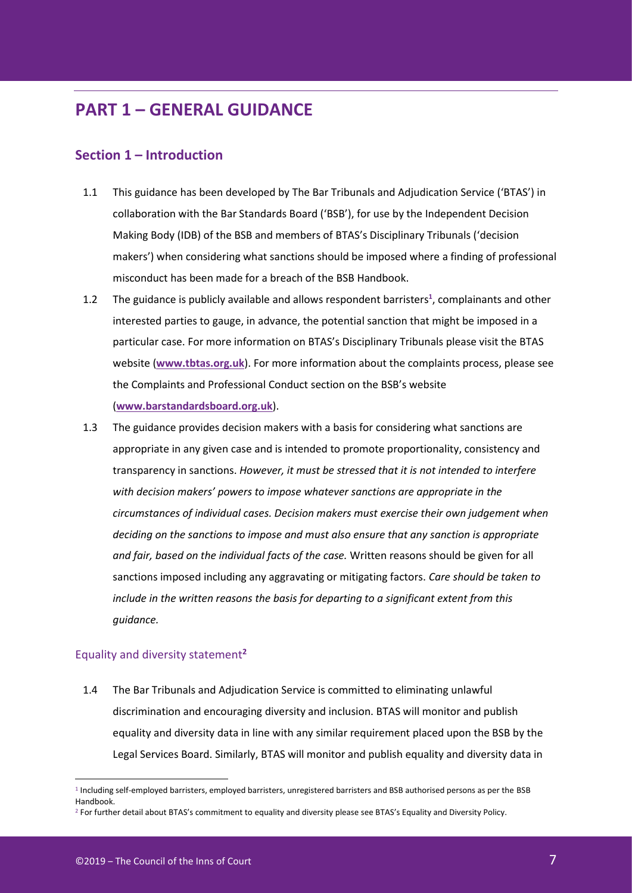# PART 1 – GENERAL GUIDANCE

## Section 1 – Introduction

1.1 This guidance has been developed by The Bar Tribunals and Adjudication Service ('BTAS') in collaboration with the Bar Standards Board ('BSB'), for use by the Independent Decision Making Body (IDB) of the BSB and members of BTAS's Disciplinary Tribunals ('decision makers') when considering what sanctions should be imposed where a finding of professional misconduct has been made for a breach of the BSB Handbook.

1.2 The guidance is publicly available and allows respondent barristers[1], complainants and other interested parties to gauge, in advance, the potential sanction that might be imposed in a particular case. For more information on BTAS's Disciplinary Tribunals please visit the BTAS website (**www.tbtas.org.uk**). For more information about the complaints process, please see the Complaints and Professional Conduct section on the BSB's website (**www.barstandardsboard.org.uk**).

1.3 The guidance provides decision makers with a basis for considering what sanctions are appropriate in any given case and is intended to promote proportionality, consistency and transparency in sanctions. *However, it must be stressed that it is not intended to interfere with decision makers' powers to impose whatever sanctions are appropriate in the circumstances of individual cases. Decision makers must exercise their own judgement when deciding on the sanctions to impose and must also ensure that any sanction is appropriate and fair, based on the individual facts of the case.* Written reasons should be given for all sanctions imposed including any aggravating or mitigating factors. *Care should be taken to include in the written reasons the basis for departing to a significant extent from this guidance.*

### Equality and diversity statement[2]

1.4 The Bar Tribunals and Adjudication Service is committed to eliminating unlawful discrimination and encouraging diversity and inclusion. BTAS will monitor and publish equality and diversity data in line with any similar requirement placed upon the BSB by the Legal Services Board. Similarly, BTAS will monitor and publish equality and diversity data in

---

[1] Including self-employed barristers, employed barristers, unregistered barristers and BSB authorised persons as per the BSB Handbook.

[2] For further detail about BTAS's commitment to equality and diversity please see BTAS's Equality and Diversity Policy.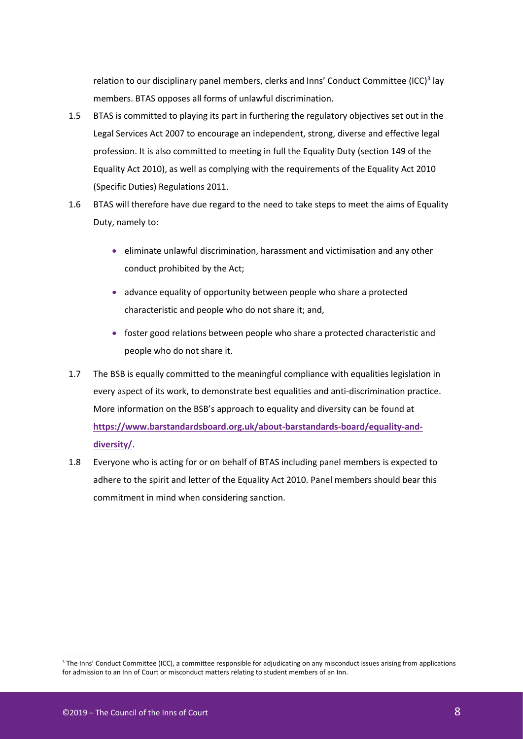relation to our disciplinary panel members, clerks and Inns' Conduct Committee (ICC)[3] lay members. BTAS opposes all forms of unlawful discrimination.

1.5 BTAS is committed to playing its part in furthering the regulatory objectives set out in the Legal Services Act 2007 to encourage an independent, strong, diverse and effective legal profession. It is also committed to meeting in full the Equality Duty (section 149 of the Equality Act 2010), as well as complying with the requirements of the Equality Act 2010 (Specific Duties) Regulations 2011.

1.6 BTAS will therefore have due regard to the need to take steps to meet the aims of Equality Duty, namely to:

- eliminate unlawful discrimination, harassment and victimisation and any other conduct prohibited by the Act;
- advance equality of opportunity between people who share a protected characteristic and people who do not share it; and,
- foster good relations between people who share a protected characteristic and people who do not share it.

1.7 The BSB is equally committed to the meaningful compliance with equalities legislation in every aspect of its work, to demonstrate best equalities and anti-discrimination practice. More information on the BSB's approach to equality and diversity can be found at **https://www.barstandardsboard.org.uk/about-barstandards-board/equality-and-diversity/**.

1.8 Everyone who is acting for or on behalf of BTAS including panel members is expected to adhere to the spirit and letter of the Equality Act 2010. Panel members should bear this commitment in mind when considering sanction.

[3] The Inns' Conduct Committee (ICC), a committee responsible for adjudicating on any misconduct issues arising from applications for admission to an Inn of Court or misconduct matters relating to student members of an Inn.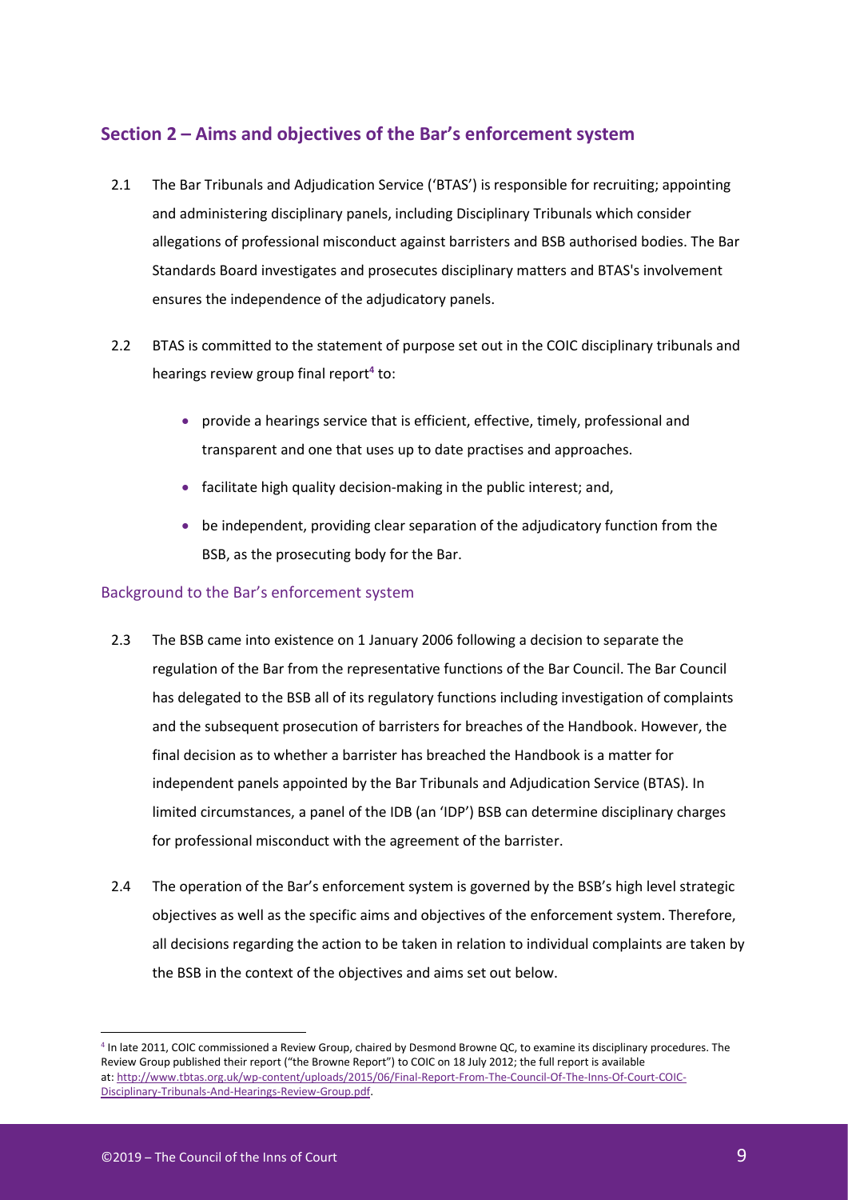## Section 2 – Aims and objectives of the Bar's enforcement system

2.1 The Bar Tribunals and Adjudication Service ('BTAS') is responsible for recruiting; appointing and administering disciplinary panels, including Disciplinary Tribunals which consider allegations of professional misconduct against barristers and BSB authorised bodies. The Bar Standards Board investigates and prosecutes disciplinary matters and BTAS's involvement ensures the independence of the adjudicatory panels.

2.2 BTAS is committed to the statement of purpose set out in the COIC disciplinary tribunals and hearings review group final report[4] to:

- provide a hearings service that is efficient, effective, timely, professional and transparent and one that uses up to date practises and approaches.
- facilitate high quality decision-making in the public interest; and,
- be independent, providing clear separation of the adjudicatory function from the BSB, as the prosecuting body for the Bar.

### Background to the Bar's enforcement system

2.3 The BSB came into existence on 1 January 2006 following a decision to separate the regulation of the Bar from the representative functions of the Bar Council. The Bar Council has delegated to the BSB all of its regulatory functions including investigation of complaints and the subsequent prosecution of barristers for breaches of the Handbook. However, the final decision as to whether a barrister has breached the Handbook is a matter for independent panels appointed by the Bar Tribunals and Adjudication Service (BTAS). In limited circumstances, a panel of the IDB (an 'IDP') BSB can determine disciplinary charges for professional misconduct with the agreement of the barrister.

2.4 The operation of the Bar's enforcement system is governed by the BSB's high level strategic objectives as well as the specific aims and objectives of the enforcement system. Therefore, all decisions regarding the action to be taken in relation to individual complaints are taken by the BSB in the context of the objectives and aims set out below.

[4] In late 2011, COIC commissioned a Review Group, chaired by Desmond Browne QC, to examine its disciplinary procedures. The Review Group published their report ("the Browne Report") to COIC on 18 July 2012; the full report is available at: http://www.tbtas.org.uk/wp-content/uploads/2015/06/Final-Report-From-The-Council-Of-The-Inns-Of-Court-COIC-Disciplinary-Tribunals-And-Hearings-Review-Group.pdf.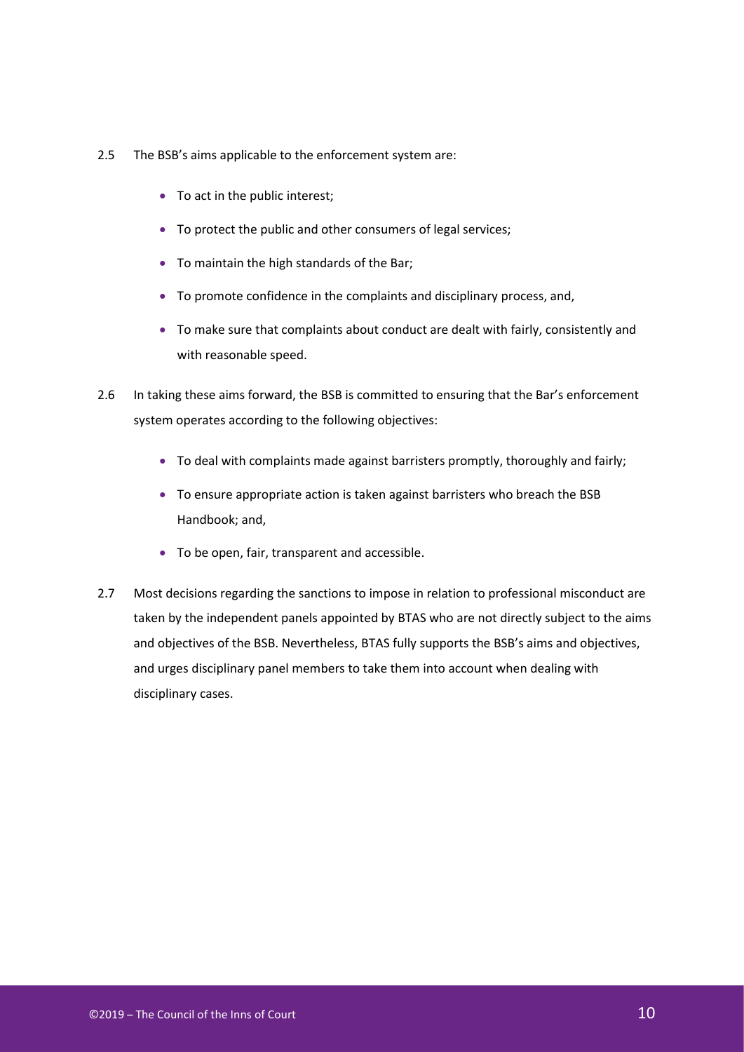2.5 The BSB's aims applicable to the enforcement system are:

- To act in the public interest;
- To protect the public and other consumers of legal services;
- To maintain the high standards of the Bar;
- To promote confidence in the complaints and disciplinary process, and,
- To make sure that complaints about conduct are dealt with fairly, consistently and with reasonable speed.

2.6 In taking these aims forward, the BSB is committed to ensuring that the Bar's enforcement system operates according to the following objectives:

- To deal with complaints made against barristers promptly, thoroughly and fairly;
- To ensure appropriate action is taken against barristers who breach the BSB Handbook; and,
- To be open, fair, transparent and accessible.

2.7 Most decisions regarding the sanctions to impose in relation to professional misconduct are taken by the independent panels appointed by BTAS who are not directly subject to the aims and objectives of the BSB. Nevertheless, BTAS fully supports the BSB's aims and objectives, and urges disciplinary panel members to take them into account when dealing with disciplinary cases.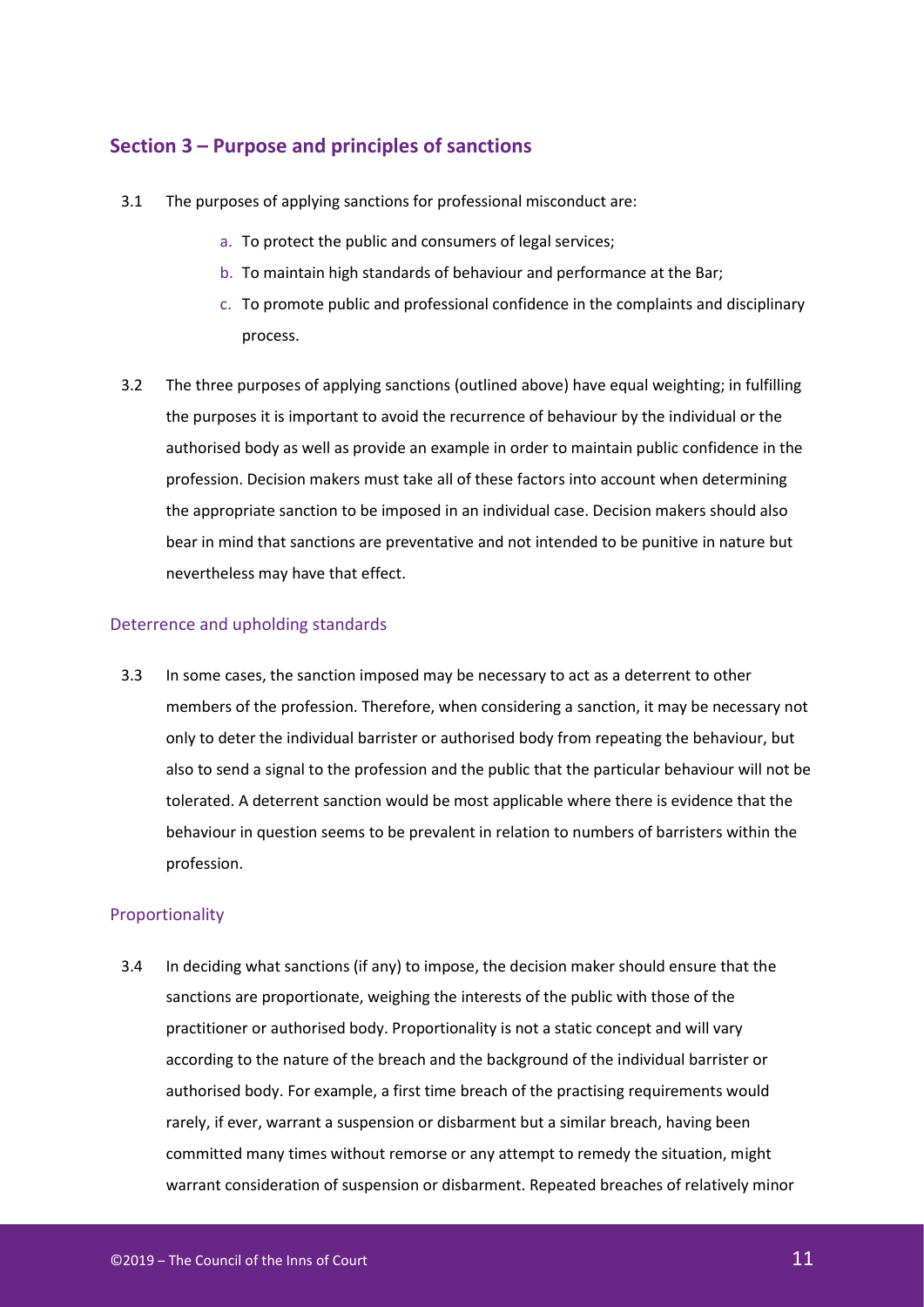## Section 3 – Purpose and principles of sanctions

3.1 The purposes of applying sanctions for professional misconduct are:

a. To protect the public and consumers of legal services;

b. To maintain high standards of behaviour and performance at the Bar;

c. To promote public and professional confidence in the complaints and disciplinary process.

3.2 The three purposes of applying sanctions (outlined above) have equal weighting; in fulfilling the purposes it is important to avoid the recurrence of behaviour by the individual or the authorised body as well as provide an example in order to maintain public confidence in the profession. Decision makers must take all of these factors into account when determining the appropriate sanction to be imposed in an individual case. Decision makers should also bear in mind that sanctions are preventative and not intended to be punitive in nature but nevertheless may have that effect.

### Deterrence and upholding standards

3.3 In some cases, the sanction imposed may be necessary to act as a deterrent to other members of the profession. Therefore, when considering a sanction, it may be necessary not only to deter the individual barrister or authorised body from repeating the behaviour, but also to send a signal to the profession and the public that the particular behaviour will not be tolerated. A deterrent sanction would be most applicable where there is evidence that the behaviour in question seems to be prevalent in relation to numbers of barristers within the profession.

### Proportionality

3.4 In deciding what sanctions (if any) to impose, the decision maker should ensure that the sanctions are proportionate, weighing the interests of the public with those of the practitioner or authorised body. Proportionality is not a static concept and will vary according to the nature of the breach and the background of the individual barrister or authorised body. For example, a first time breach of the practising requirements would rarely, if ever, warrant a suspension or disbarment but a similar breach, having been committed many times without remorse or any attempt to remedy the situation, might warrant consideration of suspension or disbarment. Repeated breaches of relatively minor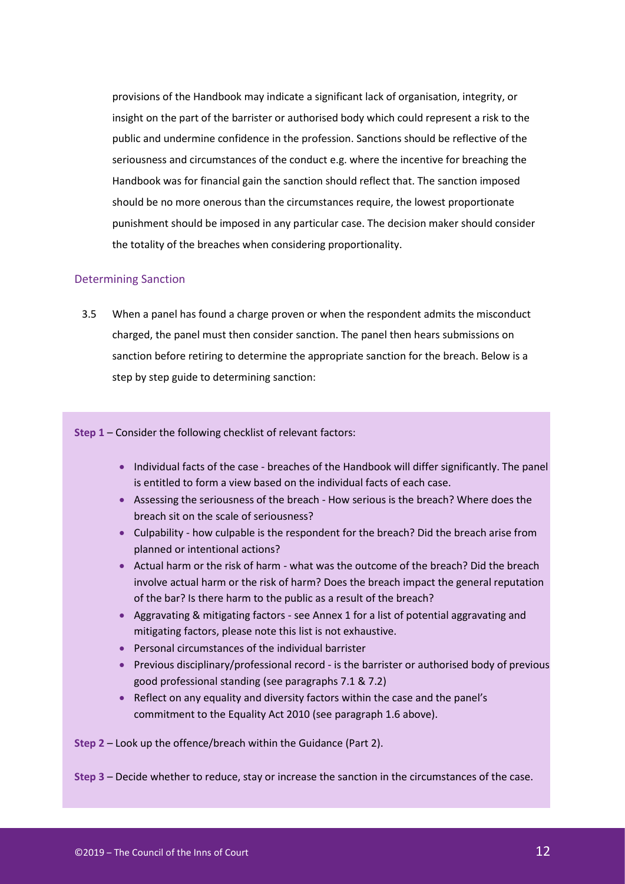provisions of the Handbook may indicate a significant lack of organisation, integrity, or insight on the part of the barrister or authorised body which could represent a risk to the public and undermine confidence in the profession. Sanctions should be reflective of the seriousness and circumstances of the conduct e.g. where the incentive for breaching the Handbook was for financial gain the sanction should reflect that. The sanction imposed should be no more onerous than the circumstances require, the lowest proportionate punishment should be imposed in any particular case. The decision maker should consider the totality of the breaches when considering proportionality.

### Determining Sanction

3.5 When a panel has found a charge proven or when the respondent admits the misconduct charged, the panel must then consider sanction. The panel then hears submissions on sanction before retiring to determine the appropriate sanction for the breach. Below is a step by step guide to determining sanction:

**Step 1** – Consider the following checklist of relevant factors:

- Individual facts of the case - breaches of the Handbook will differ significantly. The panel is entitled to form a view based on the individual facts of each case.
- Assessing the seriousness of the breach - How serious is the breach? Where does the breach sit on the scale of seriousness?
- Culpability - how culpable is the respondent for the breach? Did the breach arise from planned or intentional actions?
- Actual harm or the risk of harm - what was the outcome of the breach? Did the breach involve actual harm or the risk of harm? Does the breach impact the general reputation of the bar? Is there harm to the public as a result of the breach?
- Aggravating & mitigating factors - see Annex 1 for a list of potential aggravating and mitigating factors, please note this list is not exhaustive.
- Personal circumstances of the individual barrister
- Previous disciplinary/professional record - is the barrister or authorised body of previous good professional standing (see paragraphs 7.1 & 7.2)
- Reflect on any equality and diversity factors within the case and the panel's commitment to the Equality Act 2010 (see paragraph 1.6 above).

**Step 2** – Look up the offence/breach within the Guidance (Part 2).

**Step 3** – Decide whether to reduce, stay or increase the sanction in the circumstances of the case.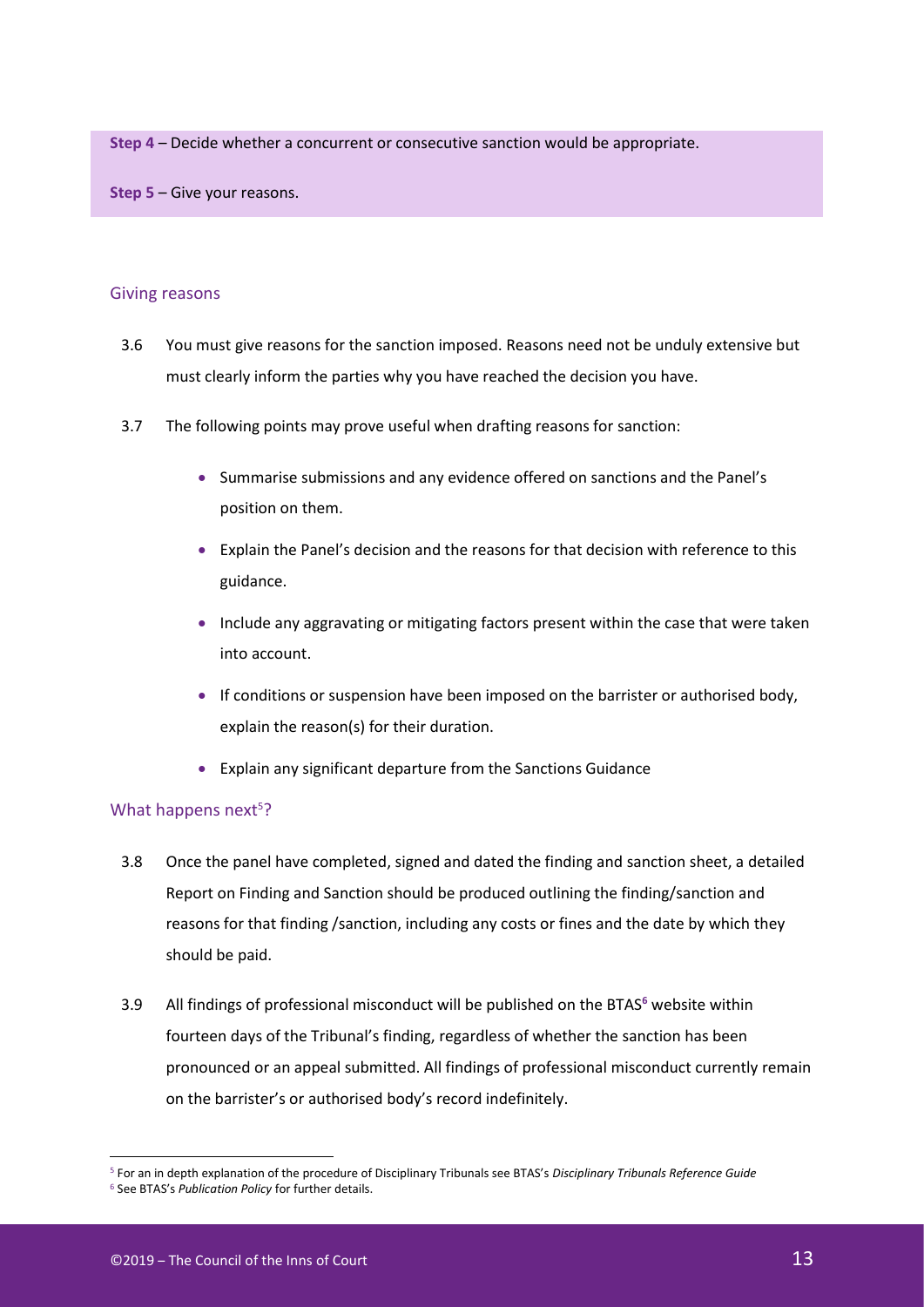**Step 4** – Decide whether a concurrent or consecutive sanction would be appropriate.

**Step 5** – Give your reasons.

## Giving reasons

3.6 You must give reasons for the sanction imposed. Reasons need not be unduly extensive but must clearly inform the parties why you have reached the decision you have.

3.7 The following points may prove useful when drafting reasons for sanction:

- Summarise submissions and any evidence offered on sanctions and the Panel's position on them.
- Explain the Panel's decision and the reasons for that decision with reference to this guidance.
- Include any aggravating or mitigating factors present within the case that were taken into account.
- If conditions or suspension have been imposed on the barrister or authorised body, explain the reason(s) for their duration.
- Explain any significant departure from the Sanctions Guidance

## What happens next[5]?

3.8 Once the panel have completed, signed and dated the finding and sanction sheet, a detailed Report on Finding and Sanction should be produced outlining the finding/sanction and reasons for that finding /sanction, including any costs or fines and the date by which they should be paid.

3.9 All findings of professional misconduct will be published on the BTAS[6] website within fourteen days of the Tribunal's finding, regardless of whether the sanction has been pronounced or an appeal submitted. All findings of professional misconduct currently remain on the barrister's or authorised body's record indefinitely.

---

[5] For an in depth explanation of the procedure of Disciplinary Tribunals see BTAS's *Disciplinary Tribunals Reference Guide*

[6] See BTAS's *Publication Policy* for further details.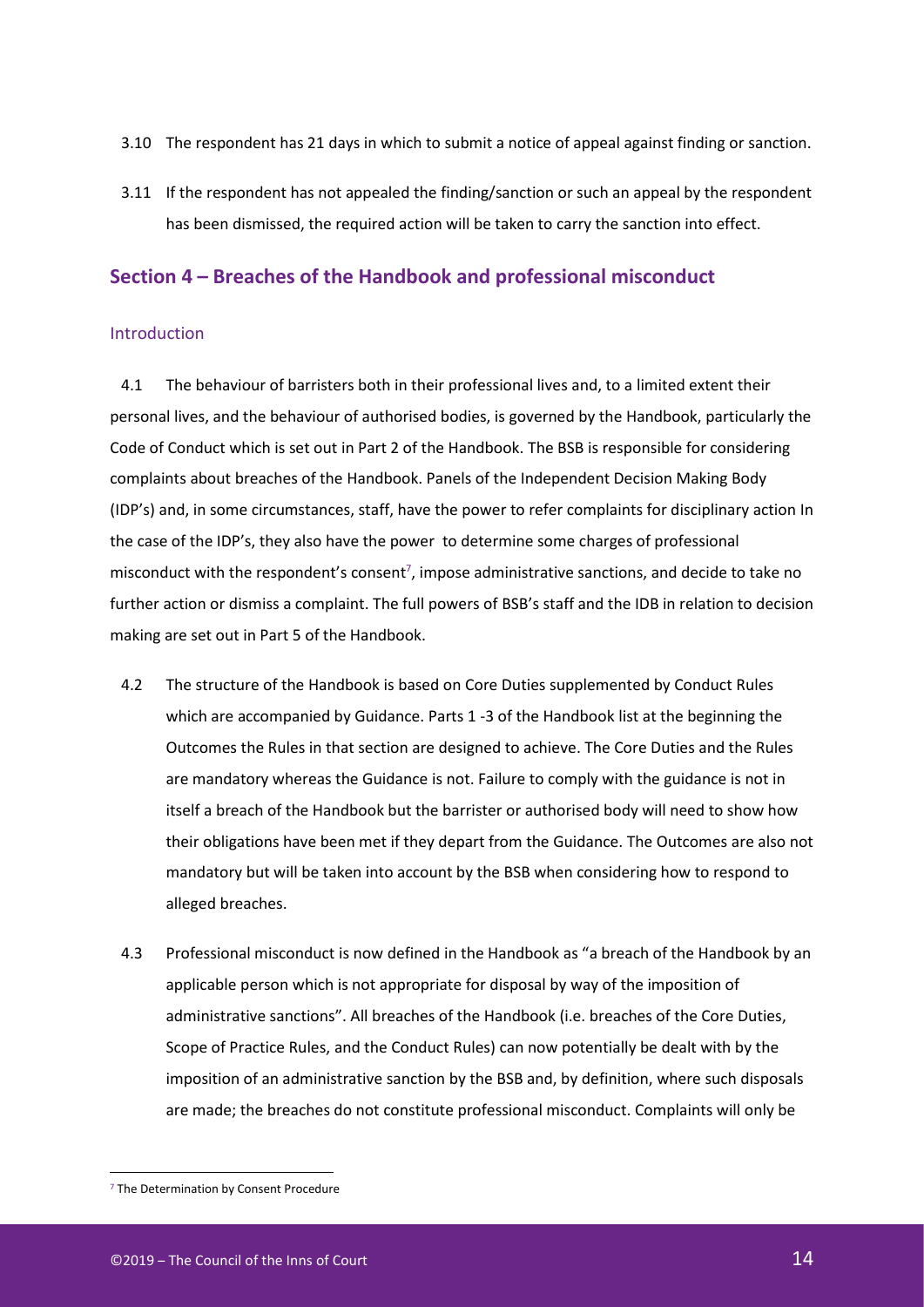3.10 The respondent has 21 days in which to submit a notice of appeal against finding or sanction.

3.11 If the respondent has not appealed the finding/sanction or such an appeal by the respondent has been dismissed, the required action will be taken to carry the sanction into effect.

## Section 4 – Breaches of the Handbook and professional misconduct

### Introduction

4.1 The behaviour of barristers both in their professional lives and, to a limited extent their personal lives, and the behaviour of authorised bodies, is governed by the Handbook, particularly the Code of Conduct which is set out in Part 2 of the Handbook. The BSB is responsible for considering complaints about breaches of the Handbook. Panels of the Independent Decision Making Body (IDP's) and, in some circumstances, staff, have the power to refer complaints for disciplinary action In the case of the IDP's, they also have the power to determine some charges of professional misconduct with the respondent's consent[7], impose administrative sanctions, and decide to take no further action or dismiss a complaint. The full powers of BSB's staff and the IDB in relation to decision making are set out in Part 5 of the Handbook.

4.2 The structure of the Handbook is based on Core Duties supplemented by Conduct Rules which are accompanied by Guidance. Parts 1 -3 of the Handbook list at the beginning the Outcomes the Rules in that section are designed to achieve. The Core Duties and the Rules are mandatory whereas the Guidance is not. Failure to comply with the guidance is not in itself a breach of the Handbook but the barrister or authorised body will need to show how their obligations have been met if they depart from the Guidance. The Outcomes are also not mandatory but will be taken into account by the BSB when considering how to respond to alleged breaches.

4.3 Professional misconduct is now defined in the Handbook as "a breach of the Handbook by an applicable person which is not appropriate for disposal by way of the imposition of administrative sanctions". All breaches of the Handbook (i.e. breaches of the Core Duties, Scope of Practice Rules, and the Conduct Rules) can now potentially be dealt with by the imposition of an administrative sanction by the BSB and, by definition, where such disposals are made; the breaches do not constitute professional misconduct. Complaints will only be

[7] The Determination by Consent Procedure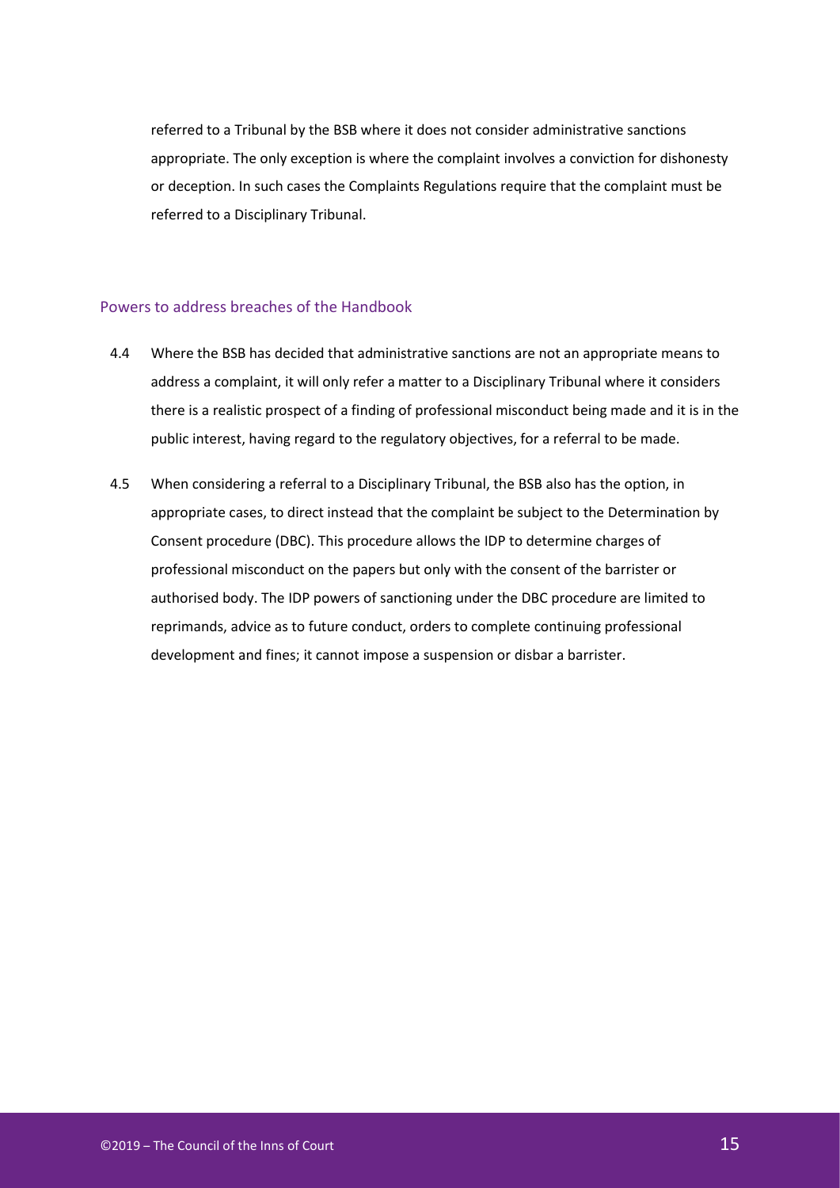referred to a Tribunal by the BSB where it does not consider administrative sanctions appropriate. The only exception is where the complaint involves a conviction for dishonesty or deception. In such cases the Complaints Regulations require that the complaint must be referred to a Disciplinary Tribunal.

## Powers to address breaches of the Handbook

4.4 Where the BSB has decided that administrative sanctions are not an appropriate means to address a complaint, it will only refer a matter to a Disciplinary Tribunal where it considers there is a realistic prospect of a finding of professional misconduct being made and it is in the public interest, having regard to the regulatory objectives, for a referral to be made.

4.5 When considering a referral to a Disciplinary Tribunal, the BSB also has the option, in appropriate cases, to direct instead that the complaint be subject to the Determination by Consent procedure (DBC). This procedure allows the IDP to determine charges of professional misconduct on the papers but only with the consent of the barrister or authorised body. The IDP powers of sanctioning under the DBC procedure are limited to reprimands, advice as to future conduct, orders to complete continuing professional development and fines; it cannot impose a suspension or disbar a barrister.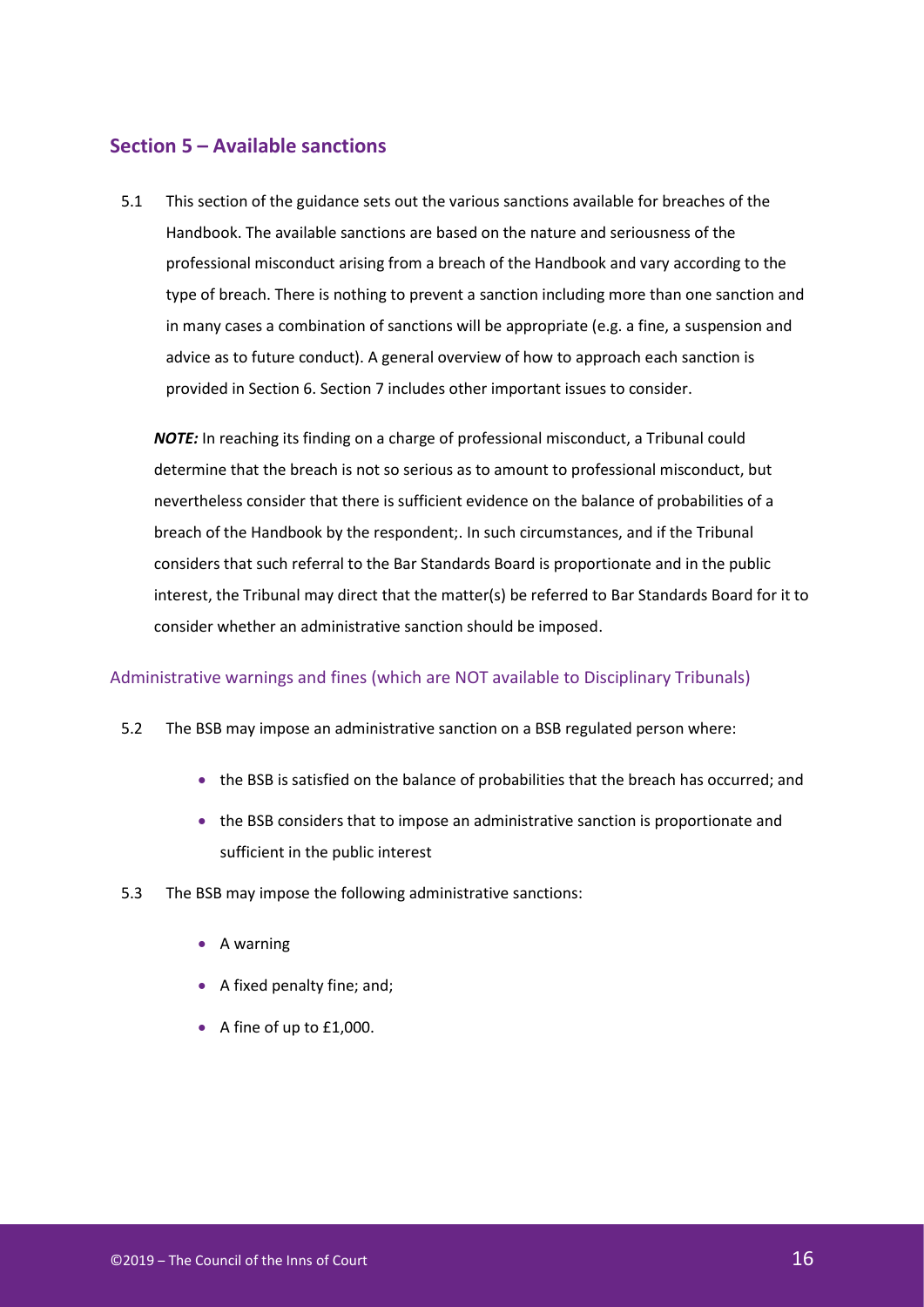## Section 5 – Available sanctions

5.1 This section of the guidance sets out the various sanctions available for breaches of the Handbook. The available sanctions are based on the nature and seriousness of the professional misconduct arising from a breach of the Handbook and vary according to the type of breach. There is nothing to prevent a sanction including more than one sanction and in many cases a combination of sanctions will be appropriate (e.g. a fine, a suspension and advice as to future conduct). A general overview of how to approach each sanction is provided in Section 6. Section 7 includes other important issues to consider.

***NOTE:*** In reaching its finding on a charge of professional misconduct, a Tribunal could determine that the breach is not so serious as to amount to professional misconduct, but nevertheless consider that there is sufficient evidence on the balance of probabilities of a breach of the Handbook by the respondent;. In such circumstances, and if the Tribunal considers that such referral to the Bar Standards Board is proportionate and in the public interest, the Tribunal may direct that the matter(s) be referred to Bar Standards Board for it to consider whether an administrative sanction should be imposed.

### Administrative warnings and fines (which are NOT available to Disciplinary Tribunals)

5.2 The BSB may impose an administrative sanction on a BSB regulated person where:

- the BSB is satisfied on the balance of probabilities that the breach has occurred; and
- the BSB considers that to impose an administrative sanction is proportionate and sufficient in the public interest

5.3 The BSB may impose the following administrative sanctions:

- A warning
- A fixed penalty fine; and;
- A fine of up to £1,000.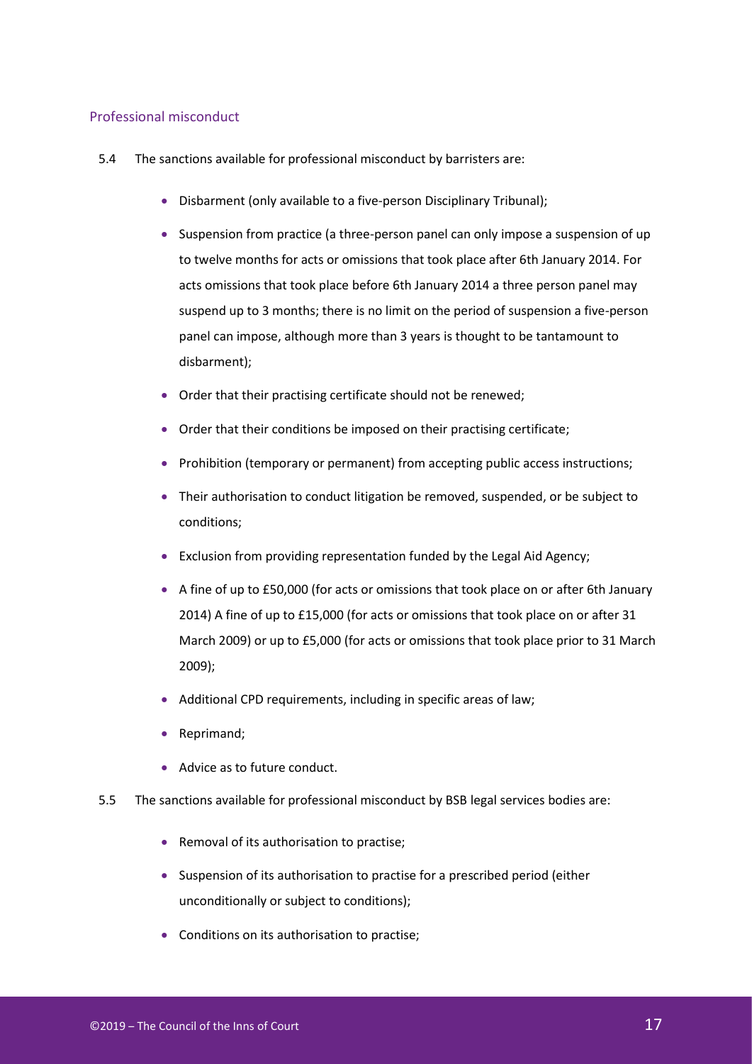## Professional misconduct

5.4 The sanctions available for professional misconduct by barristers are:

- Disbarment (only available to a five-person Disciplinary Tribunal);
- Suspension from practice (a three-person panel can only impose a suspension of up to twelve months for acts or omissions that took place after 6th January 2014. For acts omissions that took place before 6th January 2014 a three person panel may suspend up to 3 months; there is no limit on the period of suspension a five-person panel can impose, although more than 3 years is thought to be tantamount to disbarment);
- Order that their practising certificate should not be renewed;
- Order that their conditions be imposed on their practising certificate;
- Prohibition (temporary or permanent) from accepting public access instructions;
- Their authorisation to conduct litigation be removed, suspended, or be subject to conditions;
- Exclusion from providing representation funded by the Legal Aid Agency;
- A fine of up to £50,000 (for acts or omissions that took place on or after 6th January 2014) A fine of up to £15,000 (for acts or omissions that took place on or after 31 March 2009) or up to £5,000 (for acts or omissions that took place prior to 31 March 2009);
- Additional CPD requirements, including in specific areas of law;
- Reprimand;
- Advice as to future conduct.

5.5 The sanctions available for professional misconduct by BSB legal services bodies are:

- Removal of its authorisation to practise;
- Suspension of its authorisation to practise for a prescribed period (either unconditionally or subject to conditions);
- Conditions on its authorisation to practise;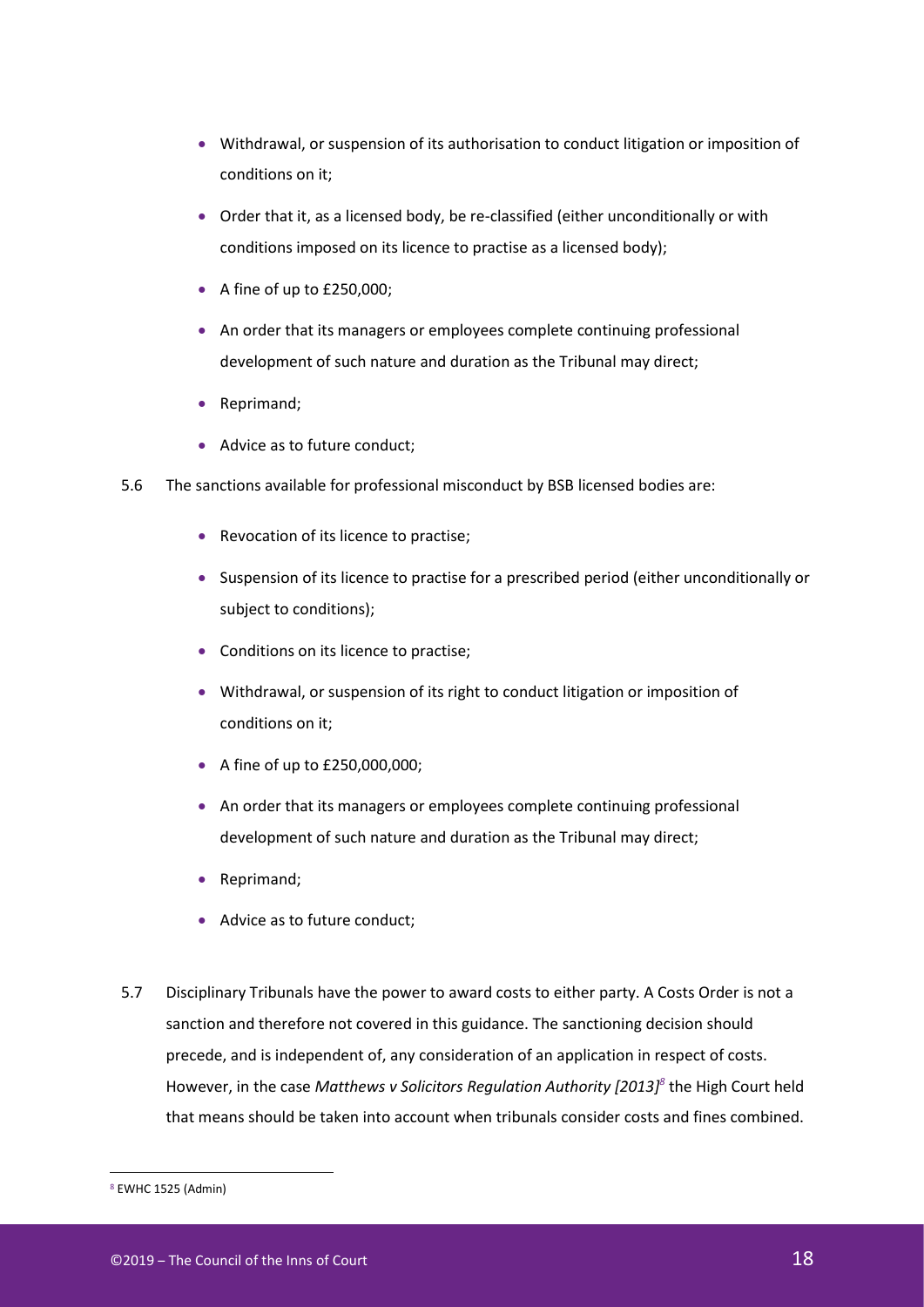- Withdrawal, or suspension of its authorisation to conduct litigation or imposition of conditions on it;
- Order that it, as a licensed body, be re-classified (either unconditionally or with conditions imposed on its licence to practise as a licensed body);
- A fine of up to £250,000;
- An order that its managers or employees complete continuing professional development of such nature and duration as the Tribunal may direct;
- Reprimand;
- Advice as to future conduct;

5.6 The sanctions available for professional misconduct by BSB licensed bodies are:

- Revocation of its licence to practise;
- Suspension of its licence to practise for a prescribed period (either unconditionally or subject to conditions);
- Conditions on its licence to practise;
- Withdrawal, or suspension of its right to conduct litigation or imposition of conditions on it;
- A fine of up to £250,000,000;
- An order that its managers or employees complete continuing professional development of such nature and duration as the Tribunal may direct;
- Reprimand;
- Advice as to future conduct;

5.7 Disciplinary Tribunals have the power to award costs to either party. A Costs Order is not a sanction and therefore not covered in this guidance. The sanctioning decision should precede, and is independent of, any consideration of an application in respect of costs. However, in the case *Matthews v Solicitors Regulation Authority [2013]*[8] the High Court held that means should be taken into account when tribunals consider costs and fines combined.

---

[8] EWHC 1525 (Admin)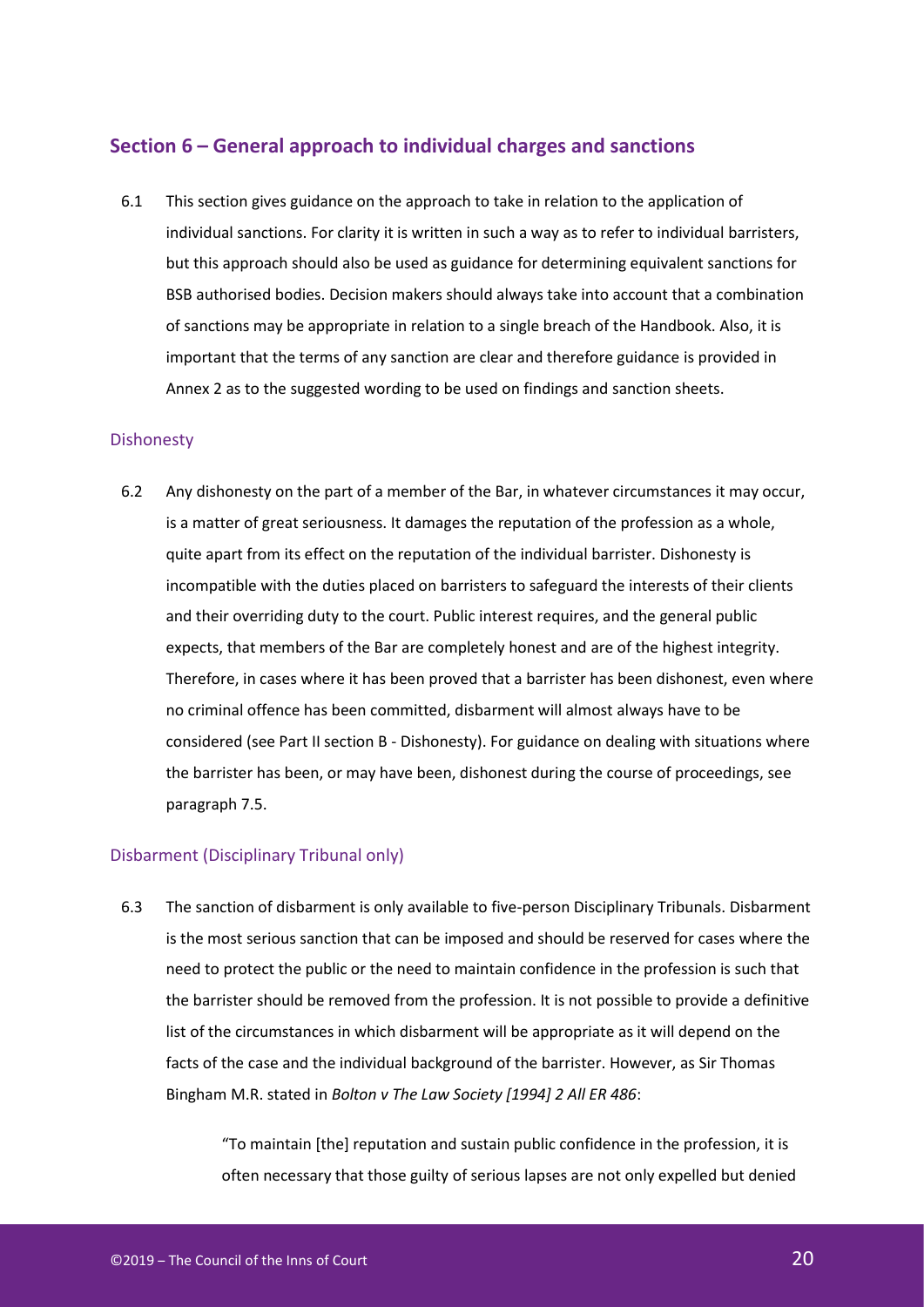## Section 6 – General approach to individual charges and sanctions

6.1 This section gives guidance on the approach to take in relation to the application of individual sanctions. For clarity it is written in such a way as to refer to individual barristers, but this approach should also be used as guidance for determining equivalent sanctions for BSB authorised bodies. Decision makers should always take into account that a combination of sanctions may be appropriate in relation to a single breach of the Handbook. Also, it is important that the terms of any sanction are clear and therefore guidance is provided in Annex 2 as to the suggested wording to be used on findings and sanction sheets.

### Dishonesty

6.2 Any dishonesty on the part of a member of the Bar, in whatever circumstances it may occur, is a matter of great seriousness. It damages the reputation of the profession as a whole, quite apart from its effect on the reputation of the individual barrister. Dishonesty is incompatible with the duties placed on barristers to safeguard the interests of their clients and their overriding duty to the court. Public interest requires, and the general public expects, that members of the Bar are completely honest and are of the highest integrity. Therefore, in cases where it has been proved that a barrister has been dishonest, even where no criminal offence has been committed, disbarment will almost always have to be considered (see Part II section B - Dishonesty). For guidance on dealing with situations where the barrister has been, or may have been, dishonest during the course of proceedings, see paragraph 7.5.

### Disbarment (Disciplinary Tribunal only)

6.3 The sanction of disbarment is only available to five-person Disciplinary Tribunals. Disbarment is the most serious sanction that can be imposed and should be reserved for cases where the need to protect the public or the need to maintain confidence in the profession is such that the barrister should be removed from the profession. It is not possible to provide a definitive list of the circumstances in which disbarment will be appropriate as it will depend on the facts of the case and the individual background of the barrister. However, as Sir Thomas Bingham M.R. stated in *Bolton v The Law Society [1994] 2 All ER 486*:

> "To maintain [the] reputation and sustain public confidence in the profession, it is often necessary that those guilty of serious lapses are not only expelled but denied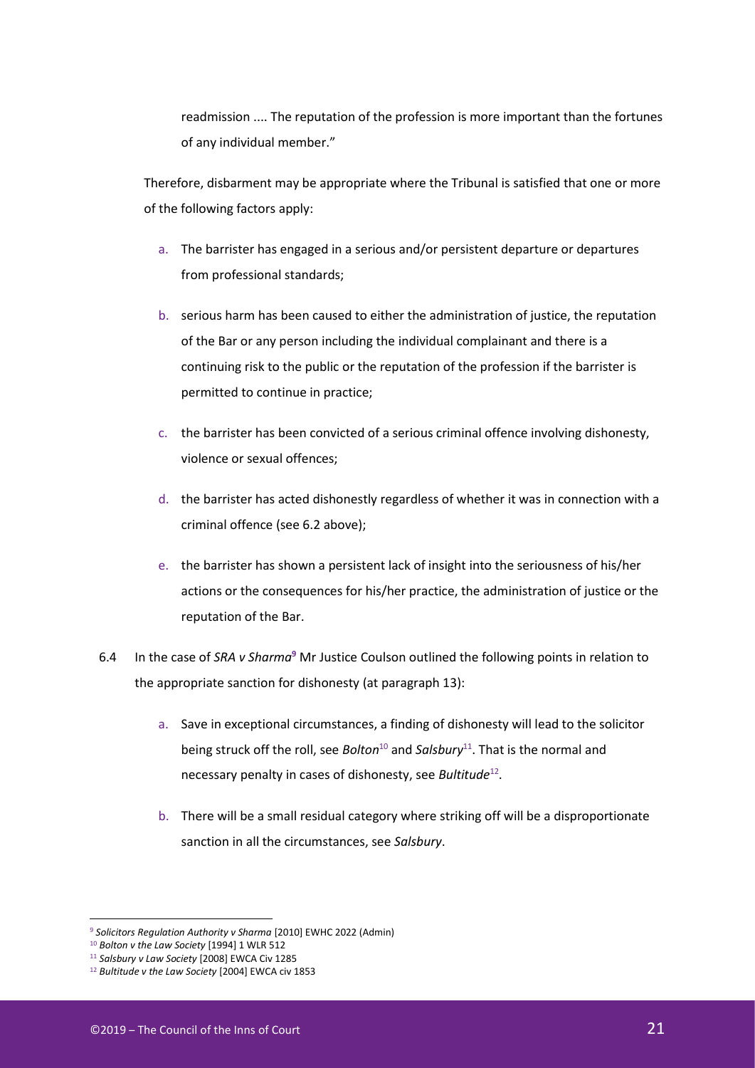readmission .... The reputation of the profession is more important than the fortunes of any individual member."

Therefore, disbarment may be appropriate where the Tribunal is satisfied that one or more of the following factors apply:

a. The barrister has engaged in a serious and/or persistent departure or departures from professional standards;

b. serious harm has been caused to either the administration of justice, the reputation of the Bar or any person including the individual complainant and there is a continuing risk to the public or the reputation of the profession if the barrister is permitted to continue in practice;

c. the barrister has been convicted of a serious criminal offence involving dishonesty, violence or sexual offences;

d. the barrister has acted dishonestly regardless of whether it was in connection with a criminal offence (see 6.2 above);

e. the barrister has shown a persistent lack of insight into the seriousness of his/her actions or the consequences for his/her practice, the administration of justice or the reputation of the Bar.

6.4 In the case of *SRA v Sharma*[9] Mr Justice Coulson outlined the following points in relation to the appropriate sanction for dishonesty (at paragraph 13):

a. Save in exceptional circumstances, a finding of dishonesty will lead to the solicitor being struck off the roll, see *Bolton*[10] and *Salsbury*[11]. That is the normal and necessary penalty in cases of dishonesty, see *Bultitude*[12].

b. There will be a small residual category where striking off will be a disproportionate sanction in all the circumstances, see *Salsbury*.

---

[9] *Solicitors Regulation Authority v Sharma* [2010] EWHC 2022 (Admin)

[10] *Bolton v the Law Society* [1994] 1 WLR 512

[11] *Salsbury v Law Society* [2008] EWCA Civ 1285

[12] *Bultitude v the Law Society* [2004] EWCA civ 1853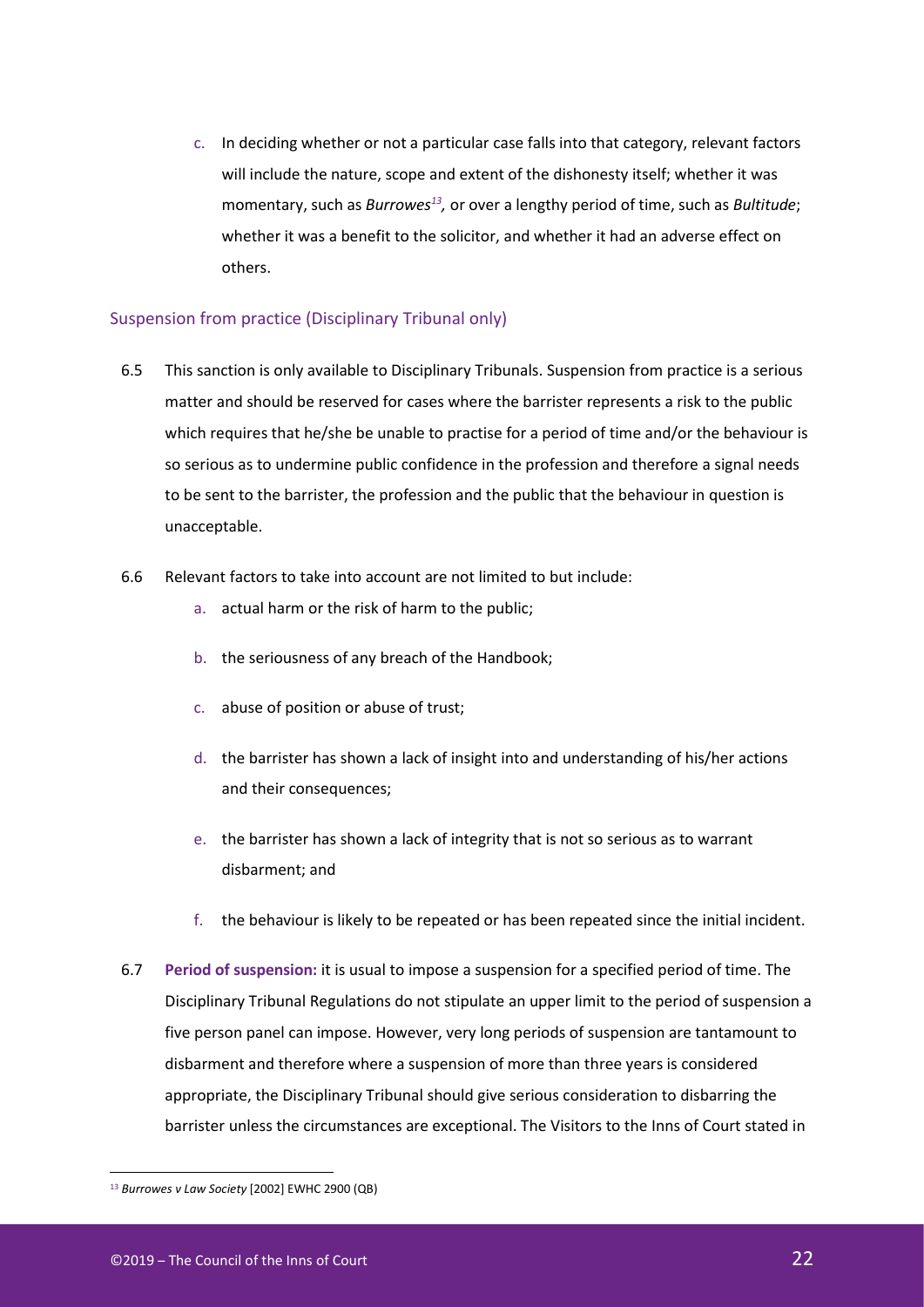c. In deciding whether or not a particular case falls into that category, relevant factors will include the nature, scope and extent of the dishonesty itself; whether it was momentary, such as *Burrowes*[13], or over a lengthy period of time, such as *Bultitude*; whether it was a benefit to the solicitor, and whether it had an adverse effect on others.

## Suspension from practice (Disciplinary Tribunal only)

6.5 This sanction is only available to Disciplinary Tribunals. Suspension from practice is a serious matter and should be reserved for cases where the barrister represents a risk to the public which requires that he/she be unable to practise for a period of time and/or the behaviour is so serious as to undermine public confidence in the profession and therefore a signal needs to be sent to the barrister, the profession and the public that the behaviour in question is unacceptable.

6.6 Relevant factors to take into account are not limited to but include:

a. actual harm or the risk of harm to the public;

b. the seriousness of any breach of the Handbook;

c. abuse of position or abuse of trust;

d. the barrister has shown a lack of insight into and understanding of his/her actions and their consequences;

e. the barrister has shown a lack of integrity that is not so serious as to warrant disbarment; and

f. the behaviour is likely to be repeated or has been repeated since the initial incident.

6.7 **Period of suspension:** it is usual to impose a suspension for a specified period of time. The Disciplinary Tribunal Regulations do not stipulate an upper limit to the period of suspension a five person panel can impose. However, very long periods of suspension are tantamount to disbarment and therefore where a suspension of more than three years is considered appropriate, the Disciplinary Tribunal should give serious consideration to disbarring the barrister unless the circumstances are exceptional. The Visitors to the Inns of Court stated in

[13] *Burrowes v Law Society* [2002] EWHC 2900 (QB)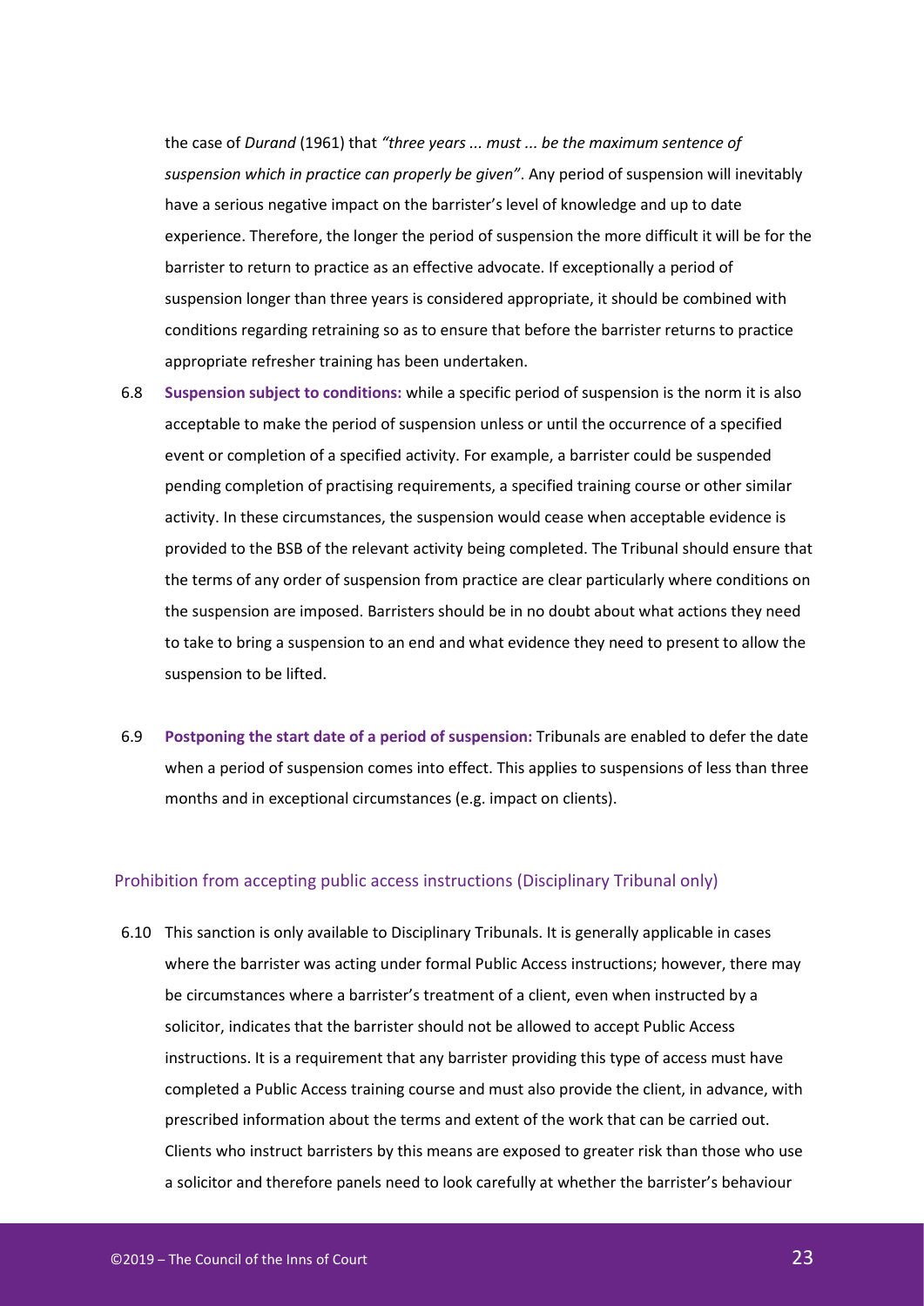the case of *Durand* (1961) that *"three years ... must ... be the maximum sentence of suspension which in practice can properly be given"*. Any period of suspension will inevitably have a serious negative impact on the barrister's level of knowledge and up to date experience. Therefore, the longer the period of suspension the more difficult it will be for the barrister to return to practice as an effective advocate. If exceptionally a period of suspension longer than three years is considered appropriate, it should be combined with conditions regarding retraining so as to ensure that before the barrister returns to practice appropriate refresher training has been undertaken.

6.8 **Suspension subject to conditions:** while a specific period of suspension is the norm it is also acceptable to make the period of suspension unless or until the occurrence of a specified event or completion of a specified activity. For example, a barrister could be suspended pending completion of practising requirements, a specified training course or other similar activity. In these circumstances, the suspension would cease when acceptable evidence is provided to the BSB of the relevant activity being completed. The Tribunal should ensure that the terms of any order of suspension from practice are clear particularly where conditions on the suspension are imposed. Barristers should be in no doubt about what actions they need to take to bring a suspension to an end and what evidence they need to present to allow the suspension to be lifted.

6.9 **Postponing the start date of a period of suspension:** Tribunals are enabled to defer the date when a period of suspension comes into effect. This applies to suspensions of less than three months and in exceptional circumstances (e.g. impact on clients).

### Prohibition from accepting public access instructions (Disciplinary Tribunal only)

6.10 This sanction is only available to Disciplinary Tribunals. It is generally applicable in cases where the barrister was acting under formal Public Access instructions; however, there may be circumstances where a barrister's treatment of a client, even when instructed by a solicitor, indicates that the barrister should not be allowed to accept Public Access instructions. It is a requirement that any barrister providing this type of access must have completed a Public Access training course and must also provide the client, in advance, with prescribed information about the terms and extent of the work that can be carried out. Clients who instruct barristers by this means are exposed to greater risk than those who use a solicitor and therefore panels need to look carefully at whether the barrister's behaviour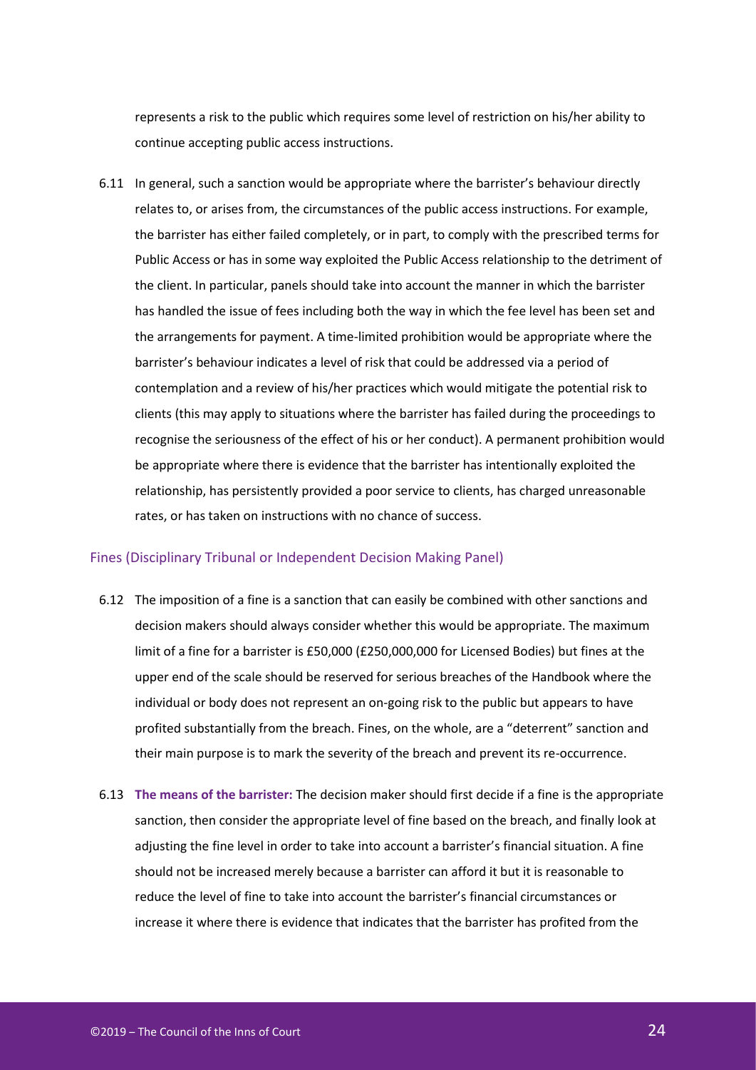represents a risk to the public which requires some level of restriction on his/her ability to continue accepting public access instructions.

6.11 In general, such a sanction would be appropriate where the barrister's behaviour directly relates to, or arises from, the circumstances of the public access instructions. For example, the barrister has either failed completely, or in part, to comply with the prescribed terms for Public Access or has in some way exploited the Public Access relationship to the detriment of the client. In particular, panels should take into account the manner in which the barrister has handled the issue of fees including both the way in which the fee level has been set and the arrangements for payment. A time-limited prohibition would be appropriate where the barrister's behaviour indicates a level of risk that could be addressed via a period of contemplation and a review of his/her practices which would mitigate the potential risk to clients (this may apply to situations where the barrister has failed during the proceedings to recognise the seriousness of the effect of his or her conduct). A permanent prohibition would be appropriate where there is evidence that the barrister has intentionally exploited the relationship, has persistently provided a poor service to clients, has charged unreasonable rates, or has taken on instructions with no chance of success.

### Fines (Disciplinary Tribunal or Independent Decision Making Panel)

6.12 The imposition of a fine is a sanction that can easily be combined with other sanctions and decision makers should always consider whether this would be appropriate. The maximum limit of a fine for a barrister is £50,000 (£250,000,000 for Licensed Bodies) but fines at the upper end of the scale should be reserved for serious breaches of the Handbook where the individual or body does not represent an on-going risk to the public but appears to have profited substantially from the breach. Fines, on the whole, are a "deterrent" sanction and their main purpose is to mark the severity of the breach and prevent its re-occurrence.

6.13 **The means of the barrister:** The decision maker should first decide if a fine is the appropriate sanction, then consider the appropriate level of fine based on the breach, and finally look at adjusting the fine level in order to take into account a barrister's financial situation. A fine should not be increased merely because a barrister can afford it but it is reasonable to reduce the level of fine to take into account the barrister's financial circumstances or increase it where there is evidence that indicates that the barrister has profited from the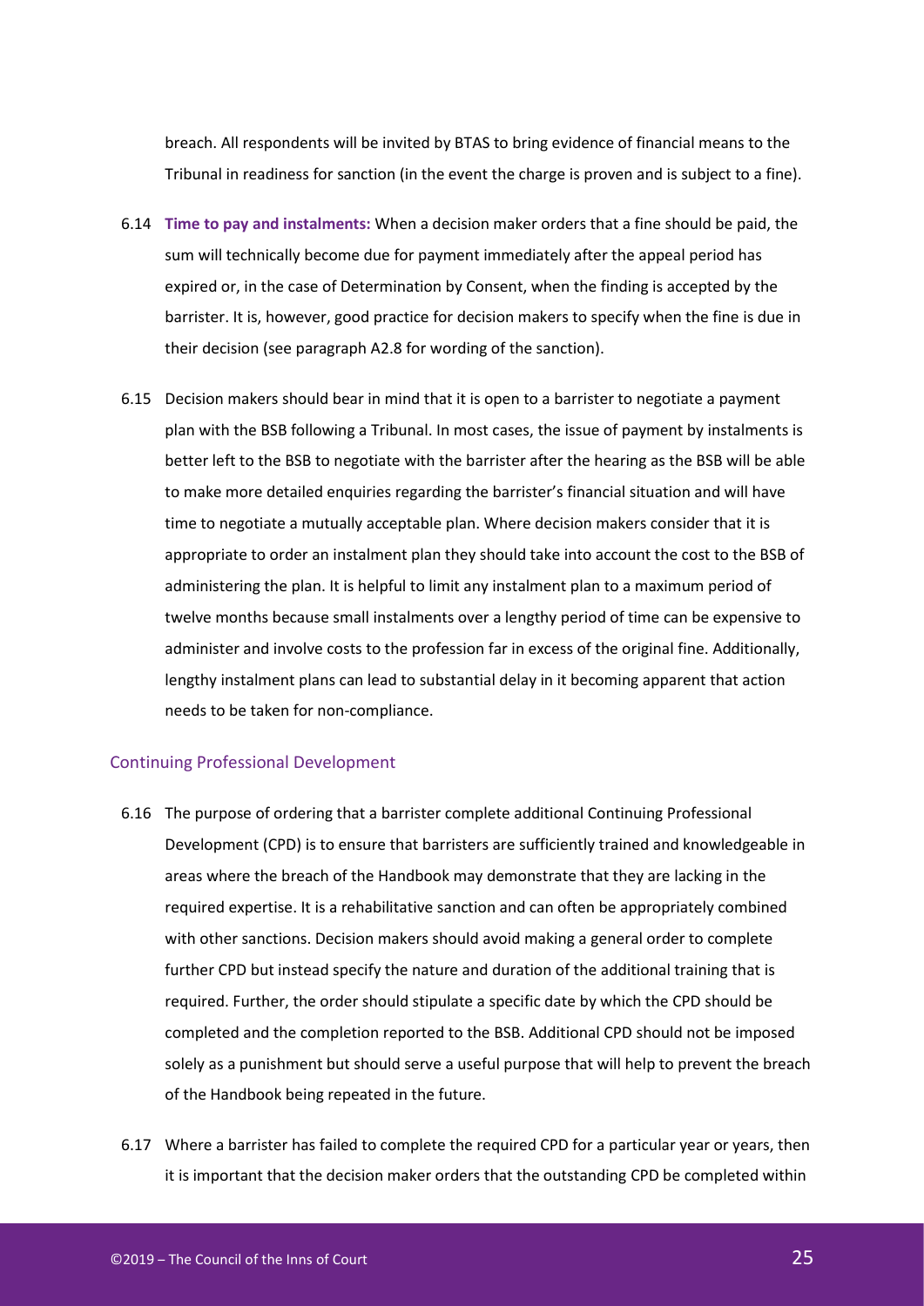breach. All respondents will be invited by BTAS to bring evidence of financial means to the Tribunal in readiness for sanction (in the event the charge is proven and is subject to a fine).

6.14 **Time to pay and instalments:** When a decision maker orders that a fine should be paid, the sum will technically become due for payment immediately after the appeal period has expired or, in the case of Determination by Consent, when the finding is accepted by the barrister. It is, however, good practice for decision makers to specify when the fine is due in their decision (see paragraph A2.8 for wording of the sanction).

6.15 Decision makers should bear in mind that it is open to a barrister to negotiate a payment plan with the BSB following a Tribunal. In most cases, the issue of payment by instalments is better left to the BSB to negotiate with the barrister after the hearing as the BSB will be able to make more detailed enquiries regarding the barrister's financial situation and will have time to negotiate a mutually acceptable plan. Where decision makers consider that it is appropriate to order an instalment plan they should take into account the cost to the BSB of administering the plan. It is helpful to limit any instalment plan to a maximum period of twelve months because small instalments over a lengthy period of time can be expensive to administer and involve costs to the profession far in excess of the original fine. Additionally, lengthy instalment plans can lead to substantial delay in it becoming apparent that action needs to be taken for non-compliance.

## Continuing Professional Development

6.16 The purpose of ordering that a barrister complete additional Continuing Professional Development (CPD) is to ensure that barristers are sufficiently trained and knowledgeable in areas where the breach of the Handbook may demonstrate that they are lacking in the required expertise. It is a rehabilitative sanction and can often be appropriately combined with other sanctions. Decision makers should avoid making a general order to complete further CPD but instead specify the nature and duration of the additional training that is required. Further, the order should stipulate a specific date by which the CPD should be completed and the completion reported to the BSB. Additional CPD should not be imposed solely as a punishment but should serve a useful purpose that will help to prevent the breach of the Handbook being repeated in the future.

6.17 Where a barrister has failed to complete the required CPD for a particular year or years, then it is important that the decision maker orders that the outstanding CPD be completed within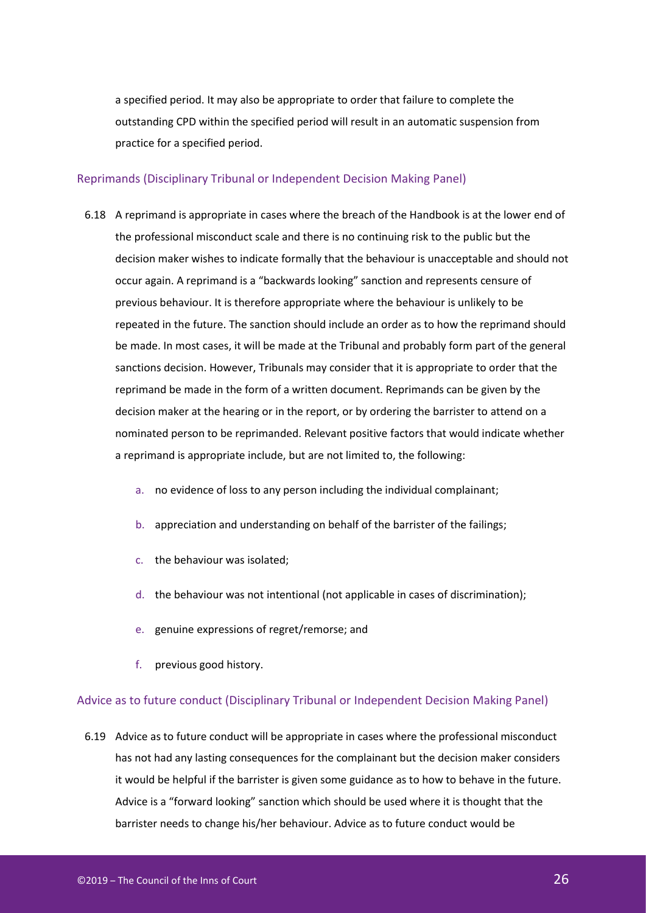a specified period. It may also be appropriate to order that failure to complete the outstanding CPD within the specified period will result in an automatic suspension from practice for a specified period.

### Reprimands (Disciplinary Tribunal or Independent Decision Making Panel)

6.18 A reprimand is appropriate in cases where the breach of the Handbook is at the lower end of the professional misconduct scale and there is no continuing risk to the public but the decision maker wishes to indicate formally that the behaviour is unacceptable and should not occur again. A reprimand is a "backwards looking" sanction and represents censure of previous behaviour. It is therefore appropriate where the behaviour is unlikely to be repeated in the future. The sanction should include an order as to how the reprimand should be made. In most cases, it will be made at the Tribunal and probably form part of the general sanctions decision. However, Tribunals may consider that it is appropriate to order that the reprimand be made in the form of a written document. Reprimands can be given by the decision maker at the hearing or in the report, or by ordering the barrister to attend on a nominated person to be reprimanded. Relevant positive factors that would indicate whether a reprimand is appropriate include, but are not limited to, the following:

a. no evidence of loss to any person including the individual complainant;

b. appreciation and understanding on behalf of the barrister of the failings;

c. the behaviour was isolated;

d. the behaviour was not intentional (not applicable in cases of discrimination);

e. genuine expressions of regret/remorse; and

f. previous good history.

### Advice as to future conduct (Disciplinary Tribunal or Independent Decision Making Panel)

6.19 Advice as to future conduct will be appropriate in cases where the professional misconduct has not had any lasting consequences for the complainant but the decision maker considers it would be helpful if the barrister is given some guidance as to how to behave in the future. Advice is a "forward looking" sanction which should be used where it is thought that the barrister needs to change his/her behaviour. Advice as to future conduct would be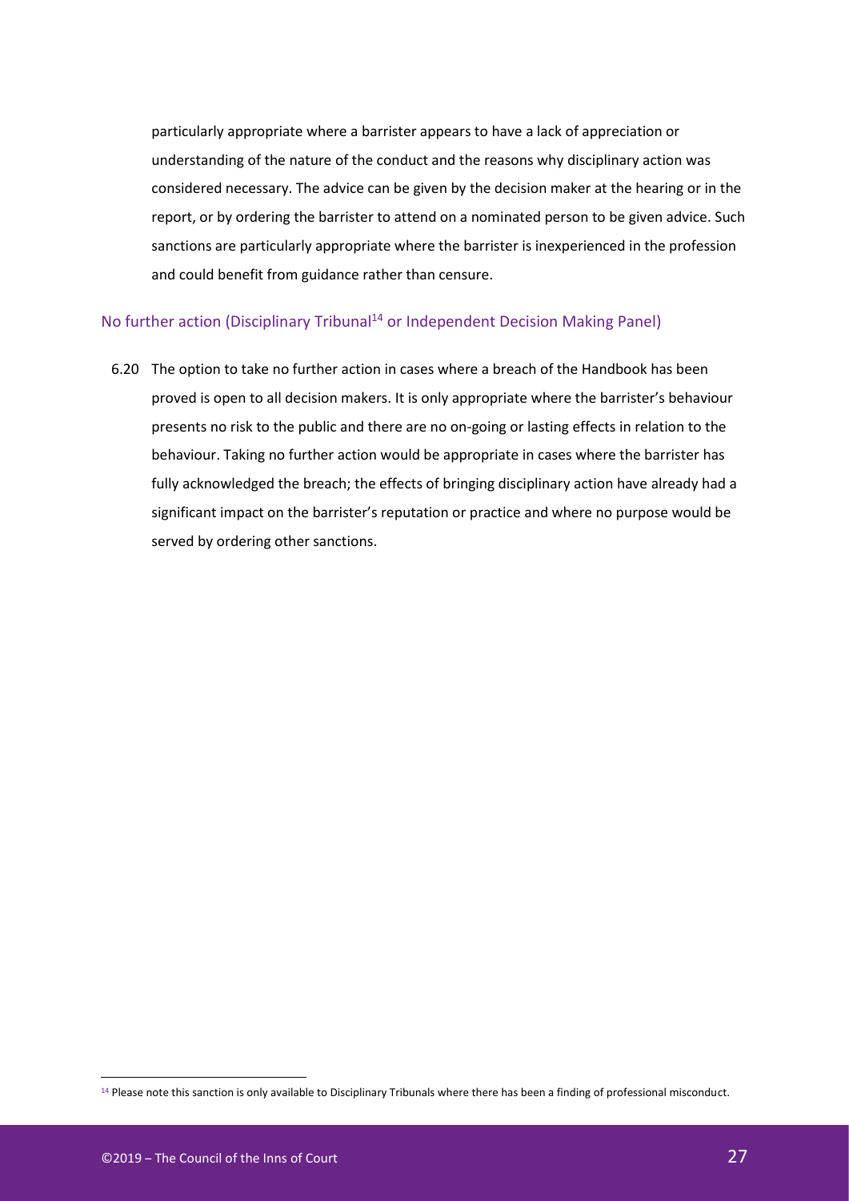particularly appropriate where a barrister appears to have a lack of appreciation or understanding of the nature of the conduct and the reasons why disciplinary action was considered necessary. The advice can be given by the decision maker at the hearing or in the report, or by ordering the barrister to attend on a nominated person to be given advice. Such sanctions are particularly appropriate where the barrister is inexperienced in the profession and could benefit from guidance rather than censure.

### No further action (Disciplinary Tribunal[14] or Independent Decision Making Panel)

6.20 The option to take no further action in cases where a breach of the Handbook has been proved is open to all decision makers. It is only appropriate where the barrister's behaviour presents no risk to the public and there are no on-going or lasting effects in relation to the behaviour. Taking no further action would be appropriate in cases where the barrister has fully acknowledged the breach; the effects of bringing disciplinary action have already had a significant impact on the barrister's reputation or practice and where no purpose would be served by ordering other sanctions.

[14] Please note this sanction is only available to Disciplinary Tribunals where there has been a finding of professional misconduct.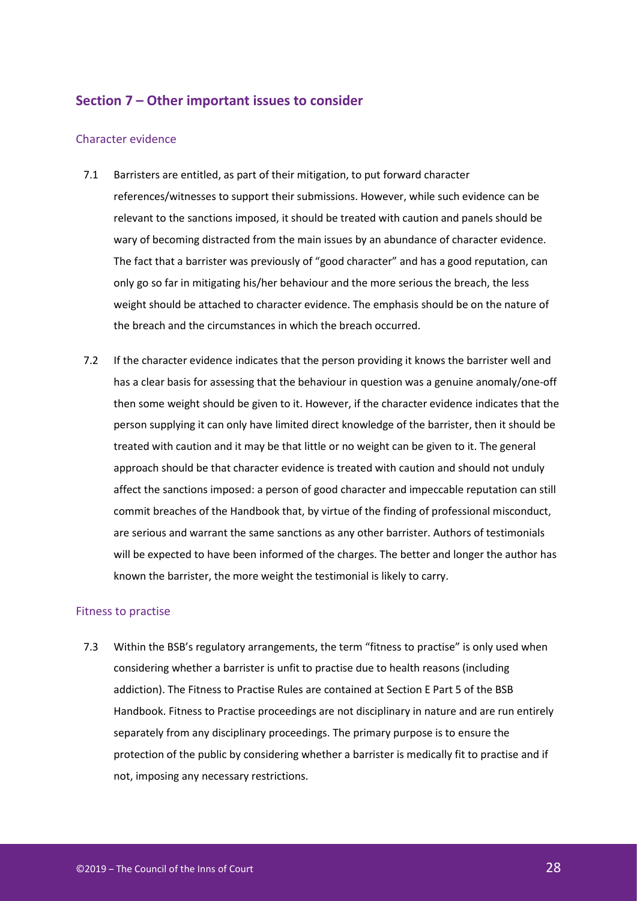## Section 7 – Other important issues to consider

### Character evidence

7.1 Barristers are entitled, as part of their mitigation, to put forward character references/witnesses to support their submissions. However, while such evidence can be relevant to the sanctions imposed, it should be treated with caution and panels should be wary of becoming distracted from the main issues by an abundance of character evidence. The fact that a barrister was previously of "good character" and has a good reputation, can only go so far in mitigating his/her behaviour and the more serious the breach, the less weight should be attached to character evidence. The emphasis should be on the nature of the breach and the circumstances in which the breach occurred.

7.2 If the character evidence indicates that the person providing it knows the barrister well and has a clear basis for assessing that the behaviour in question was a genuine anomaly/one-off then some weight should be given to it. However, if the character evidence indicates that the person supplying it can only have limited direct knowledge of the barrister, then it should be treated with caution and it may be that little or no weight can be given to it. The general approach should be that character evidence is treated with caution and should not unduly affect the sanctions imposed: a person of good character and impeccable reputation can still commit breaches of the Handbook that, by virtue of the finding of professional misconduct, are serious and warrant the same sanctions as any other barrister. Authors of testimonials will be expected to have been informed of the charges. The better and longer the author has known the barrister, the more weight the testimonial is likely to carry.

### Fitness to practise

7.3 Within the BSB's regulatory arrangements, the term "fitness to practise" is only used when considering whether a barrister is unfit to practise due to health reasons (including addiction). The Fitness to Practise Rules are contained at Section E Part 5 of the BSB Handbook. Fitness to Practise proceedings are not disciplinary in nature and are run entirely separately from any disciplinary proceedings. The primary purpose is to ensure the protection of the public by considering whether a barrister is medically fit to practise and if not, imposing any necessary restrictions.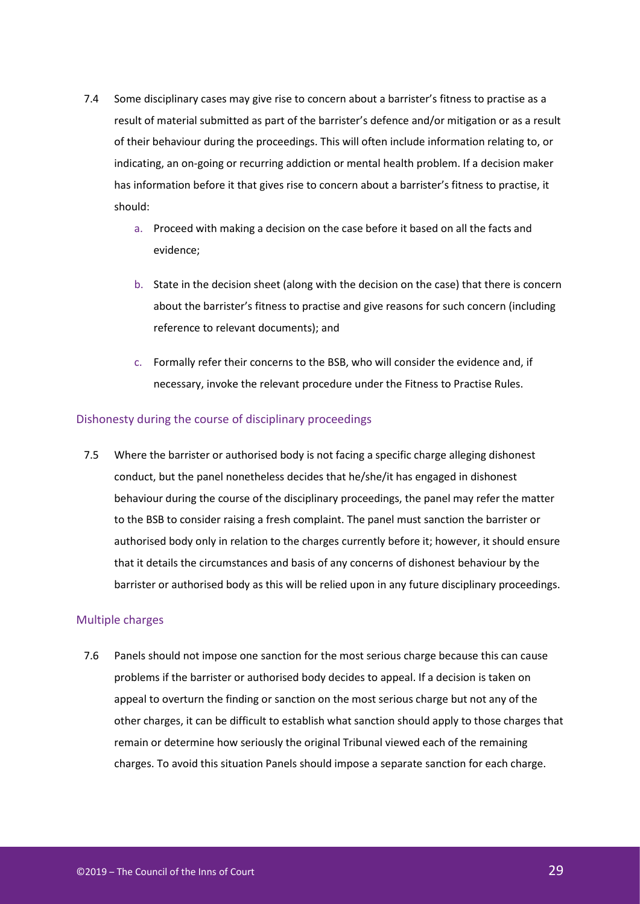7.4 Some disciplinary cases may give rise to concern about a barrister's fitness to practise as a result of material submitted as part of the barrister's defence and/or mitigation or as a result of their behaviour during the proceedings. This will often include information relating to, or indicating, an on-going or recurring addiction or mental health problem. If a decision maker has information before it that gives rise to concern about a barrister's fitness to practise, it should:

   a. Proceed with making a decision on the case before it based on all the facts and evidence;

   b. State in the decision sheet (along with the decision on the case) that there is concern about the barrister's fitness to practise and give reasons for such concern (including reference to relevant documents); and

   c. Formally refer their concerns to the BSB, who will consider the evidence and, if necessary, invoke the relevant procedure under the Fitness to Practise Rules.

### Dishonesty during the course of disciplinary proceedings

7.5 Where the barrister or authorised body is not facing a specific charge alleging dishonest conduct, but the panel nonetheless decides that he/she/it has engaged in dishonest behaviour during the course of the disciplinary proceedings, the panel may refer the matter to the BSB to consider raising a fresh complaint. The panel must sanction the barrister or authorised body only in relation to the charges currently before it; however, it should ensure that it details the circumstances and basis of any concerns of dishonest behaviour by the barrister or authorised body as this will be relied upon in any future disciplinary proceedings.

### Multiple charges

7.6 Panels should not impose one sanction for the most serious charge because this can cause problems if the barrister or authorised body decides to appeal. If a decision is taken on appeal to overturn the finding or sanction on the most serious charge but not any of the other charges, it can be difficult to establish what sanction should apply to those charges that remain or determine how seriously the original Tribunal viewed each of the remaining charges. To avoid this situation Panels should impose a separate sanction for each charge.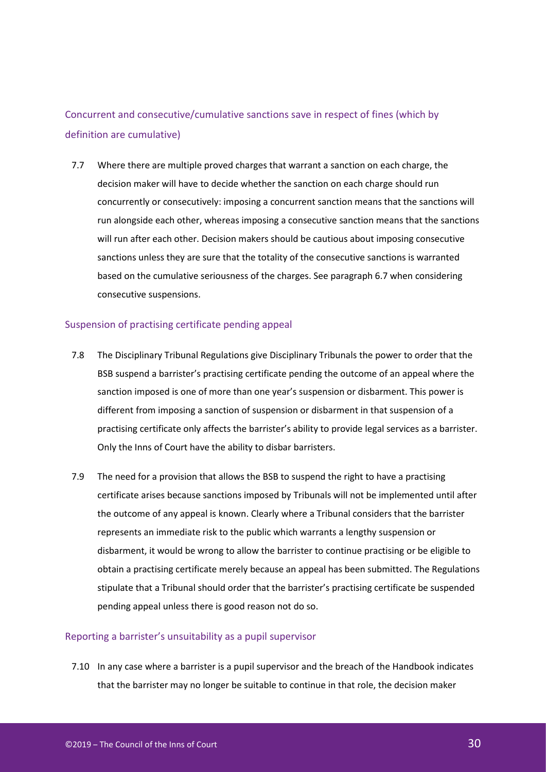### Concurrent and consecutive/cumulative sanctions save in respect of fines (which by definition are cumulative)

7.7 Where there are multiple proved charges that warrant a sanction on each charge, the decision maker will have to decide whether the sanction on each charge should run concurrently or consecutively: imposing a concurrent sanction means that the sanctions will run alongside each other, whereas imposing a consecutive sanction means that the sanctions will run after each other. Decision makers should be cautious about imposing consecutive sanctions unless they are sure that the totality of the consecutive sanctions is warranted based on the cumulative seriousness of the charges. See paragraph 6.7 when considering consecutive suspensions.

### Suspension of practising certificate pending appeal

7.8 The Disciplinary Tribunal Regulations give Disciplinary Tribunals the power to order that the BSB suspend a barrister's practising certificate pending the outcome of an appeal where the sanction imposed is one of more than one year's suspension or disbarment. This power is different from imposing a sanction of suspension or disbarment in that suspension of a practising certificate only affects the barrister's ability to provide legal services as a barrister. Only the Inns of Court have the ability to disbar barristers.

7.9 The need for a provision that allows the BSB to suspend the right to have a practising certificate arises because sanctions imposed by Tribunals will not be implemented until after the outcome of any appeal is known. Clearly where a Tribunal considers that the barrister represents an immediate risk to the public which warrants a lengthy suspension or disbarment, it would be wrong to allow the barrister to continue practising or be eligible to obtain a practising certificate merely because an appeal has been submitted. The Regulations stipulate that a Tribunal should order that the barrister's practising certificate be suspended pending appeal unless there is good reason not do so.

### Reporting a barrister's unsuitability as a pupil supervisor

7.10 In any case where a barrister is a pupil supervisor and the breach of the Handbook indicates that the barrister may no longer be suitable to continue in that role, the decision maker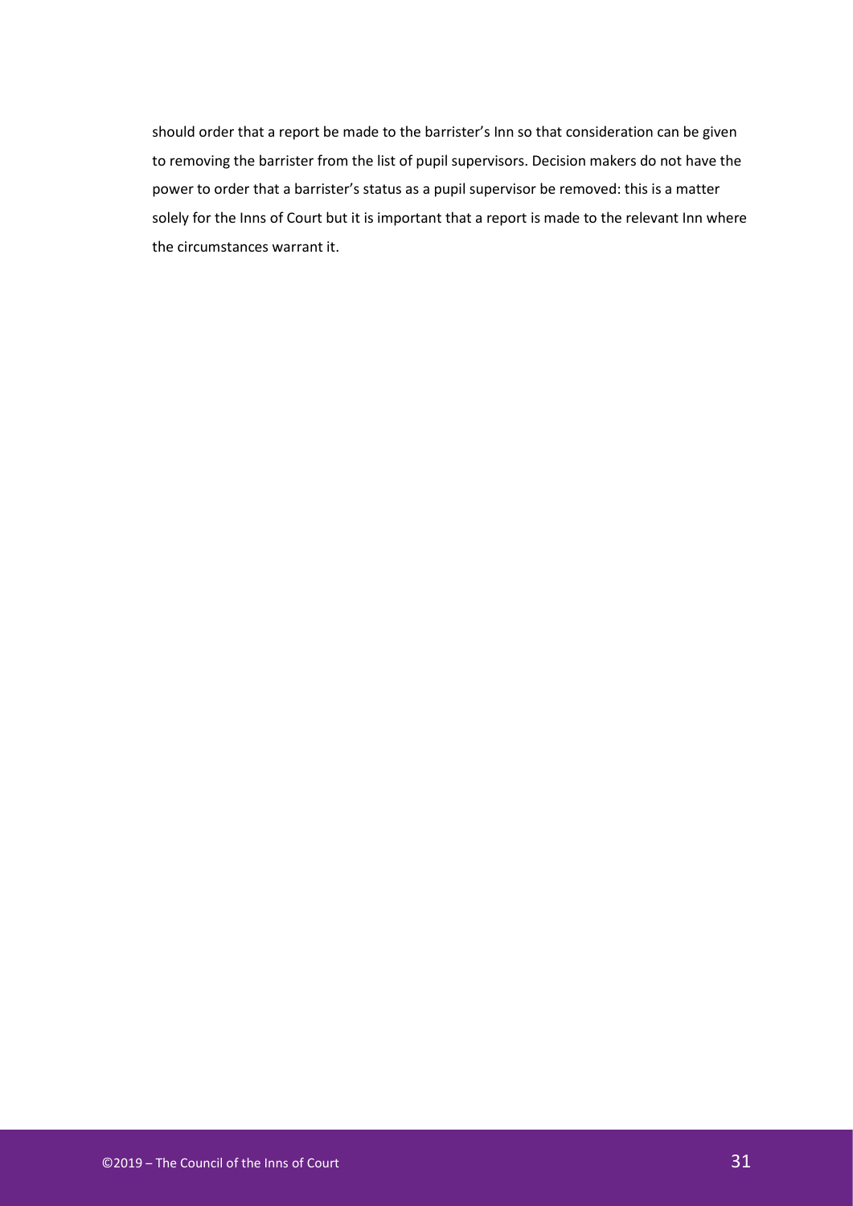should order that a report be made to the barrister's Inn so that consideration can be given to removing the barrister from the list of pupil supervisors. Decision makers do not have the power to order that a barrister's status as a pupil supervisor be removed: this is a matter solely for the Inns of Court but it is important that a report is made to the relevant Inn where the circumstances warrant it.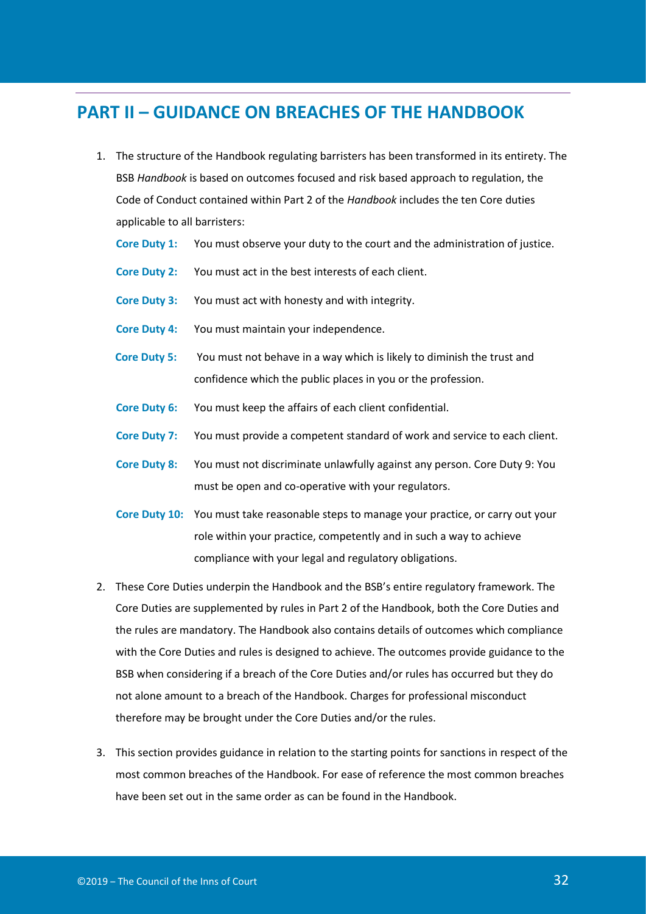## PART II – GUIDANCE ON BREACHES OF THE HANDBOOK

1. The structure of the Handbook regulating barristers has been transformed in its entirety. The BSB *Handbook* is based on outcomes focused and risk based approach to regulation, the Code of Conduct contained within Part 2 of the *Handbook* includes the ten Core duties applicable to all barristers:

   **Core Duty 1:** You must observe your duty to the court and the administration of justice.

   **Core Duty 2:** You must act in the best interests of each client.

   **Core Duty 3:** You must act with honesty and with integrity.

   **Core Duty 4:** You must maintain your independence.

   **Core Duty 5:** You must not behave in a way which is likely to diminish the trust and confidence which the public places in you or the profession.

   **Core Duty 6:** You must keep the affairs of each client confidential.

   **Core Duty 7:** You must provide a competent standard of work and service to each client.

   **Core Duty 8:** You must not discriminate unlawfully against any person. Core Duty 9: You must be open and co-operative with your regulators.

   **Core Duty 10:** You must take reasonable steps to manage your practice, or carry out your role within your practice, competently and in such a way to achieve compliance with your legal and regulatory obligations.

2. These Core Duties underpin the Handbook and the BSB's entire regulatory framework. The Core Duties are supplemented by rules in Part 2 of the Handbook, both the Core Duties and the rules are mandatory. The Handbook also contains details of outcomes which compliance with the Core Duties and rules is designed to achieve. The outcomes provide guidance to the BSB when considering if a breach of the Core Duties and/or rules has occurred but they do not alone amount to a breach of the Handbook. Charges for professional misconduct therefore may be brought under the Core Duties and/or the rules.

3. This section provides guidance in relation to the starting points for sanctions in respect of the most common breaches of the Handbook. For ease of reference the most common breaches have been set out in the same order as can be found in the Handbook.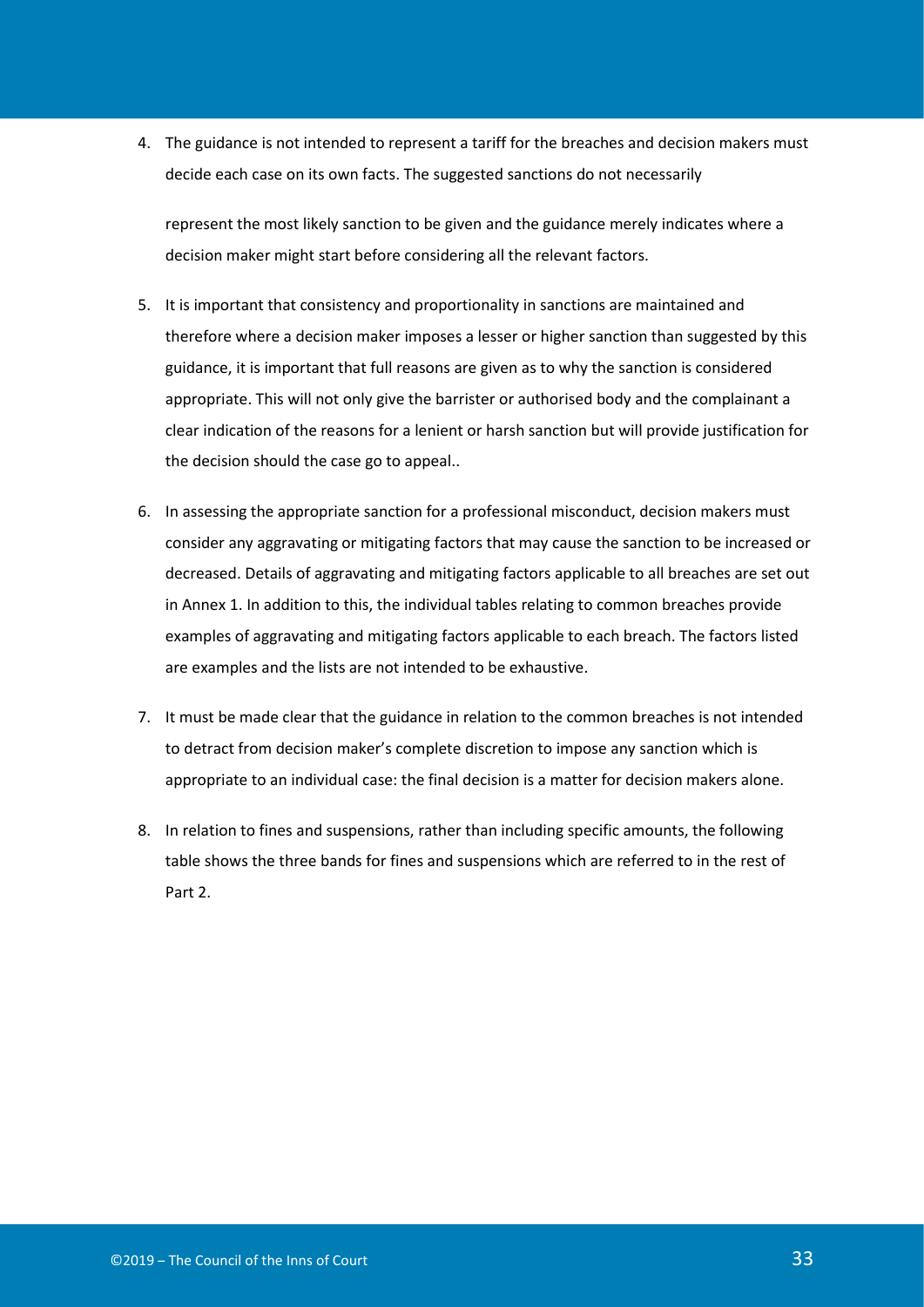4. The guidance is not intended to represent a tariff for the breaches and decision makers must decide each case on its own facts. The suggested sanctions do not necessarily represent the most likely sanction to be given and the guidance merely indicates where a decision maker might start before considering all the relevant factors.

5. It is important that consistency and proportionality in sanctions are maintained and therefore where a decision maker imposes a lesser or higher sanction than suggested by this guidance, it is important that full reasons are given as to why the sanction is considered appropriate. This will not only give the barrister or authorised body and the complainant a clear indication of the reasons for a lenient or harsh sanction but will provide justification for the decision should the case go to appeal..

6. In assessing the appropriate sanction for a professional misconduct, decision makers must consider any aggravating or mitigating factors that may cause the sanction to be increased or decreased. Details of aggravating and mitigating factors applicable to all breaches are set out in Annex 1. In addition to this, the individual tables relating to common breaches provide examples of aggravating and mitigating factors applicable to each breach. The factors listed are examples and the lists are not intended to be exhaustive.

7. It must be made clear that the guidance in relation to the common breaches is not intended to detract from decision maker's complete discretion to impose any sanction which is appropriate to an individual case: the final decision is a matter for decision makers alone.

8. In relation to fines and suspensions, rather than including specific amounts, the following table shows the three bands for fines and suspensions which are referred to in the rest of Part 2.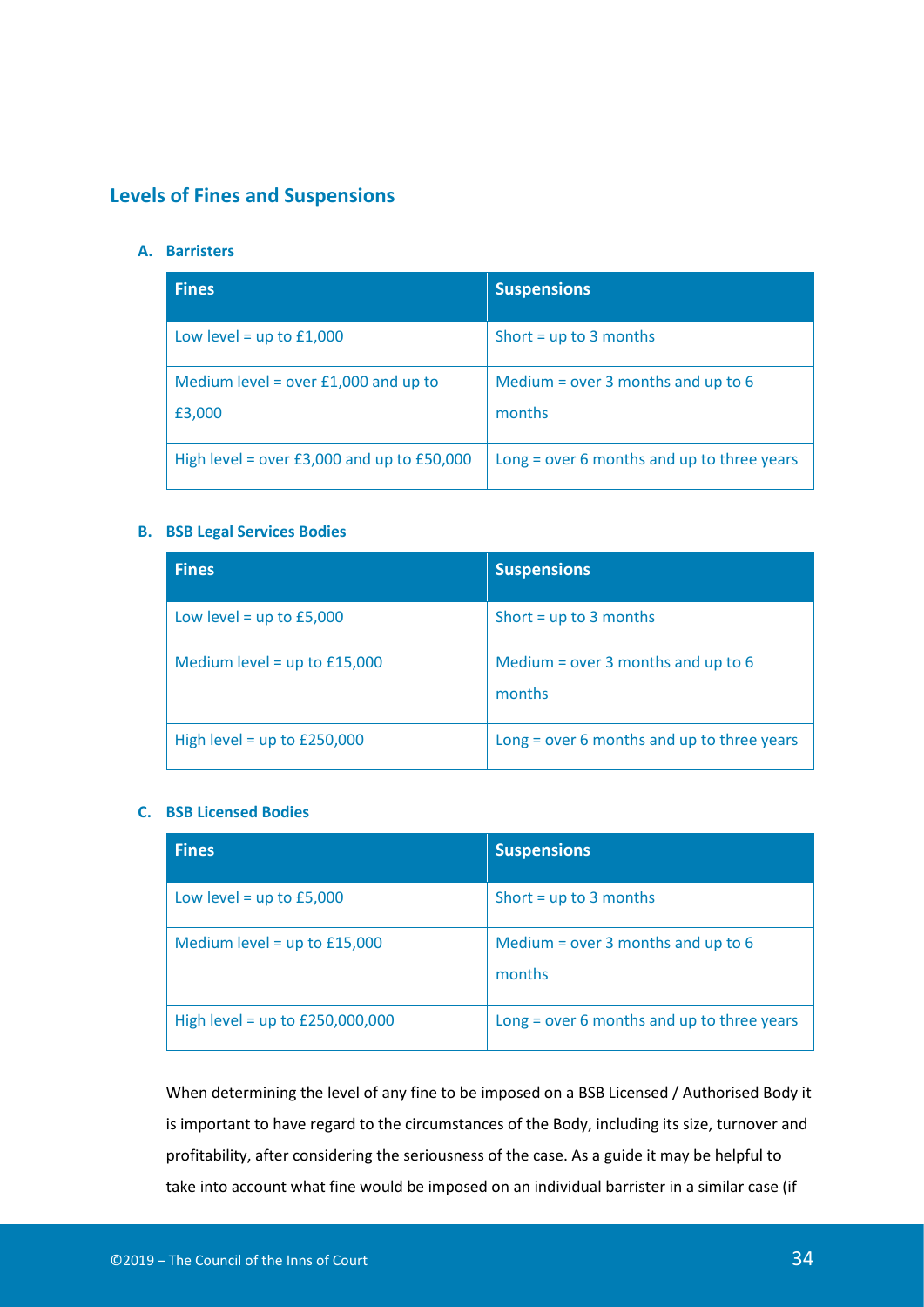## Levels of Fines and Suspensions

### A. Barristers

| Fines | Suspensions |
|---|---|
| Low level = up to £1,000 | Short = up to 3 months |
| Medium level = over £1,000 and up to £3,000 | Medium = over 3 months and up to 6 months |
| High level = over £3,000 and up to £50,000 | Long = over 6 months and up to three years |

### B. BSB Legal Services Bodies

| Fines | Suspensions |
|---|---|
| Low level = up to £5,000 | Short = up to 3 months |
| Medium level = up to £15,000 | Medium = over 3 months and up to 6 months |
| High level = up to £250,000 | Long = over 6 months and up to three years |

### C. BSB Licensed Bodies

| Fines | Suspensions |
|---|---|
| Low level = up to £5,000 | Short = up to 3 months |
| Medium level = up to £15,000 | Medium = over 3 months and up to 6 months |
| High level = up to £250,000,000 | Long = over 6 months and up to three years |

When determining the level of any fine to be imposed on a BSB Licensed / Authorised Body it is important to have regard to the circumstances of the Body, including its size, turnover and profitability, after considering the seriousness of the case. As a guide it may be helpful to take into account what fine would be imposed on an individual barrister in a similar case (if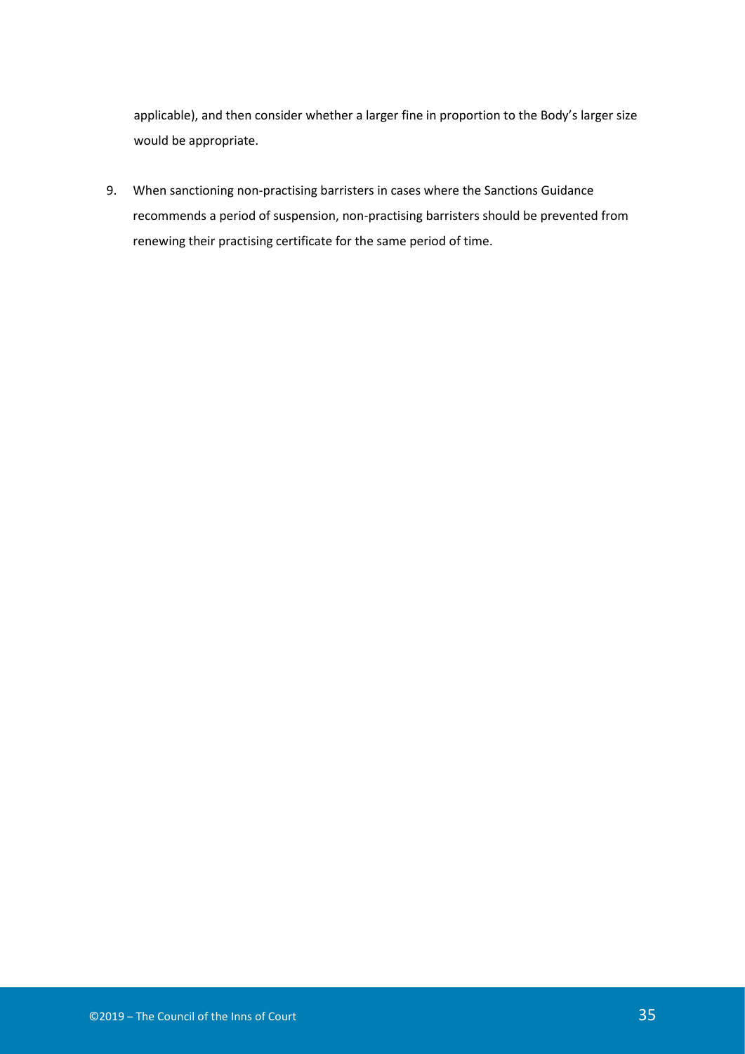applicable), and then consider whether a larger fine in proportion to the Body's larger size would be appropriate.

9. When sanctioning non-practising barristers in cases where the Sanctions Guidance recommends a period of suspension, non-practising barristers should be prevented from renewing their practising certificate for the same period of time.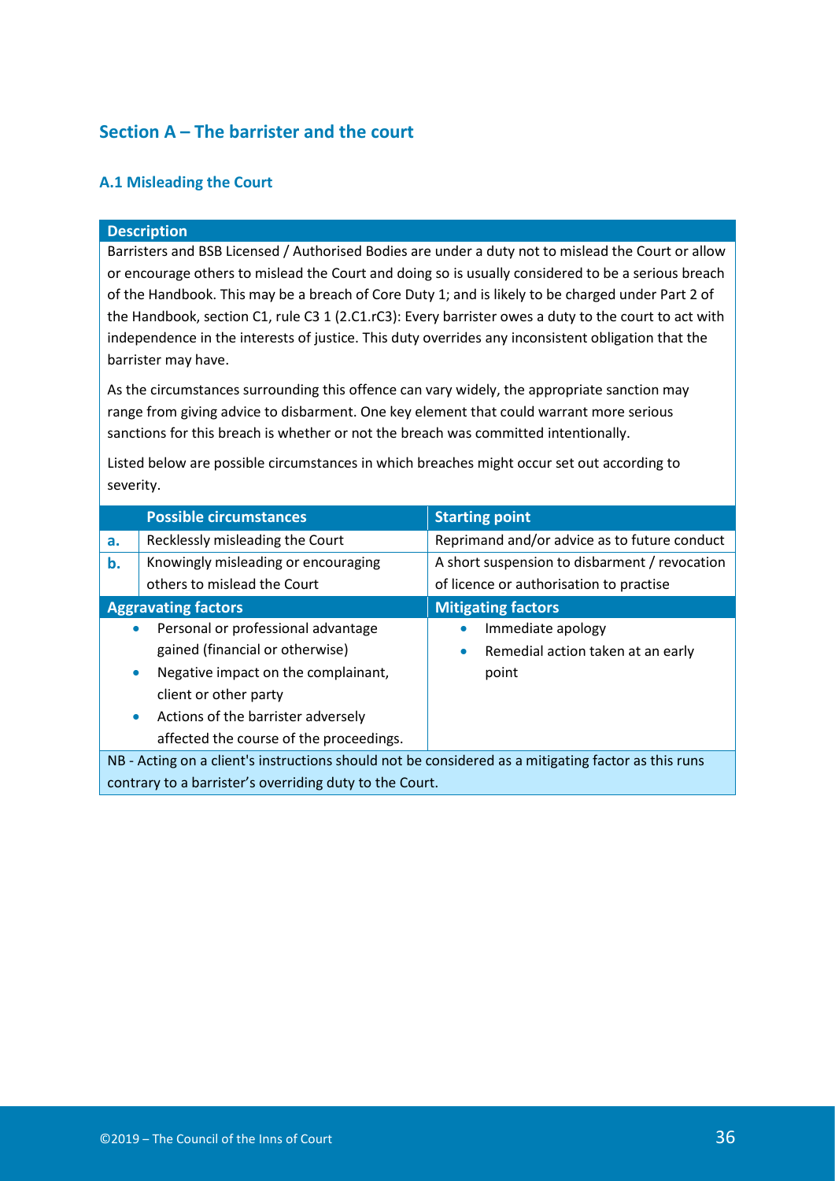## Section A – The barrister and the court

### A.1 Misleading the Court

**Description**

Barristers and BSB Licensed / Authorised Bodies are under a duty not to mislead the Court or allow or encourage others to mislead the Court and doing so is usually considered to be a serious breach of the Handbook. This may be a breach of Core Duty 1; and is likely to be charged under Part 2 of the Handbook, section C1, rule C3 1 (2.C1.rC3): Every barrister owes a duty to the court to act with independence in the interests of justice. This duty overrides any inconsistent obligation that the barrister may have.

As the circumstances surrounding this offence can vary widely, the appropriate sanction may range from giving advice to disbarment. One key element that could warrant more serious sanctions for this breach is whether or not the breach was committed intentionally.

Listed below are possible circumstances in which breaches might occur set out according to severity.

| | Possible circumstances | Starting point |
|---|---|---|
| **a.** | Recklessly misleading the Court | Reprimand and/or advice as to future conduct |
| **b.** | Knowingly misleading or encouraging others to mislead the Court | A short suspension to disbarment / revocation of licence or authorisation to practise |

| Aggravating factors | Mitigating factors |
|---|---|
| • Personal or professional advantage gained (financial or otherwise)<br>• Negative impact on the complainant, client or other party<br>• Actions of the barrister adversely affected the course of the proceedings. | • Immediate apology<br>• Remedial action taken at an early point |

NB - Acting on a client's instructions should not be considered as a mitigating factor as this runs contrary to a barrister's overriding duty to the Court.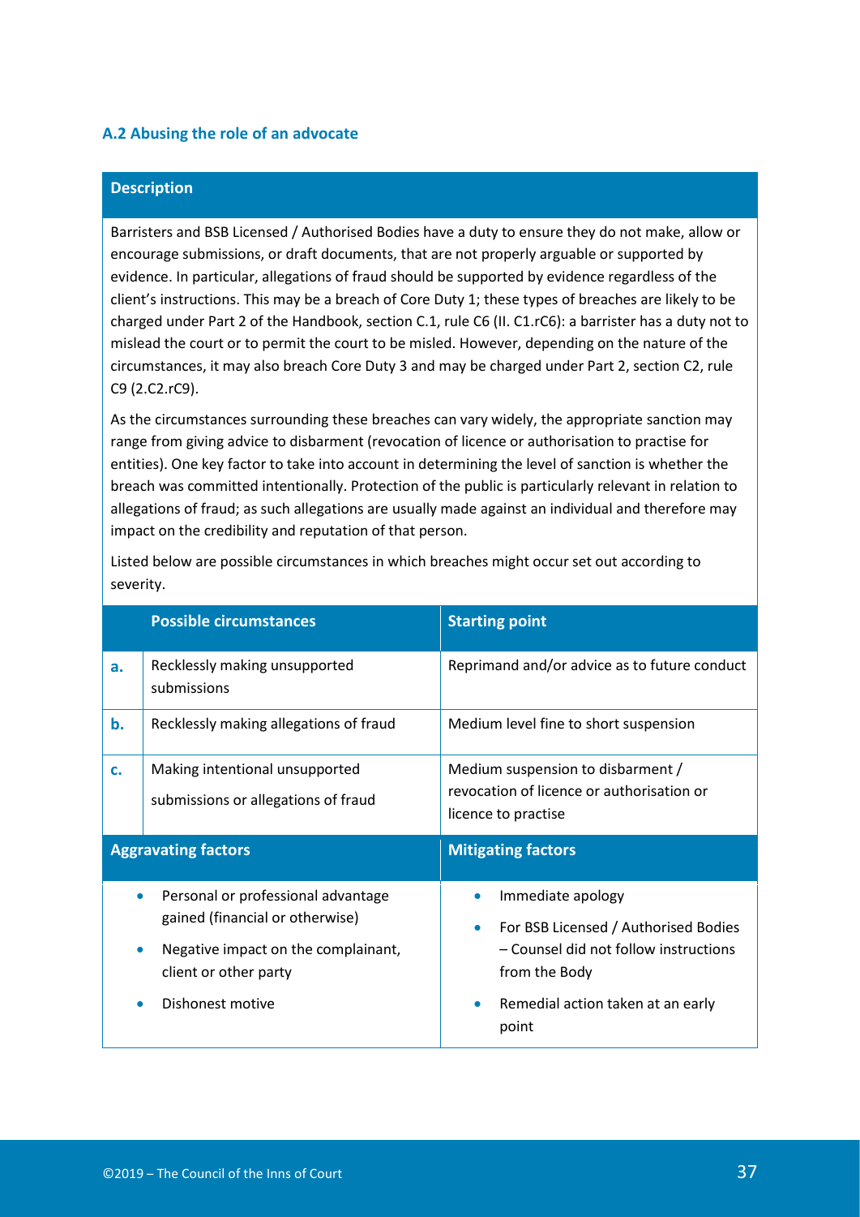### A.2 Abusing the role of an advocate

**Description**

Barristers and BSB Licensed / Authorised Bodies have a duty to ensure they do not make, allow or encourage submissions, or draft documents, that are not properly arguable or supported by evidence. In particular, allegations of fraud should be supported by evidence regardless of the client's instructions. This may be a breach of Core Duty 1; these types of breaches are likely to be charged under Part 2 of the Handbook, section C.1, rule C6 (II. C1.rC6): a barrister has a duty not to mislead the court or to permit the court to be misled. However, depending on the nature of the circumstances, it may also breach Core Duty 3 and may be charged under Part 2, section C2, rule C9 (2.C2.rC9).

As the circumstances surrounding these breaches can vary widely, the appropriate sanction may range from giving advice to disbarment (revocation of licence or authorisation to practise for entities). One key factor to take into account in determining the level of sanction is whether the breach was committed intentionally. Protection of the public is particularly relevant in relation to allegations of fraud; as such allegations are usually made against an individual and therefore may impact on the credibility and reputation of that person.

Listed below are possible circumstances in which breaches might occur set out according to severity.

| | Possible circumstances | Starting point |
|---|---|---|
| **a.** | Recklessly making unsupported submissions | Reprimand and/or advice as to future conduct |
| **b.** | Recklessly making allegations of fraud | Medium level fine to short suspension |
| **c.** | Making intentional unsupported submissions or allegations of fraud | Medium suspension to disbarment / revocation of licence or authorisation or licence to practise |

| Aggravating factors | Mitigating factors |
|---|---|
| • Personal or professional advantage gained (financial or otherwise)<br>• Negative impact on the complainant, client or other party<br>• Dishonest motive | • Immediate apology<br>• For BSB Licensed / Authorised Bodies – Counsel did not follow instructions from the Body<br>• Remedial action taken at an early point |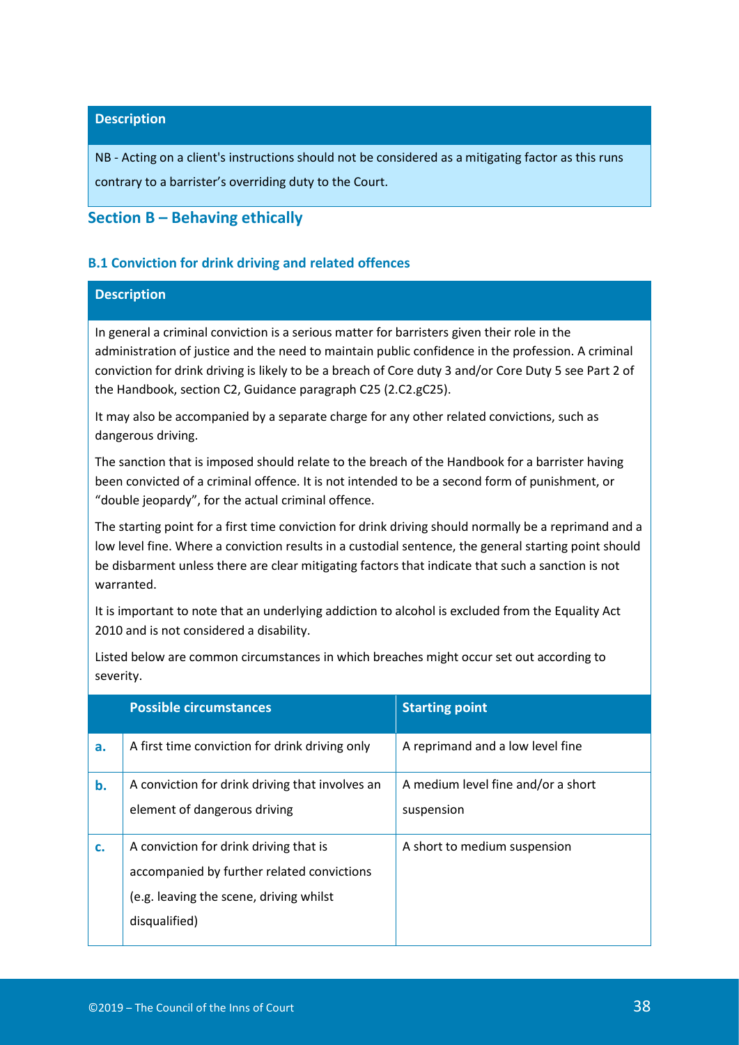| Description |
| --- |
| NB - Acting on a client's instructions should not be considered as a mitigating factor as this runs contrary to a barrister's overriding duty to the Court. |

## Section B – Behaving ethically

### B.1 Conviction for drink driving and related offences

**Description**

In general a criminal conviction is a serious matter for barristers given their role in the administration of justice and the need to maintain public confidence in the profession. A criminal conviction for drink driving is likely to be a breach of Core duty 3 and/or Core Duty 5 see Part 2 of the Handbook, section C2, Guidance paragraph C25 (2.C2.gC25).

It may also be accompanied by a separate charge for any other related convictions, such as dangerous driving.

The sanction that is imposed should relate to the breach of the Handbook for a barrister having been convicted of a criminal offence. It is not intended to be a second form of punishment, or "double jeopardy", for the actual criminal offence.

The starting point for a first time conviction for drink driving should normally be a reprimand and a low level fine. Where a conviction results in a custodial sentence, the general starting point should be disbarment unless there are clear mitigating factors that indicate that such a sanction is not warranted.

It is important to note that an underlying addiction to alcohol is excluded from the Equality Act 2010 and is not considered a disability.

Listed below are common circumstances in which breaches might occur set out according to severity.

| | Possible circumstances | Starting point |
| --- | --- | --- |
| **a.** | A first time conviction for drink driving only | A reprimand and a low level fine |
| **b.** | A conviction for drink driving that involves an element of dangerous driving | A medium level fine and/or a short suspension |
| **c.** | A conviction for drink driving that is accompanied by further related convictions (e.g. leaving the scene, driving whilst disqualified) | A short to medium suspension |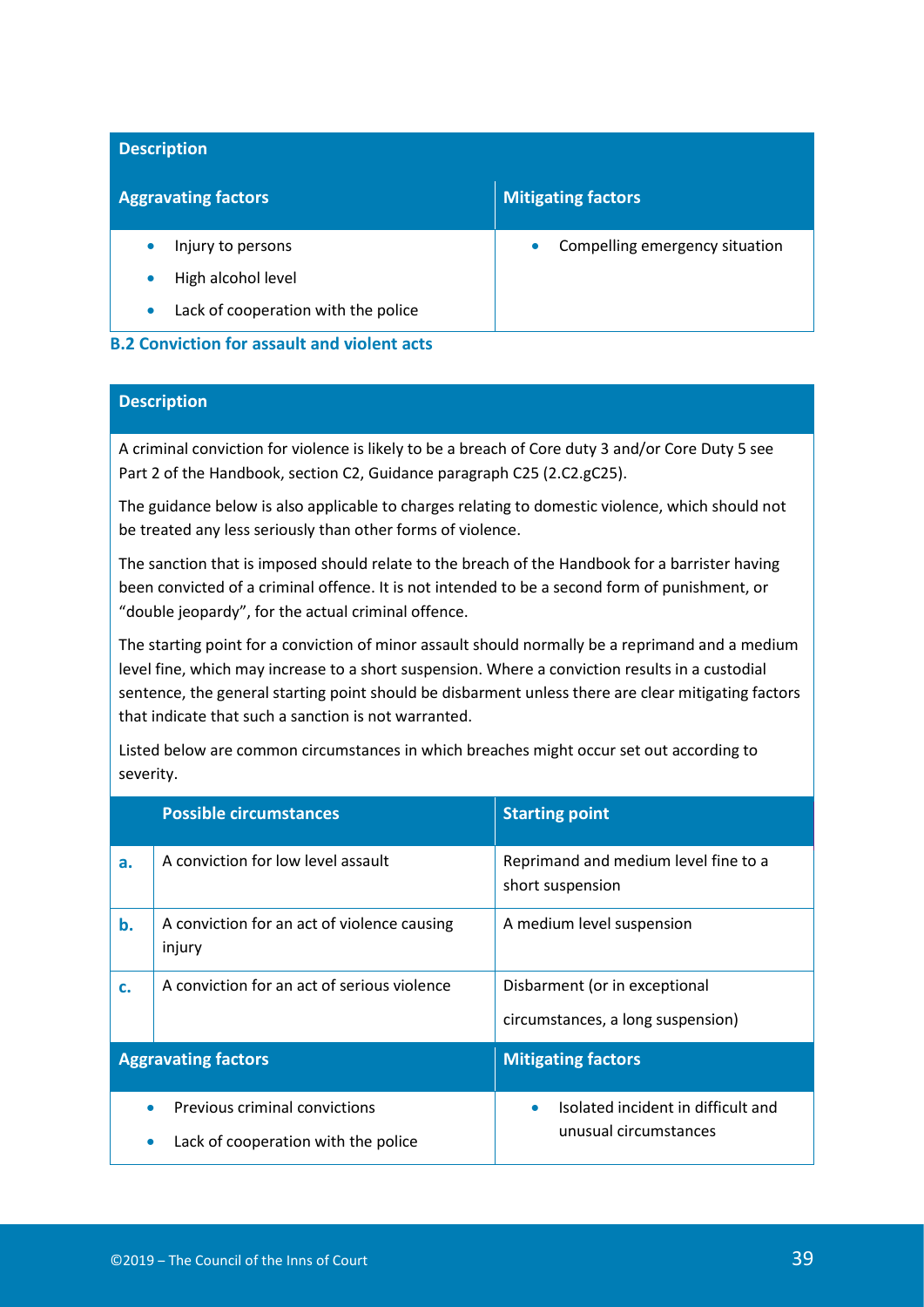| Description | |
|---|---|
| **Aggravating factors** | **Mitigating factors** |
| • Injury to persons<br>• High alcohol level<br>• Lack of cooperation with the police | • Compelling emergency situation |

### B.2 Conviction for assault and violent acts

**Description**

A criminal conviction for violence is likely to be a breach of Core duty 3 and/or Core Duty 5 see Part 2 of the Handbook, section C2, Guidance paragraph C25 (2.C2.gC25).

The guidance below is also applicable to charges relating to domestic violence, which should not be treated any less seriously than other forms of violence.

The sanction that is imposed should relate to the breach of the Handbook for a barrister having been convicted of a criminal offence. It is not intended to be a second form of punishment, or "double jeopardy", for the actual criminal offence.

The starting point for a conviction of minor assault should normally be a reprimand and a medium level fine, which may increase to a short suspension. Where a conviction results in a custodial sentence, the general starting point should be disbarment unless there are clear mitigating factors that indicate that such a sanction is not warranted.

Listed below are common circumstances in which breaches might occur set out according to severity.

| | Possible circumstances | Starting point |
|---|---|---|
| **a.** | A conviction for low level assault | Reprimand and medium level fine to a short suspension |
| **b.** | A conviction for an act of violence causing injury | A medium level suspension |
| **c.** | A conviction for an act of serious violence | Disbarment (or in exceptional circumstances, a long suspension) |

| Aggravating factors | Mitigating factors |
|---|---|
| • Previous criminal convictions<br>• Lack of cooperation with the police | • Isolated incident in difficult and unusual circumstances |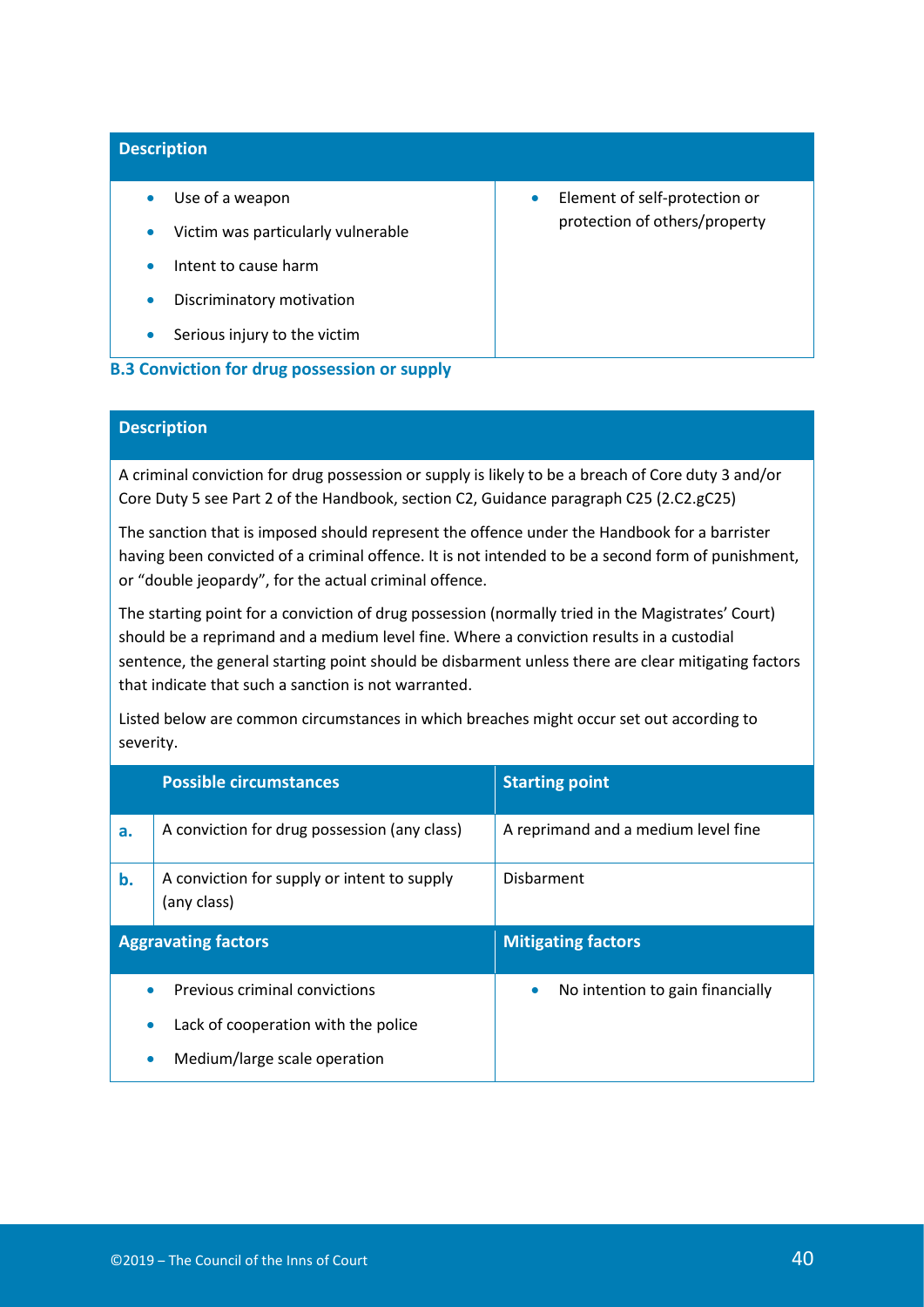| Description | |
|---|---|
| <ul><li>Use of a weapon</li><li>Victim was particularly vulnerable</li><li>Intent to cause harm</li><li>Discriminatory motivation</li><li>Serious injury to the victim</li></ul> | <ul><li>Element of self-protection or protection of others/property</li></ul> |

### B.3 Conviction for drug possession or supply

**Description**

A criminal conviction for drug possession or supply is likely to be a breach of Core duty 3 and/or Core Duty 5 see Part 2 of the Handbook, section C2, Guidance paragraph C25 (2.C2.gC25)

The sanction that is imposed should represent the offence under the Handbook for a barrister having been convicted of a criminal offence. It is not intended to be a second form of punishment, or "double jeopardy", for the actual criminal offence.

The starting point for a conviction of drug possession (normally tried in the Magistrates' Court) should be a reprimand and a medium level fine. Where a conviction results in a custodial sentence, the general starting point should be disbarment unless there are clear mitigating factors that indicate that such a sanction is not warranted.

Listed below are common circumstances in which breaches might occur set out according to severity.

| | Possible circumstances | Starting point |
|---|---|---|
| **a.** | A conviction for drug possession (any class) | A reprimand and a medium level fine |
| **b.** | A conviction for supply or intent to supply (any class) | Disbarment |

| Aggravating factors | Mitigating factors |
|---|---|
| <ul><li>Previous criminal convictions</li><li>Lack of cooperation with the police</li><li>Medium/large scale operation</li></ul> | <ul><li>No intention to gain financially</li></ul> |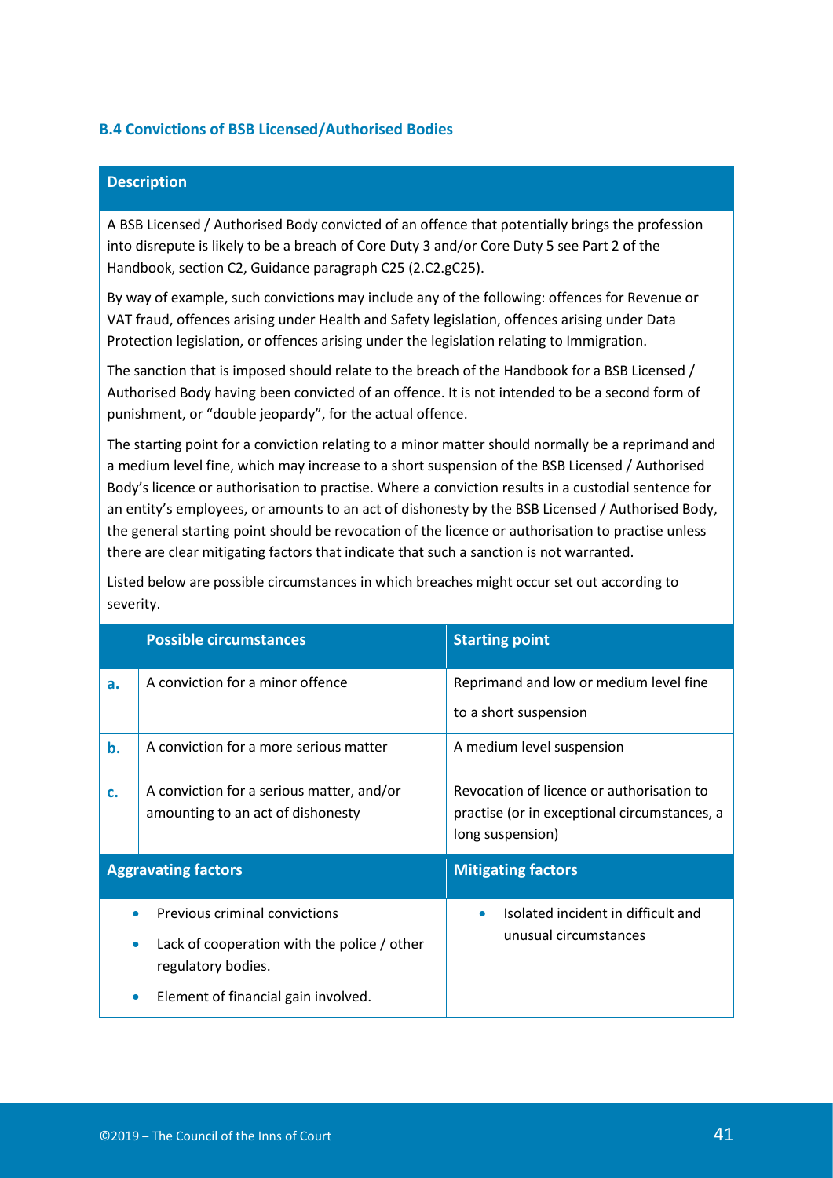### B.4 Convictions of BSB Licensed/Authorised Bodies

**Description**

A BSB Licensed / Authorised Body convicted of an offence that potentially brings the profession into disrepute is likely to be a breach of Core Duty 3 and/or Core Duty 5 see Part 2 of the Handbook, section C2, Guidance paragraph C25 (2.C2.gC25).

By way of example, such convictions may include any of the following: offences for Revenue or VAT fraud, offences arising under Health and Safety legislation, offences arising under Data Protection legislation, or offences arising under the legislation relating to Immigration.

The sanction that is imposed should relate to the breach of the Handbook for a BSB Licensed / Authorised Body having been convicted of an offence. It is not intended to be a second form of punishment, or "double jeopardy", for the actual offence.

The starting point for a conviction relating to a minor matter should normally be a reprimand and a medium level fine, which may increase to a short suspension of the BSB Licensed / Authorised Body's licence or authorisation to practise. Where a conviction results in a custodial sentence for an entity's employees, or amounts to an act of dishonesty by the BSB Licensed / Authorised Body, the general starting point should be revocation of the licence or authorisation to practise unless there are clear mitigating factors that indicate that such a sanction is not warranted.

Listed below are possible circumstances in which breaches might occur set out according to severity.

| | Possible circumstances | Starting point |
|---|---|---|
| **a.** | A conviction for a minor offence | Reprimand and low or medium level fine to a short suspension |
| **b.** | A conviction for a more serious matter | A medium level suspension |
| **c.** | A conviction for a serious matter, and/or amounting to an act of dishonesty | Revocation of licence or authorisation to practise (or in exceptional circumstances, a long suspension) |

| Aggravating factors | Mitigating factors |
|---|---|
| • Previous criminal convictions<br>• Lack of cooperation with the police / other regulatory bodies.<br>• Element of financial gain involved. | • Isolated incident in difficult and unusual circumstances |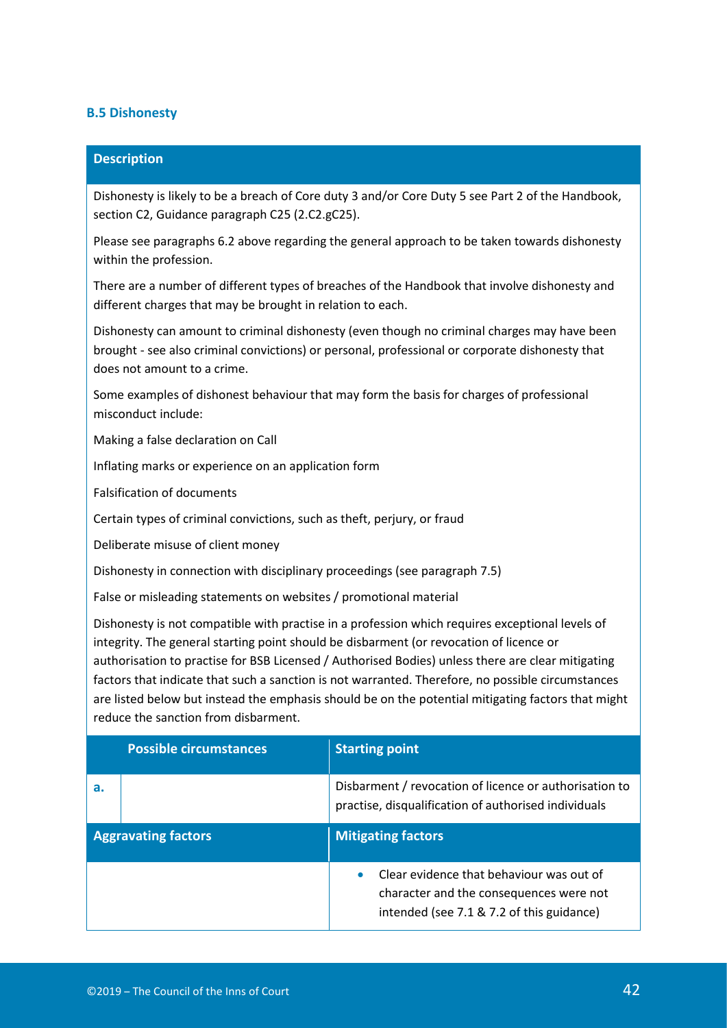### B.5 Dishonesty

**Description**

Dishonesty is likely to be a breach of Core duty 3 and/or Core Duty 5 see Part 2 of the Handbook, section C2, Guidance paragraph C25 (2.C2.gC25).

Please see paragraphs 6.2 above regarding the general approach to be taken towards dishonesty within the profession.

There are a number of different types of breaches of the Handbook that involve dishonesty and different charges that may be brought in relation to each.

Dishonesty can amount to criminal dishonesty (even though no criminal charges may have been brought - see also criminal convictions) or personal, professional or corporate dishonesty that does not amount to a crime.

Some examples of dishonest behaviour that may form the basis for charges of professional misconduct include:

Making a false declaration on Call

Inflating marks or experience on an application form

Falsification of documents

Certain types of criminal convictions, such as theft, perjury, or fraud

Deliberate misuse of client money

Dishonesty in connection with disciplinary proceedings (see paragraph 7.5)

False or misleading statements on websites / promotional material

Dishonesty is not compatible with practise in a profession which requires exceptional levels of integrity. The general starting point should be disbarment (or revocation of licence or authorisation to practise for BSB Licensed / Authorised Bodies) unless there are clear mitigating factors that indicate that such a sanction is not warranted. Therefore, no possible circumstances are listed below but instead the emphasis should be on the potential mitigating factors that might reduce the sanction from disbarment.

| | Possible circumstances | Starting point |
|---|---|---|
| **a.** | | Disbarment / revocation of licence or authorisation to practise, disqualification of authorised individuals |

| Aggravating factors | Mitigating factors |
|---|---|
| | • Clear evidence that behaviour was out of character and the consequences were not intended (see 7.1 & 7.2 of this guidance) |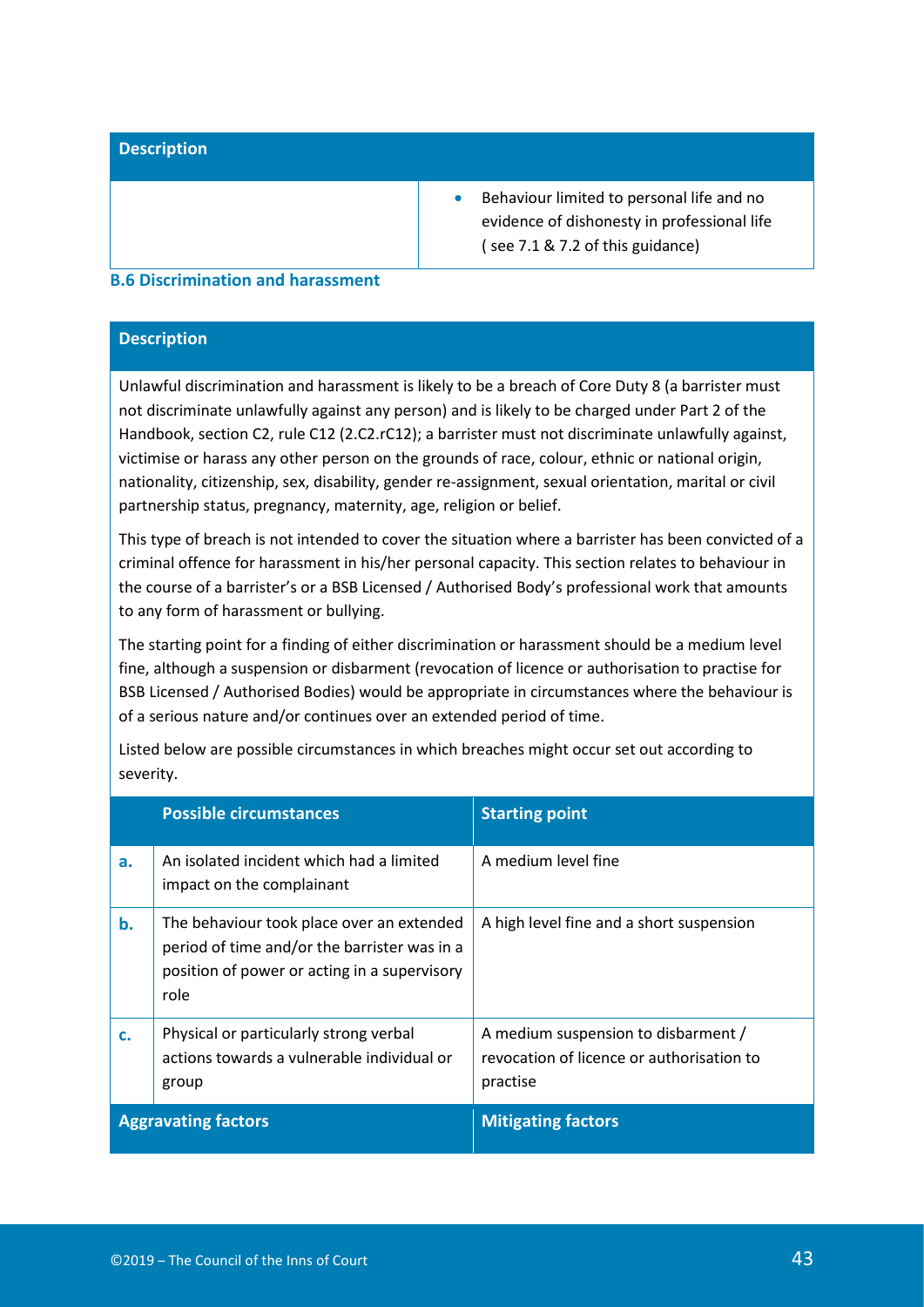| Description | |
|---|---|
| | • Behaviour limited to personal life and no evidence of dishonesty in professional life ( see 7.1 & 7.2 of this guidance) |

### B.6 Discrimination and harassment

| Description | | |
|---|---|---|
| Unlawful discrimination and harassment is likely to be a breach of Core Duty 8 (a barrister must not discriminate unlawfully against any person) and is likely to be charged under Part 2 of the Handbook, section C2, rule C12 (2.C2.rC12); a barrister must not discriminate unlawfully against, victimise or harass any other person on the grounds of race, colour, ethnic or national origin, nationality, citizenship, sex, disability, gender re-assignment, sexual orientation, marital or civil partnership status, pregnancy, maternity, age, religion or belief.<br><br>This type of breach is not intended to cover the situation where a barrister has been convicted of a criminal offence for harassment in his/her personal capacity. This section relates to behaviour in the course of a barrister's or a BSB Licensed / Authorised Body's professional work that amounts to any form of harassment or bullying.<br><br>The starting point for a finding of either discrimination or harassment should be a medium level fine, although a suspension or disbarment (revocation of licence or authorisation to practise for BSB Licensed / Authorised Bodies) would be appropriate in circumstances where the behaviour is of a serious nature and/or continues over an extended period of time.<br><br>Listed below are possible circumstances in which breaches might occur set out according to severity. | | |
| | **Possible circumstances** | **Starting point** |
| **a.** | An isolated incident which had a limited impact on the complainant | A medium level fine |
| **b.** | The behaviour took place over an extended period of time and/or the barrister was in a position of power or acting in a supervisory role | A high level fine and a short suspension |
| **c.** | Physical or particularly strong verbal actions towards a vulnerable individual or group | A medium suspension to disbarment / revocation of licence or authorisation to practise |
| **Aggravating factors** | | **Mitigating factors** |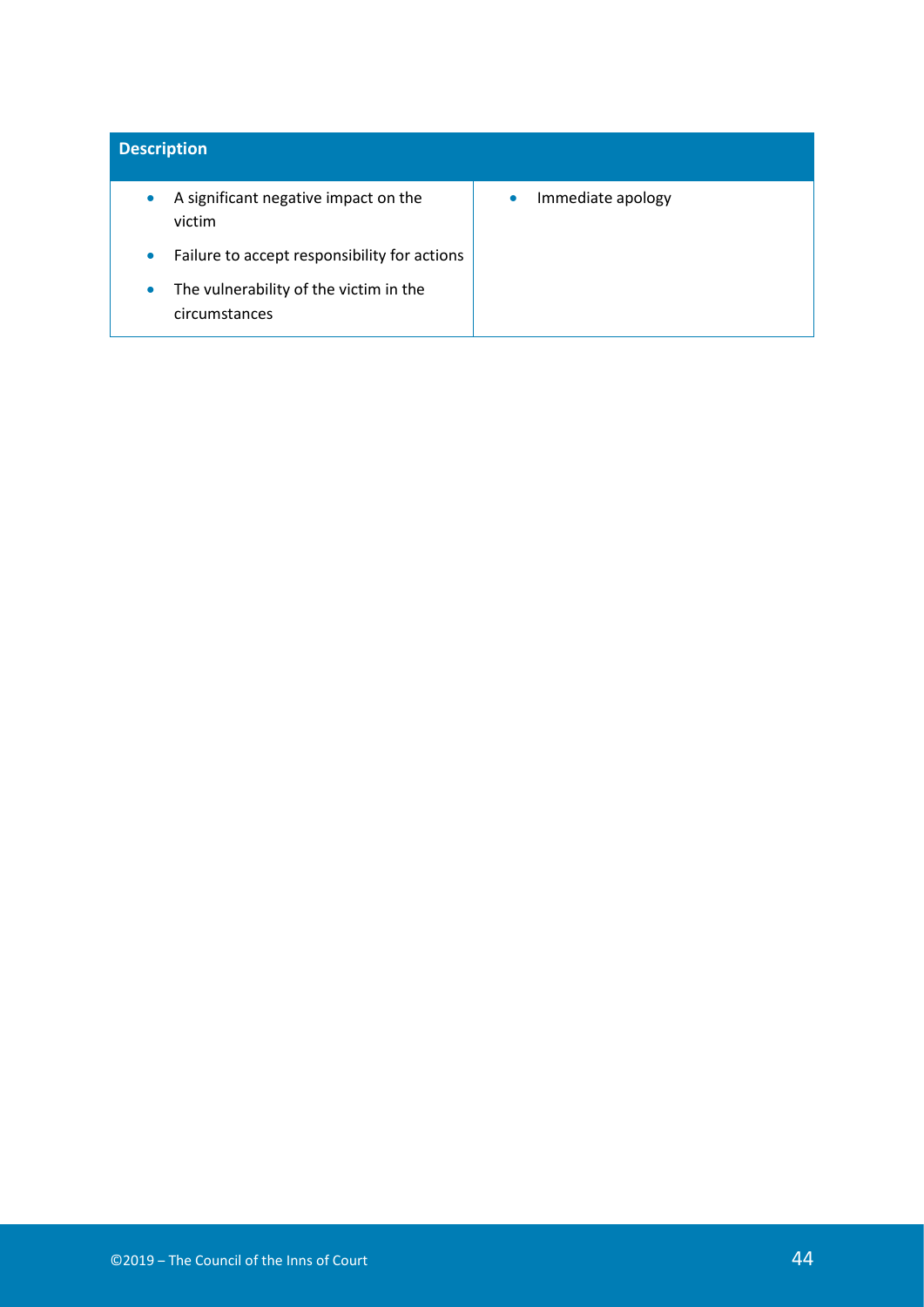| Description | |
|---|---|
| <ul><li>A significant negative impact on the victim</li><li>Failure to accept responsibility for actions</li><li>The vulnerability of the victim in the circumstances</li></ul> | <ul><li>Immediate apology</li></ul> |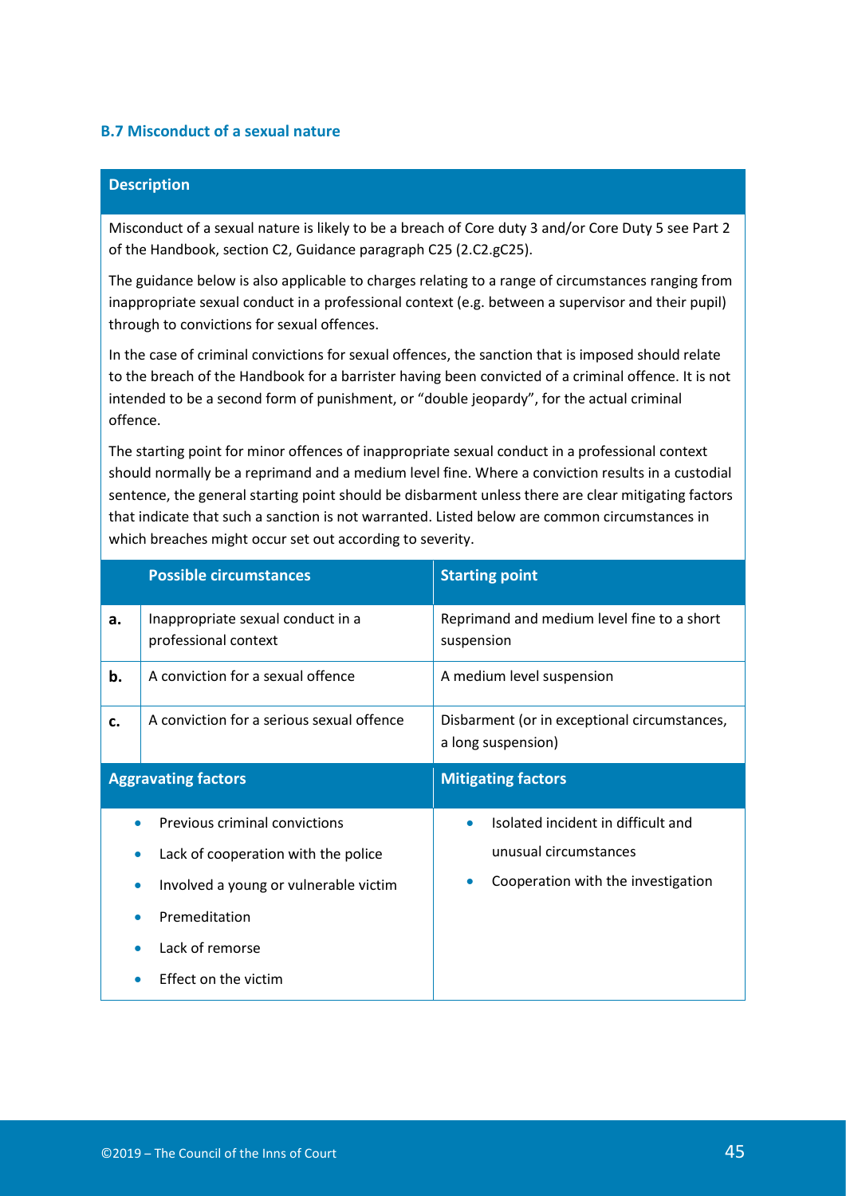### B.7 Misconduct of a sexual nature

**Description**

Misconduct of a sexual nature is likely to be a breach of Core duty 3 and/or Core Duty 5 see Part 2 of the Handbook, section C2, Guidance paragraph C25 (2.C2.gC25).

The guidance below is also applicable to charges relating to a range of circumstances ranging from inappropriate sexual conduct in a professional context (e.g. between a supervisor and their pupil) through to convictions for sexual offences.

In the case of criminal convictions for sexual offences, the sanction that is imposed should relate to the breach of the Handbook for a barrister having been convicted of a criminal offence. It is not intended to be a second form of punishment, or "double jeopardy", for the actual criminal offence.

The starting point for minor offences of inappropriate sexual conduct in a professional context should normally be a reprimand and a medium level fine. Where a conviction results in a custodial sentence, the general starting point should be disbarment unless there are clear mitigating factors that indicate that such a sanction is not warranted. Listed below are common circumstances in which breaches might occur set out according to severity.

| | Possible circumstances | Starting point |
|---|---|---|
| **a.** | Inappropriate sexual conduct in a professional context | Reprimand and medium level fine to a short suspension |
| **b.** | A conviction for a sexual offence | A medium level suspension |
| **c.** | A conviction for a serious sexual offence | Disbarment (or in exceptional circumstances, a long suspension) |

| Aggravating factors | Mitigating factors |
|---|---|
| • Previous criminal convictions<br>• Lack of cooperation with the police<br>• Involved a young or vulnerable victim<br>• Premeditation<br>• Lack of remorse<br>• Effect on the victim | • Isolated incident in difficult and unusual circumstances<br>• Cooperation with the investigation |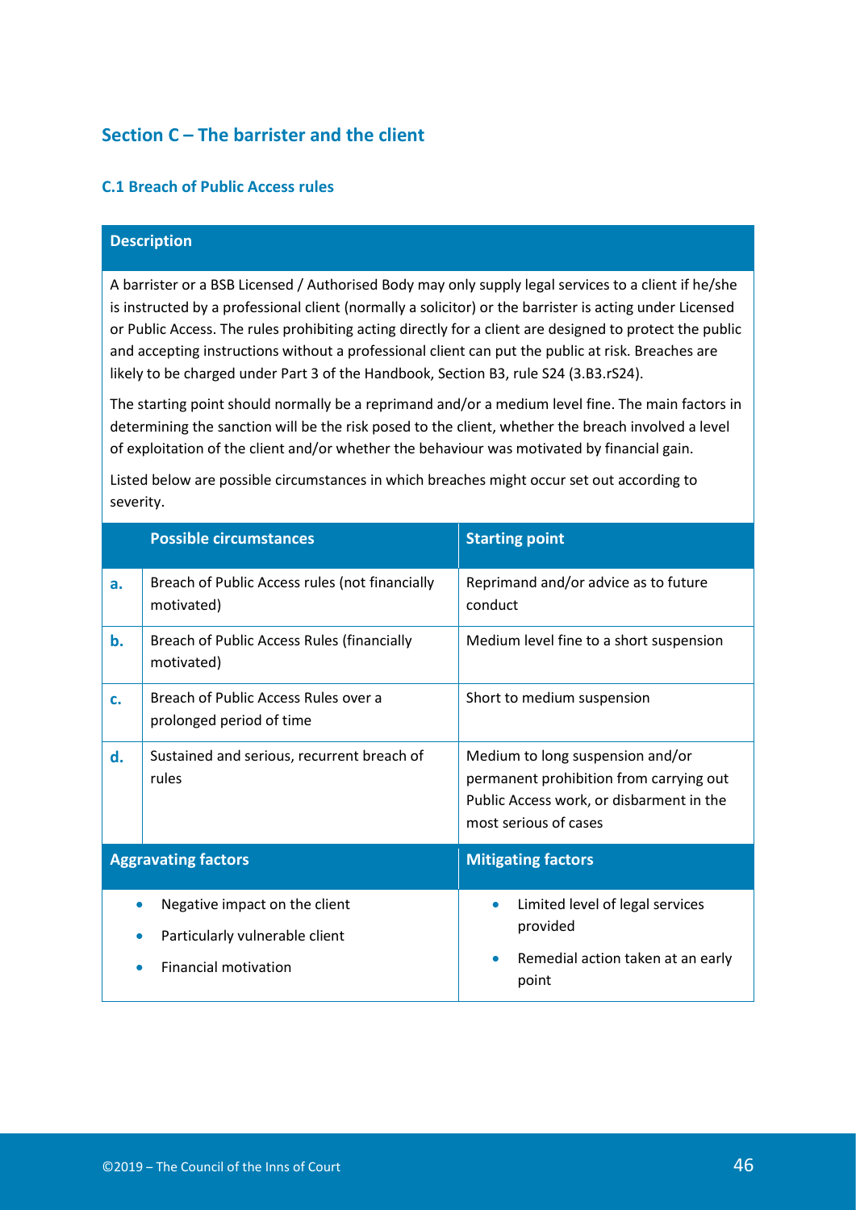## Section C – The barrister and the client

### C.1 Breach of Public Access rules

**Description**

A barrister or a BSB Licensed / Authorised Body may only supply legal services to a client if he/she is instructed by a professional client (normally a solicitor) or the barrister is acting under Licensed or Public Access. The rules prohibiting acting directly for a client are designed to protect the public and accepting instructions without a professional client can put the public at risk. Breaches are likely to be charged under Part 3 of the Handbook, Section B3, rule S24 (3.B3.rS24).

The starting point should normally be a reprimand and/or a medium level fine. The main factors in determining the sanction will be the risk posed to the client, whether the breach involved a level of exploitation of the client and/or whether the behaviour was motivated by financial gain.

Listed below are possible circumstances in which breaches might occur set out according to severity.

| | Possible circumstances | Starting point |
|---|---|---|
| **a.** | Breach of Public Access rules (not financially motivated) | Reprimand and/or advice as to future conduct |
| **b.** | Breach of Public Access Rules (financially motivated) | Medium level fine to a short suspension |
| **c.** | Breach of Public Access Rules over a prolonged period of time | Short to medium suspension |
| **d.** | Sustained and serious, recurrent breach of rules | Medium to long suspension and/or permanent prohibition from carrying out Public Access work, or disbarment in the most serious of cases |

| Aggravating factors | Mitigating factors |
|---|---|
| • Negative impact on the client<br>• Particularly vulnerable client<br>• Financial motivation | • Limited level of legal services provided<br>• Remedial action taken at an early point |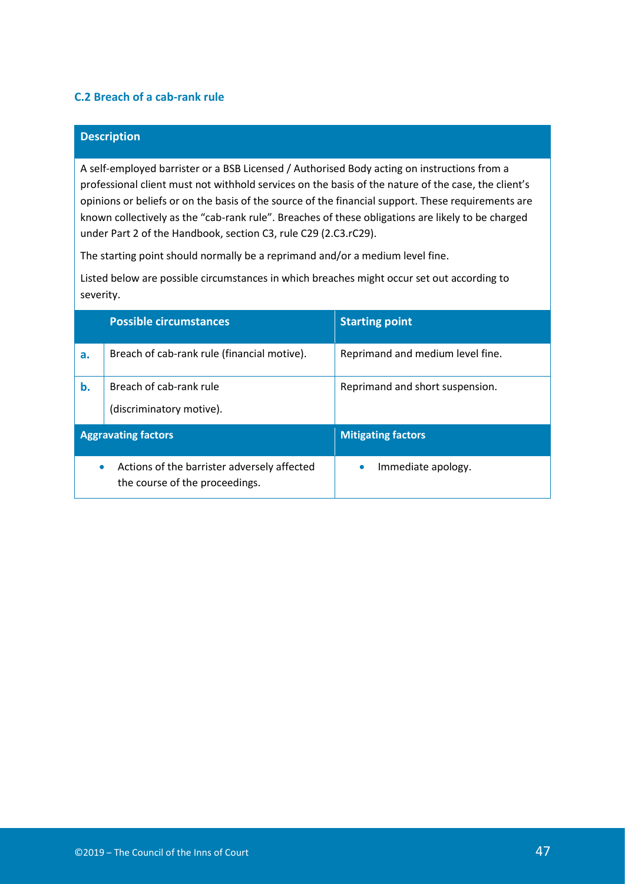### C.2 Breach of a cab-rank rule

**Description**

A self-employed barrister or a BSB Licensed / Authorised Body acting on instructions from a professional client must not withhold services on the basis of the nature of the case, the client's opinions or beliefs or on the basis of the source of the financial support. These requirements are known collectively as the "cab-rank rule". Breaches of these obligations are likely to be charged under Part 2 of the Handbook, section C3, rule C29 (2.C3.rC29).

The starting point should normally be a reprimand and/or a medium level fine.

Listed below are possible circumstances in which breaches might occur set out according to severity.

| | Possible circumstances | Starting point |
|---|---|---|
| **a.** | Breach of cab-rank rule (financial motive). | Reprimand and medium level fine. |
| **b.** | Breach of cab-rank rule (discriminatory motive). | Reprimand and short suspension. |

| Aggravating factors | Mitigating factors |
|---|---|
| • Actions of the barrister adversely affected the course of the proceedings. | • Immediate apology. |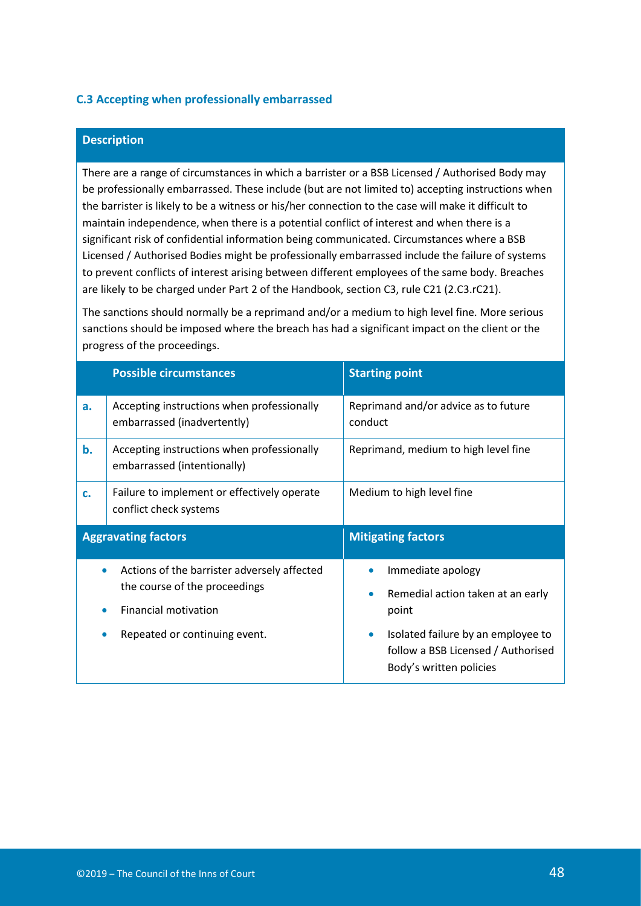### C.3 Accepting when professionally embarrassed

| Description |
|---|
| There are a range of circumstances in which a barrister or a BSB Licensed / Authorised Body may be professionally embarrassed. These include (but are not limited to) accepting instructions when the barrister is likely to be a witness or his/her connection to the case will make it difficult to maintain independence, when there is a potential conflict of interest and when there is a significant risk of confidential information being communicated. Circumstances where a BSB Licensed / Authorised Bodies might be professionally embarrassed include the failure of systems to prevent conflicts of interest arising between different employees of the same body. Breaches are likely to be charged under Part 2 of the Handbook, section C3, rule C21 (2.C3.rC21).<br><br>The sanctions should normally be a reprimand and/or a medium to high level fine. More serious sanctions should be imposed where the breach has had a significant impact on the client or the progress of the proceedings. |

| | Possible circumstances | Starting point |
|---|---|---|
| **a.** | Accepting instructions when professionally embarrassed (inadvertently) | Reprimand and/or advice as to future conduct |
| **b.** | Accepting instructions when professionally embarrassed (intentionally) | Reprimand, medium to high level fine |
| **c.** | Failure to implement or effectively operate conflict check systems | Medium to high level fine |

| Aggravating factors | Mitigating factors |
|---|---|
| • Actions of the barrister adversely affected the course of the proceedings<br>• Financial motivation<br>• Repeated or continuing event. | • Immediate apology<br>• Remedial action taken at an early point<br>• Isolated failure by an employee to follow a BSB Licensed / Authorised Body's written policies |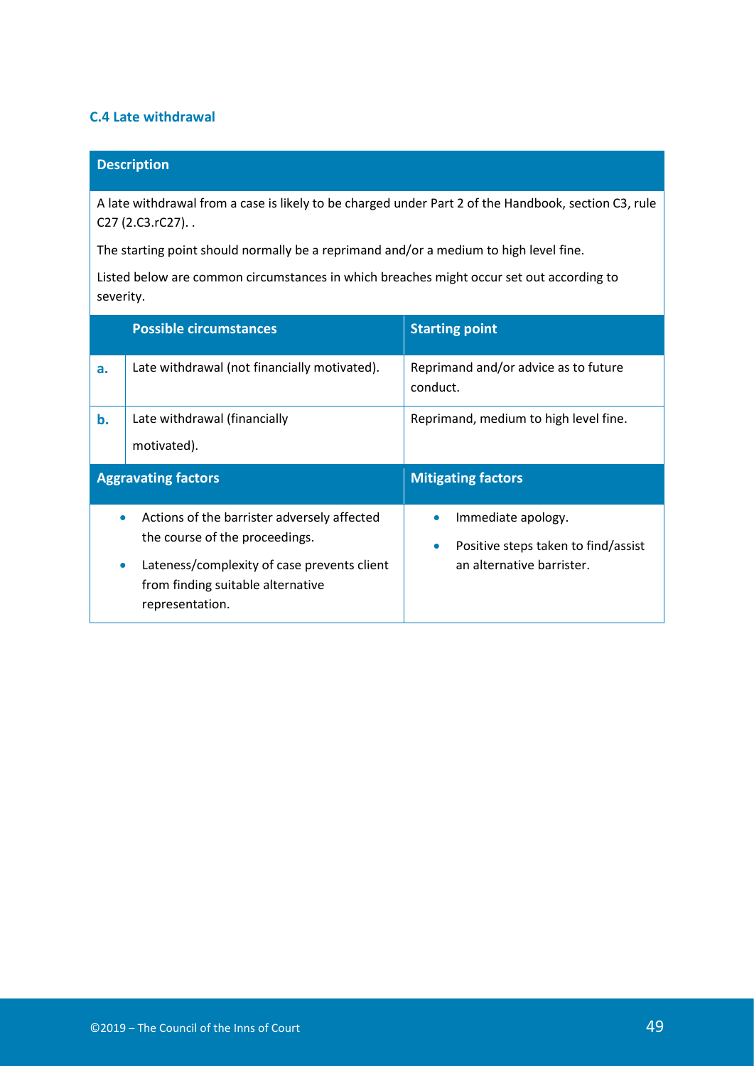### C.4 Late withdrawal

**Description**

A late withdrawal from a case is likely to be charged under Part 2 of the Handbook, section C3, rule C27 (2.C3.rC27). .

The starting point should normally be a reprimand and/or a medium to high level fine.

Listed below are common circumstances in which breaches might occur set out according to severity.

| | Possible circumstances | Starting point |
|---|---|---|
| **a.** | Late withdrawal (not financially motivated). | Reprimand and/or advice as to future conduct. |
| **b.** | Late withdrawal (financially motivated). | Reprimand, medium to high level fine. |

| Aggravating factors | Mitigating factors |
|---|---|
| • Actions of the barrister adversely affected the course of the proceedings.<br>• Lateness/complexity of case prevents client from finding suitable alternative representation. | • Immediate apology.<br>• Positive steps taken to find/assist an alternative barrister. |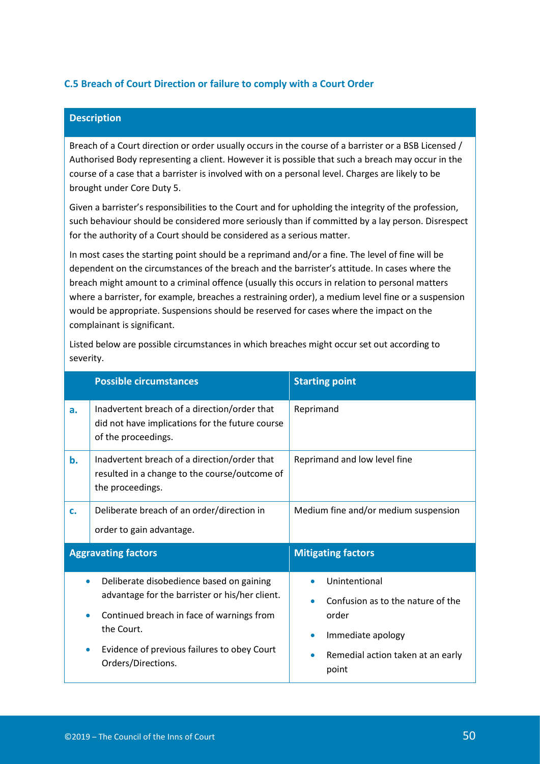### C.5 Breach of Court Direction or failure to comply with a Court Order

**Description**

Breach of a Court direction or order usually occurs in the course of a barrister or a BSB Licensed / Authorised Body representing a client. However it is possible that such a breach may occur in the course of a case that a barrister is involved with on a personal level. Charges are likely to be brought under Core Duty 5.

Given a barrister's responsibilities to the Court and for upholding the integrity of the profession, such behaviour should be considered more seriously than if committed by a lay person. Disrespect for the authority of a Court should be considered as a serious matter.

In most cases the starting point should be a reprimand and/or a fine. The level of fine will be dependent on the circumstances of the breach and the barrister's attitude. In cases where the breach might amount to a criminal offence (usually this occurs in relation to personal matters where a barrister, for example, breaches a restraining order), a medium level fine or a suspension would be appropriate. Suspensions should be reserved for cases where the impact on the complainant is significant.

Listed below are possible circumstances in which breaches might occur set out according to severity.

| | Possible circumstances | Starting point |
|---|---|---|
| **a.** | Inadvertent breach of a direction/order that did not have implications for the future course of the proceedings. | Reprimand |
| **b.** | Inadvertent breach of a direction/order that resulted in a change to the course/outcome of the proceedings. | Reprimand and low level fine |
| **c.** | Deliberate breach of an order/direction in order to gain advantage. | Medium fine and/or medium suspension |

| Aggravating factors | Mitigating factors |
|---|---|
| • Deliberate disobedience based on gaining advantage for the barrister or his/her client.<br>• Continued breach in face of warnings from the Court.<br>• Evidence of previous failures to obey Court Orders/Directions. | • Unintentional<br>• Confusion as to the nature of the order<br>• Immediate apology<br>• Remedial action taken at an early point |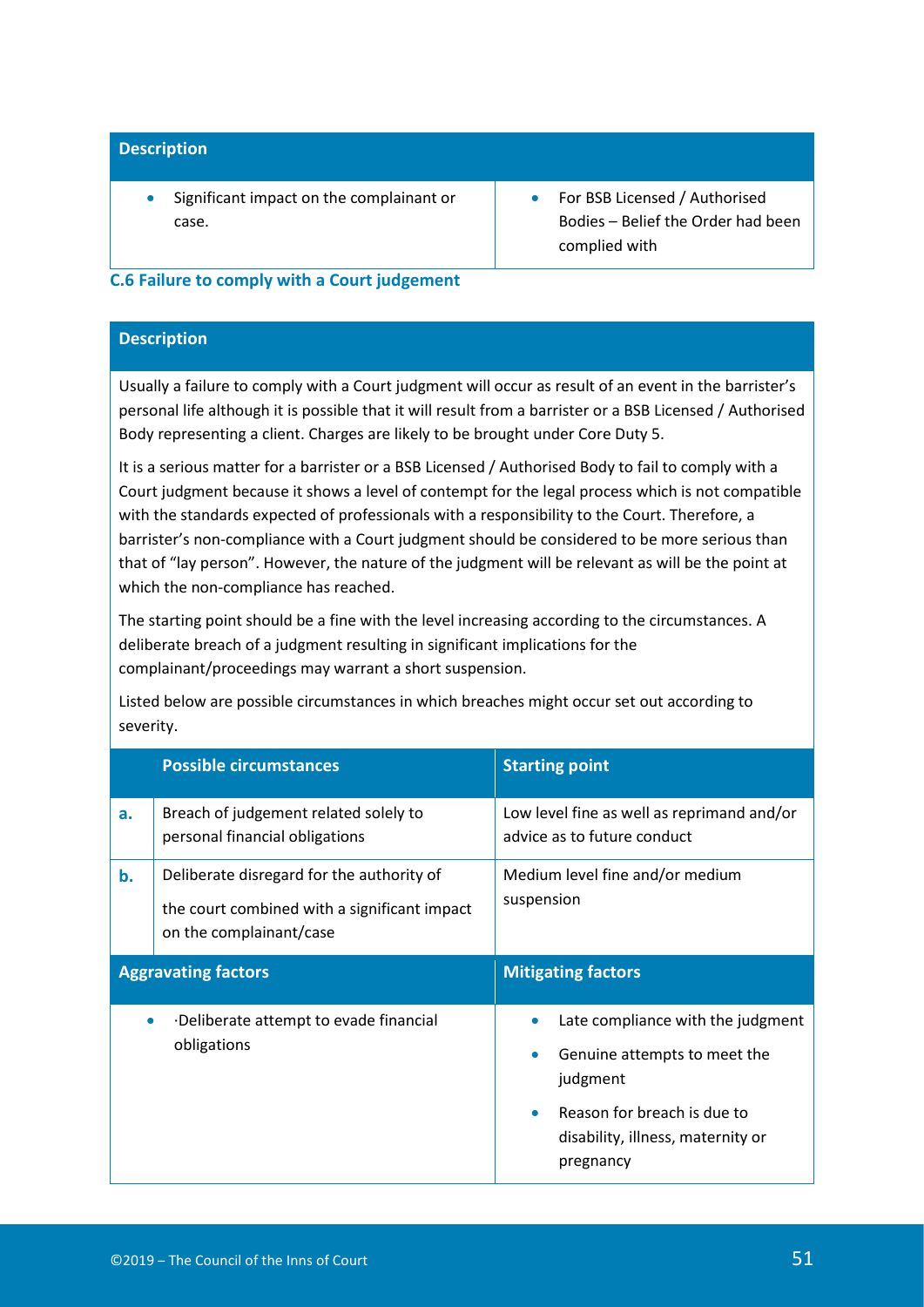| Description | |
|---|---|
| • Significant impact on the complainant or case. | • For BSB Licensed / Authorised Bodies – Belief the Order had been complied with |

### C.6 Failure to comply with a Court judgement

**Description**

Usually a failure to comply with a Court judgment will occur as result of an event in the barrister's personal life although it is possible that it will result from a barrister or a BSB Licensed / Authorised Body representing a client. Charges are likely to be brought under Core Duty 5.

It is a serious matter for a barrister or a BSB Licensed / Authorised Body to fail to comply with a Court judgment because it shows a level of contempt for the legal process which is not compatible with the standards expected of professionals with a responsibility to the Court. Therefore, a barrister's non-compliance with a Court judgment should be considered to be more serious than that of "lay person". However, the nature of the judgment will be relevant as will be the point at which the non-compliance has reached.

The starting point should be a fine with the level increasing according to the circumstances. A deliberate breach of a judgment resulting in significant implications for the complainant/proceedings may warrant a short suspension.

Listed below are possible circumstances in which breaches might occur set out according to severity.

| | Possible circumstances | Starting point |
|---|---|---|
| **a.** | Breach of judgement related solely to personal financial obligations | Low level fine as well as reprimand and/or advice as to future conduct |
| **b.** | Deliberate disregard for the authority of the court combined with a significant impact on the complainant/case | Medium level fine and/or medium suspension |

| Aggravating factors | Mitigating factors |
|---|---|
| • ·Deliberate attempt to evade financial obligations | • Late compliance with the judgment<br>• Genuine attempts to meet the judgment<br>• Reason for breach is due to disability, illness, maternity or pregnancy |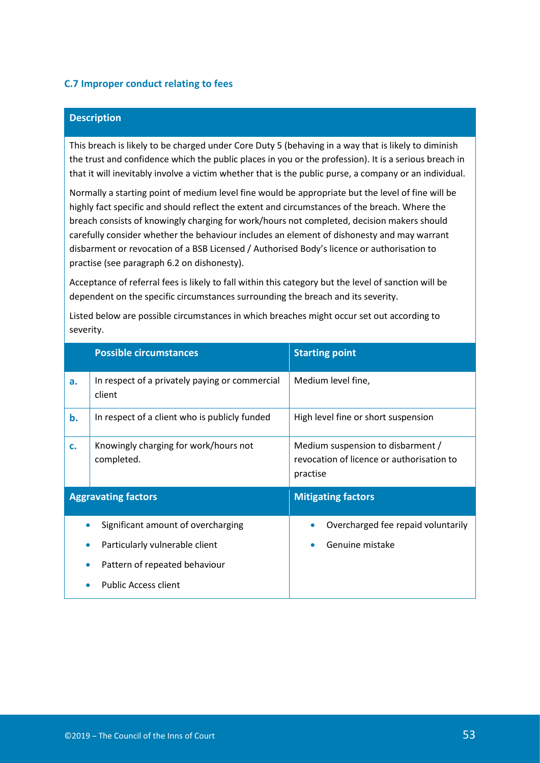### C.7 Improper conduct relating to fees

| Description |
|---|
| This breach is likely to be charged under Core Duty 5 (behaving in a way that is likely to diminish the trust and confidence which the public places in you or the profession). It is a serious breach in that it will inevitably involve a victim whether that is the public purse, a company or an individual.<br><br>Normally a starting point of medium level fine would be appropriate but the level of fine will be highly fact specific and should reflect the extent and circumstances of the breach. Where the breach consists of knowingly charging for work/hours not completed, decision makers should carefully consider whether the behaviour includes an element of dishonesty and may warrant disbarment or revocation of a BSB Licensed / Authorised Body's licence or authorisation to practise (see paragraph 6.2 on dishonesty).<br><br>Acceptance of referral fees is likely to fall within this category but the level of sanction will be dependent on the specific circumstances surrounding the breach and its severity.<br><br>Listed below are possible circumstances in which breaches might occur set out according to severity. |

| | Possible circumstances | Starting point |
|---|---|---|
| **a.** | In respect of a privately paying or commercial client | Medium level fine, |
| **b.** | In respect of a client who is publicly funded | High level fine or short suspension |
| **c.** | Knowingly charging for work/hours not completed. | Medium suspension to disbarment / revocation of licence or authorisation to practise |

| Aggravating factors | Mitigating factors |
|---|---|
| • Significant amount of overcharging<br>• Particularly vulnerable client<br>• Pattern of repeated behaviour<br>• Public Access client | • Overcharged fee repaid voluntarily<br>• Genuine mistake |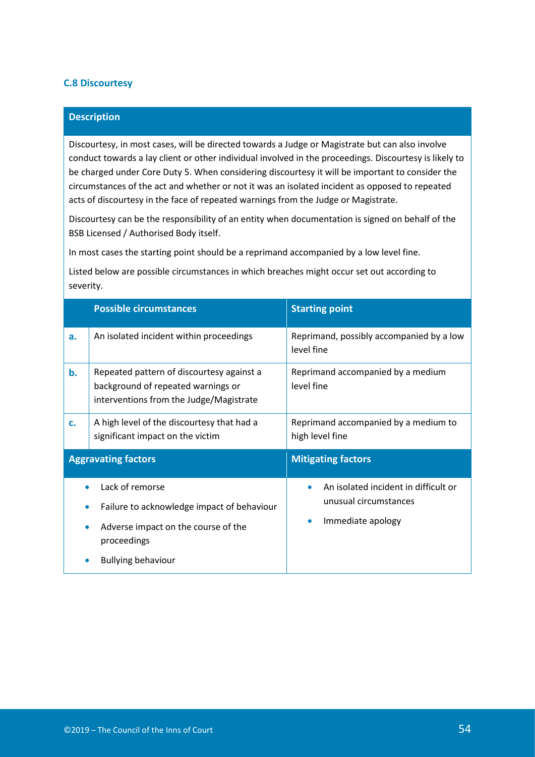### C.8 Discourtesy

**Description**

Discourtesy, in most cases, will be directed towards a Judge or Magistrate but can also involve conduct towards a lay client or other individual involved in the proceedings. Discourtesy is likely to be charged under Core Duty 5. When considering discourtesy it will be important to consider the circumstances of the act and whether or not it was an isolated incident as opposed to repeated acts of discourtesy in the face of repeated warnings from the Judge or Magistrate.

Discourtesy can be the responsibility of an entity when documentation is signed on behalf of the BSB Licensed / Authorised Body itself.

In most cases the starting point should be a reprimand accompanied by a low level fine.

Listed below are possible circumstances in which breaches might occur set out according to severity.

| | Possible circumstances | Starting point |
|---|---|---|
| **a.** | An isolated incident within proceedings | Reprimand, possibly accompanied by a low level fine |
| **b.** | Repeated pattern of discourtesy against a background of repeated warnings or interventions from the Judge/Magistrate | Reprimand accompanied by a medium level fine |
| **c.** | A high level of the discourtesy that had a significant impact on the victim | Reprimand accompanied by a medium to high level fine |

| Aggravating factors | Mitigating factors |
|---|---|
| • Lack of remorse<br>• Failure to acknowledge impact of behaviour<br>• Adverse impact on the course of the proceedings<br>• Bullying behaviour | • An isolated incident in difficult or unusual circumstances<br>• Immediate apology |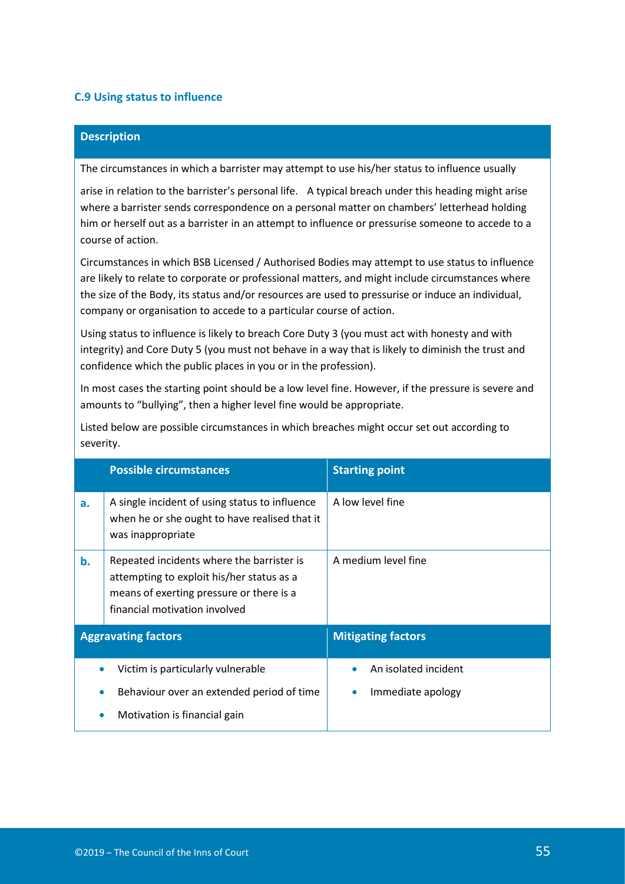### C.9 Using status to influence

**Description**

The circumstances in which a barrister may attempt to use his/her status to influence usually arise in relation to the barrister's personal life. A typical breach under this heading might arise where a barrister sends correspondence on a personal matter on chambers' letterhead holding him or herself out as a barrister in an attempt to influence or pressurise someone to accede to a course of action.

Circumstances in which BSB Licensed / Authorised Bodies may attempt to use status to influence are likely to relate to corporate or professional matters, and might include circumstances where the size of the Body, its status and/or resources are used to pressurise or induce an individual, company or organisation to accede to a particular course of action.

Using status to influence is likely to breach Core Duty 3 (you must act with honesty and with integrity) and Core Duty 5 (you must not behave in a way that is likely to diminish the trust and confidence which the public places in you or in the profession).

In most cases the starting point should be a low level fine. However, if the pressure is severe and amounts to "bullying", then a higher level fine would be appropriate.

Listed below are possible circumstances in which breaches might occur set out according to severity.

| | Possible circumstances | Starting point |
|---|---|---|
| **a.** | A single incident of using status to influence when he or she ought to have realised that it was inappropriate | A low level fine |
| **b.** | Repeated incidents where the barrister is attempting to exploit his/her status as a means of exerting pressure or there is a financial motivation involved | A medium level fine |

| Aggravating factors | Mitigating factors |
|---|---|
| • Victim is particularly vulnerable<br>• Behaviour over an extended period of time<br>• Motivation is financial gain | • An isolated incident<br>• Immediate apology |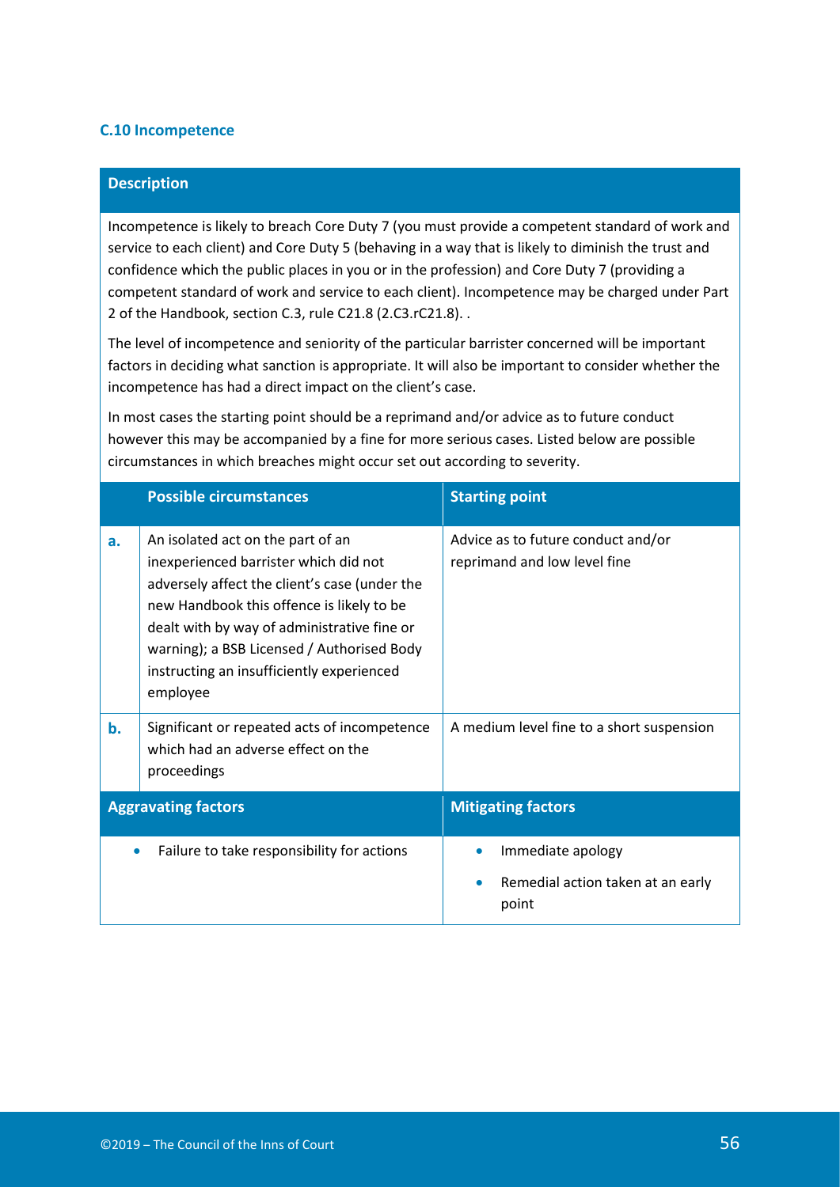### C.10 Incompetence

| Description |
| --- |
| Incompetence is likely to breach Core Duty 7 (you must provide a competent standard of work and service to each client) and Core Duty 5 (behaving in a way that is likely to diminish the trust and confidence which the public places in you or in the profession) and Core Duty 7 (providing a competent standard of work and service to each client). Incompetence may be charged under Part 2 of the Handbook, section C.3, rule C21.8 (2.C3.rC21.8). .<br><br>The level of incompetence and seniority of the particular barrister concerned will be important factors in deciding what sanction is appropriate. It will also be important to consider whether the incompetence has had a direct impact on the client's case.<br><br>In most cases the starting point should be a reprimand and/or advice as to future conduct however this may be accompanied by a fine for more serious cases. Listed below are possible circumstances in which breaches might occur set out according to severity. |

| | Possible circumstances | Starting point |
| --- | --- | --- |
| **a.** | An isolated act on the part of an inexperienced barrister which did not adversely affect the client's case (under the new Handbook this offence is likely to be dealt with by way of administrative fine or warning); a BSB Licensed / Authorised Body instructing an insufficiently experienced employee | Advice as to future conduct and/or reprimand and low level fine |
| **b.** | Significant or repeated acts of incompetence which had an adverse effect on the proceedings | A medium level fine to a short suspension |

| Aggravating factors | Mitigating factors |
| --- | --- |
| • Failure to take responsibility for actions | • Immediate apology<br>• Remedial action taken at an early point |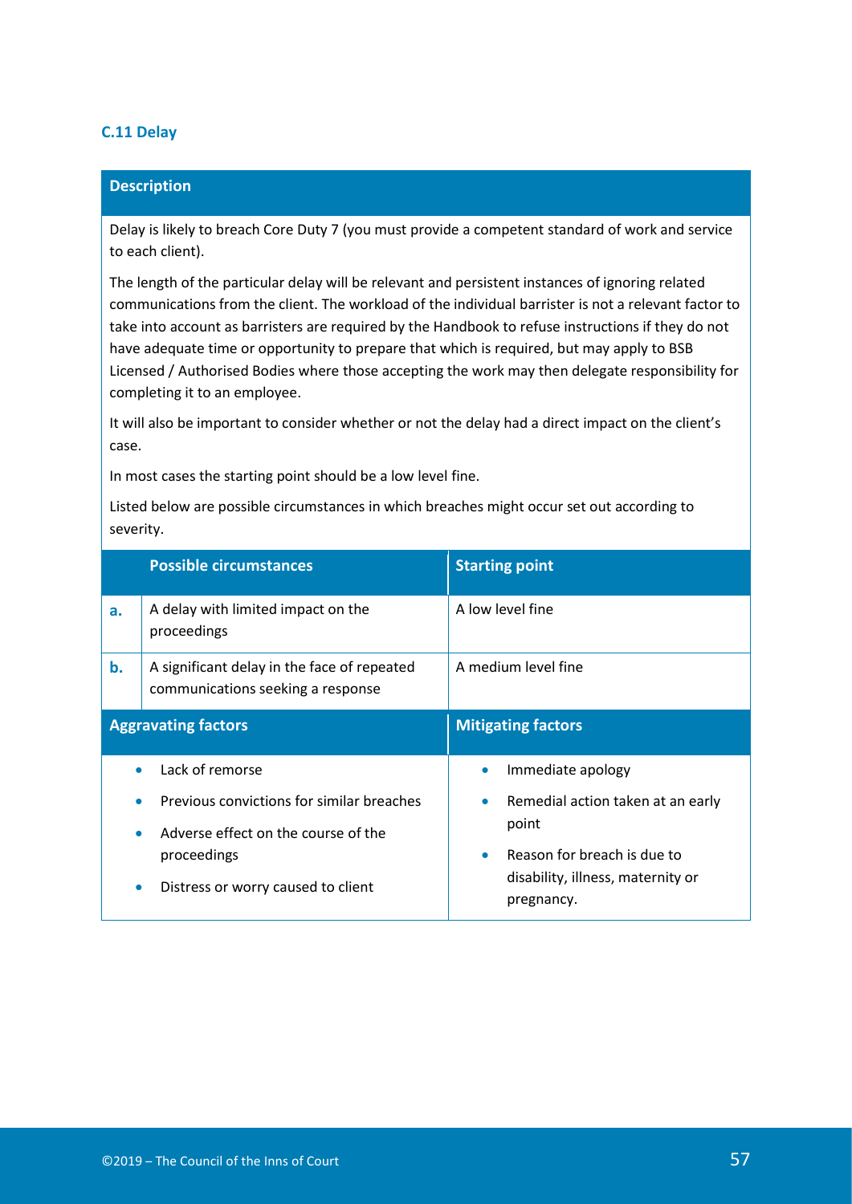### C.11 Delay

**Description**

Delay is likely to breach Core Duty 7 (you must provide a competent standard of work and service to each client).

The length of the particular delay will be relevant and persistent instances of ignoring related communications from the client. The workload of the individual barrister is not a relevant factor to take into account as barristers are required by the Handbook to refuse instructions if they do not have adequate time or opportunity to prepare that which is required, but may apply to BSB Licensed / Authorised Bodies where those accepting the work may then delegate responsibility for completing it to an employee.

It will also be important to consider whether or not the delay had a direct impact on the client's case.

In most cases the starting point should be a low level fine.

Listed below are possible circumstances in which breaches might occur set out according to severity.

| | Possible circumstances | Starting point |
|---|---|---|
| **a.** | A delay with limited impact on the proceedings | A low level fine |
| **b.** | A significant delay in the face of repeated communications seeking a response | A medium level fine |

| Aggravating factors | Mitigating factors |
|---|---|
| • Lack of remorse<br>• Previous convictions for similar breaches<br>• Adverse effect on the course of the proceedings<br>• Distress or worry caused to client | • Immediate apology<br>• Remedial action taken at an early point<br>• Reason for breach is due to disability, illness, maternity or pregnancy. |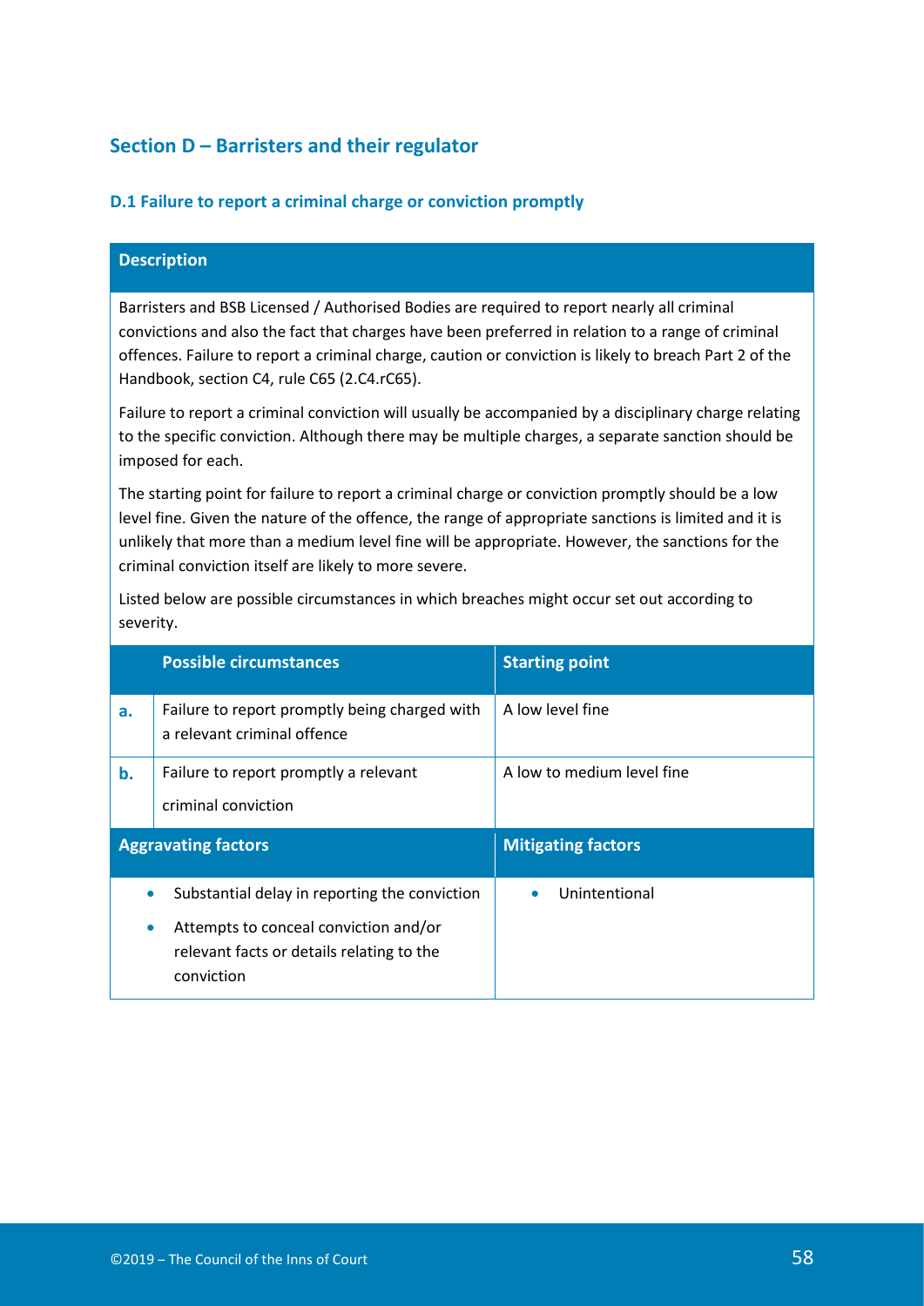## Section D – Barristers and their regulator

### D.1 Failure to report a criminal charge or conviction promptly

**Description**

Barristers and BSB Licensed / Authorised Bodies are required to report nearly all criminal convictions and also the fact that charges have been preferred in relation to a range of criminal offences. Failure to report a criminal charge, caution or conviction is likely to breach Part 2 of the Handbook, section C4, rule C65 (2.C4.rC65).

Failure to report a criminal conviction will usually be accompanied by a disciplinary charge relating to the specific conviction. Although there may be multiple charges, a separate sanction should be imposed for each.

The starting point for failure to report a criminal charge or conviction promptly should be a low level fine. Given the nature of the offence, the range of appropriate sanctions is limited and it is unlikely that more than a medium level fine will be appropriate. However, the sanctions for the criminal conviction itself are likely to more severe.

Listed below are possible circumstances in which breaches might occur set out according to severity.

| | Possible circumstances | Starting point |
|---|---|---|
| **a.** | Failure to report promptly being charged with a relevant criminal offence | A low level fine |
| **b.** | Failure to report promptly a relevant criminal conviction | A low to medium level fine |

| Aggravating factors | Mitigating factors |
|---|---|
| • Substantial delay in reporting the conviction<br>• Attempts to conceal conviction and/or relevant facts or details relating to the conviction | • Unintentional |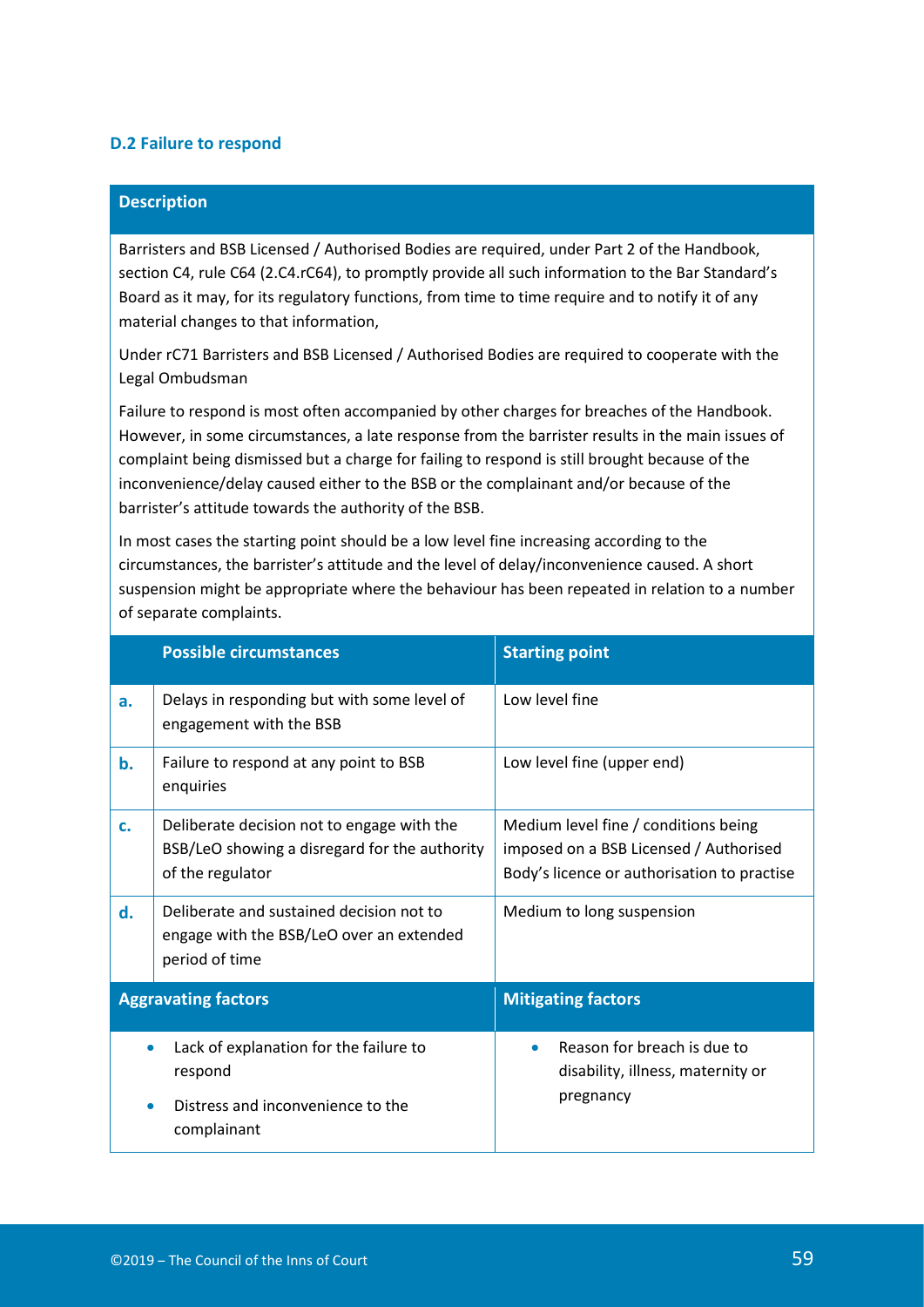### D.2 Failure to respond

**Description**

Barristers and BSB Licensed / Authorised Bodies are required, under Part 2 of the Handbook, section C4, rule C64 (2.C4.rC64), to promptly provide all such information to the Bar Standard's Board as it may, for its regulatory functions, from time to time require and to notify it of any material changes to that information,

Under rC71 Barristers and BSB Licensed / Authorised Bodies are required to cooperate with the Legal Ombudsman

Failure to respond is most often accompanied by other charges for breaches of the Handbook. However, in some circumstances, a late response from the barrister results in the main issues of complaint being dismissed but a charge for failing to respond is still brought because of the inconvenience/delay caused either to the BSB or the complainant and/or because of the barrister's attitude towards the authority of the BSB.

In most cases the starting point should be a low level fine increasing according to the circumstances, the barrister's attitude and the level of delay/inconvenience caused. A short suspension might be appropriate where the behaviour has been repeated in relation to a number of separate complaints.

| | Possible circumstances | Starting point |
|---|---|---|
| **a.** | Delays in responding but with some level of engagement with the BSB | Low level fine |
| **b.** | Failure to respond at any point to BSB enquiries | Low level fine (upper end) |
| **c.** | Deliberate decision not to engage with the BSB/LeO showing a disregard for the authority of the regulator | Medium level fine / conditions being imposed on a BSB Licensed / Authorised Body's licence or authorisation to practise |
| **d.** | Deliberate and sustained decision not to engage with the BSB/LeO over an extended period of time | Medium to long suspension |

| Aggravating factors | Mitigating factors |
|---|---|
| • Lack of explanation for the failure to respond<br>• Distress and inconvenience to the complainant | • Reason for breach is due to disability, illness, maternity or pregnancy |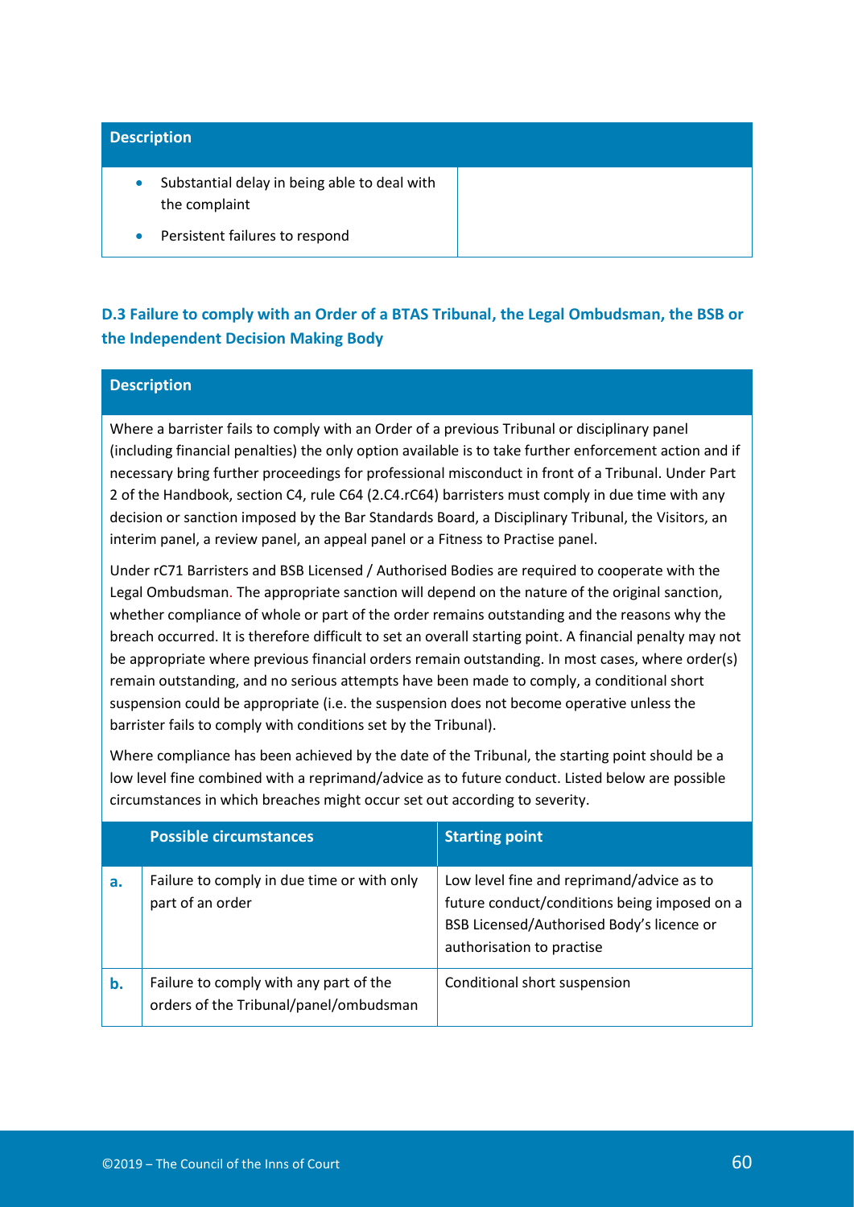| Description | |
|---|---|
| • Substantial delay in being able to deal with the complaint<br>• Persistent failures to respond | |

### D.3 Failure to comply with an Order of a BTAS Tribunal, the Legal Ombudsman, the BSB or the Independent Decision Making Body

| Description |
|---|
| Where a barrister fails to comply with an Order of a previous Tribunal or disciplinary panel (including financial penalties) the only option available is to take further enforcement action and if necessary bring further proceedings for professional misconduct in front of a Tribunal. Under Part 2 of the Handbook, section C4, rule C64 (2.C4.rC64) barristers must comply in due time with any decision or sanction imposed by the Bar Standards Board, a Disciplinary Tribunal, the Visitors, an interim panel, a review panel, an appeal panel or a Fitness to Practise panel.<br><br>Under rC71 Barristers and BSB Licensed / Authorised Bodies are required to cooperate with the Legal Ombudsman. The appropriate sanction will depend on the nature of the original sanction, whether compliance of whole or part of the order remains outstanding and the reasons why the breach occurred. It is therefore difficult to set an overall starting point. A financial penalty may not be appropriate where previous financial orders remain outstanding. In most cases, where order(s) remain outstanding, and no serious attempts have been made to comply, a conditional short suspension could be appropriate (i.e. the suspension does not become operative unless the barrister fails to comply with conditions set by the Tribunal).<br><br>Where compliance has been achieved by the date of the Tribunal, the starting point should be a low level fine combined with a reprimand/advice as to future conduct. Listed below are possible circumstances in which breaches might occur set out according to severity. |

| | Possible circumstances | Starting point |
|---|---|---|
| **a.** | Failure to comply in due time or with only part of an order | Low level fine and reprimand/advice as to future conduct/conditions being imposed on a BSB Licensed/Authorised Body's licence or authorisation to practise |
| **b.** | Failure to comply with any part of the orders of the Tribunal/panel/ombudsman | Conditional short suspension |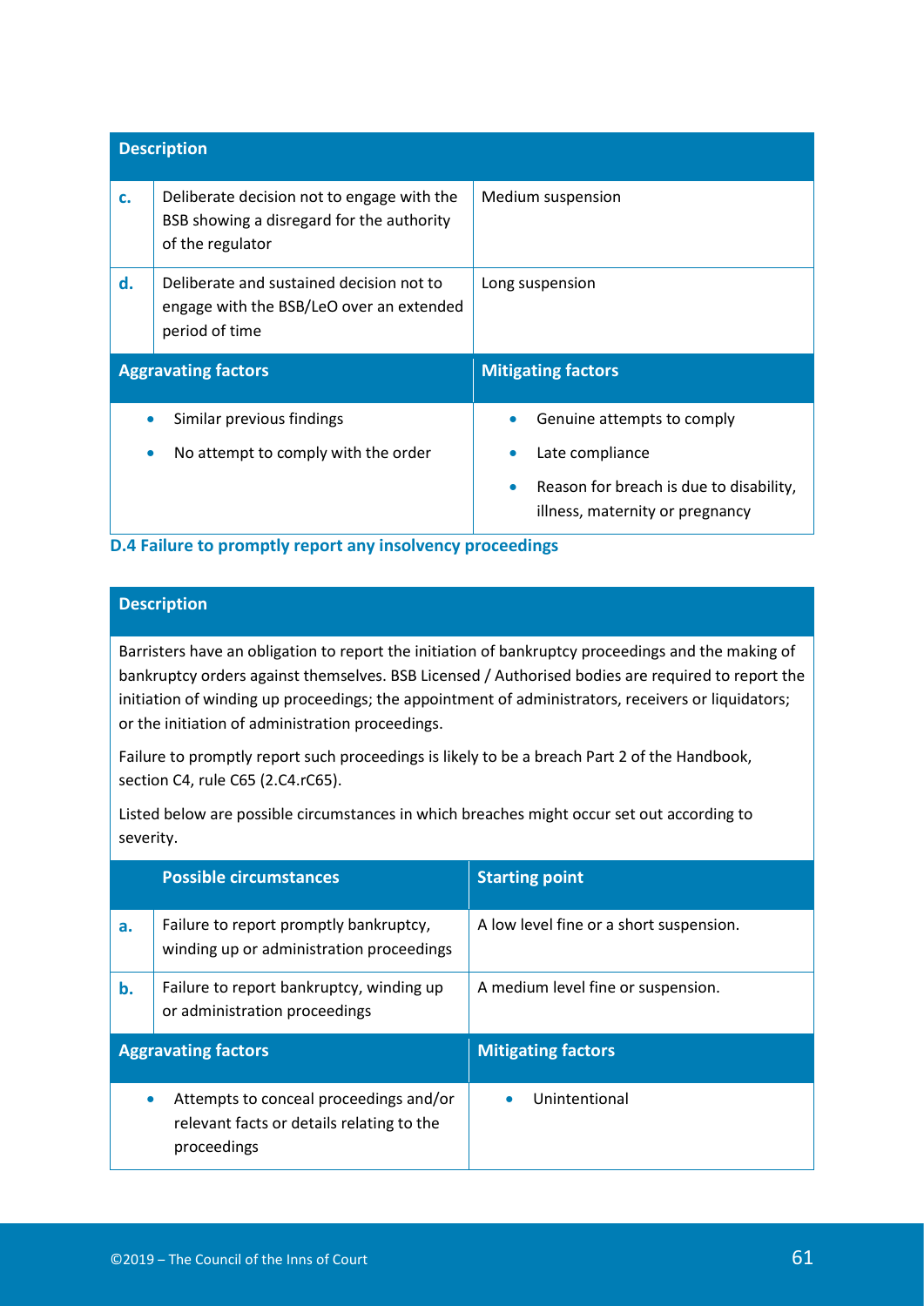| | Description | |
|---|---|---|
| c. | Deliberate decision not to engage with the BSB showing a disregard for the authority of the regulator | Medium suspension |
| d. | Deliberate and sustained decision not to engage with the BSB/LeO over an extended period of time | Long suspension |

| Aggravating factors | Mitigating factors |
|---|---|
| • Similar previous findings<br>• No attempt to comply with the order | • Genuine attempts to comply<br>• Late compliance<br>• Reason for breach is due to disability, illness, maternity or pregnancy |

### D.4 Failure to promptly report any insolvency proceedings

**Description**

Barristers have an obligation to report the initiation of bankruptcy proceedings and the making of bankruptcy orders against themselves. BSB Licensed / Authorised bodies are required to report the initiation of winding up proceedings; the appointment of administrators, receivers or liquidators; or the initiation of administration proceedings.

Failure to promptly report such proceedings is likely to be a breach Part 2 of the Handbook, section C4, rule C65 (2.C4.rC65).

Listed below are possible circumstances in which breaches might occur set out according to severity.

| | Possible circumstances | Starting point |
|---|---|---|
| a. | Failure to report promptly bankruptcy, winding up or administration proceedings | A low level fine or a short suspension. |
| b. | Failure to report bankruptcy, winding up or administration proceedings | A medium level fine or suspension. |

| Aggravating factors | Mitigating factors |
|---|---|
| • Attempts to conceal proceedings and/or relevant facts or details relating to the proceedings | • Unintentional |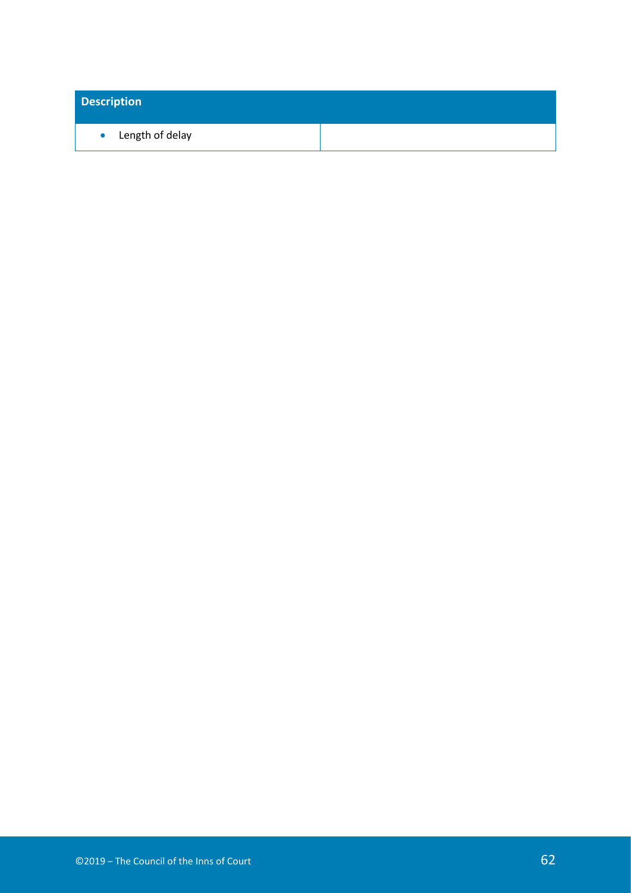| Description | |
| --- | --- |
| • Length of delay | |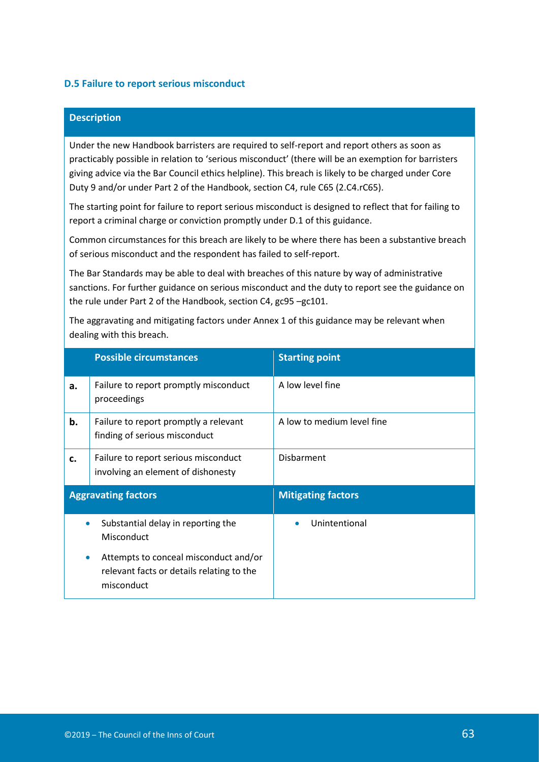### D.5 Failure to report serious misconduct

**Description**

Under the new Handbook barristers are required to self-report and report others as soon as practicably possible in relation to 'serious misconduct' (there will be an exemption for barristers giving advice via the Bar Council ethics helpline). This breach is likely to be charged under Core Duty 9 and/or under Part 2 of the Handbook, section C4, rule C65 (2.C4.rC65).

The starting point for failure to report serious misconduct is designed to reflect that for failing to report a criminal charge or conviction promptly under D.1 of this guidance.

Common circumstances for this breach are likely to be where there has been a substantive breach of serious misconduct and the respondent has failed to self-report.

The Bar Standards may be able to deal with breaches of this nature by way of administrative sanctions. For further guidance on serious misconduct and the duty to report see the guidance on the rule under Part 2 of the Handbook, section C4, gc95 –gc101.

The aggravating and mitigating factors under Annex 1 of this guidance may be relevant when dealing with this breach.

| | Possible circumstances | Starting point |
|---|---|---|
| **a.** | Failure to report promptly misconduct proceedings | A low level fine |
| **b.** | Failure to report promptly a relevant finding of serious misconduct | A low to medium level fine |
| **c.** | Failure to report serious misconduct involving an element of dishonesty | Disbarment |

| Aggravating factors | Mitigating factors |
|---|---|
| • Substantial delay in reporting the Misconduct<br>• Attempts to conceal misconduct and/or relevant facts or details relating to the misconduct | • Unintentional |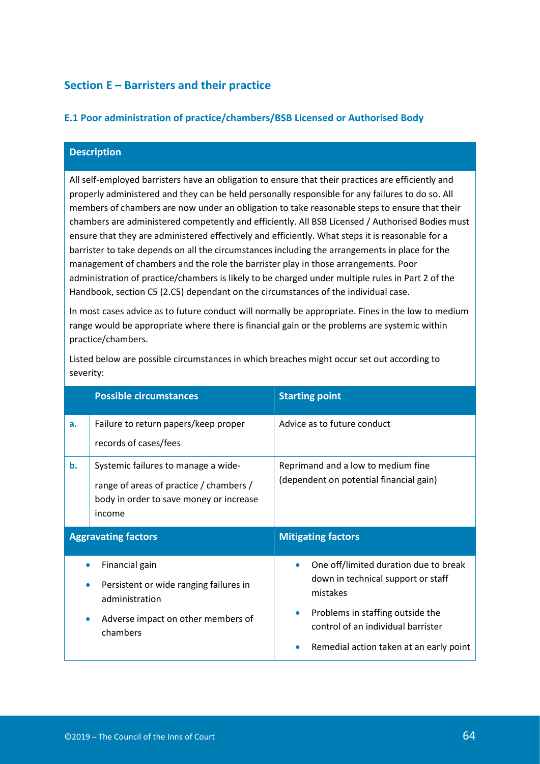## Section E – Barristers and their practice

### E.1 Poor administration of practice/chambers/BSB Licensed or Authorised Body

**Description**

All self-employed barristers have an obligation to ensure that their practices are efficiently and properly administered and they can be held personally responsible for any failures to do so. All members of chambers are now under an obligation to take reasonable steps to ensure that their chambers are administered competently and efficiently. All BSB Licensed / Authorised Bodies must ensure that they are administered effectively and efficiently. What steps it is reasonable for a barrister to take depends on all the circumstances including the arrangements in place for the management of chambers and the role the barrister play in those arrangements. Poor administration of practice/chambers is likely to be charged under multiple rules in Part 2 of the Handbook, section C5 (2.C5) dependant on the circumstances of the individual case.

In most cases advice as to future conduct will normally be appropriate. Fines in the low to medium range would be appropriate where there is financial gain or the problems are systemic within practice/chambers.

Listed below are possible circumstances in which breaches might occur set out according to severity:

| | Possible circumstances | Starting point |
|---|---|---|
| **a.** | Failure to return papers/keep proper records of cases/fees | Advice as to future conduct |
| **b.** | Systemic failures to manage a wide-range of areas of practice / chambers / body in order to save money or increase income | Reprimand and a low to medium fine (dependent on potential financial gain) |

| Aggravating factors | Mitigating factors |
|---|---|
| • Financial gain<br>• Persistent or wide ranging failures in administration<br>• Adverse impact on other members of chambers | • One off/limited duration due to break down in technical support or staff mistakes<br>• Problems in staffing outside the control of an individual barrister<br>• Remedial action taken at an early point |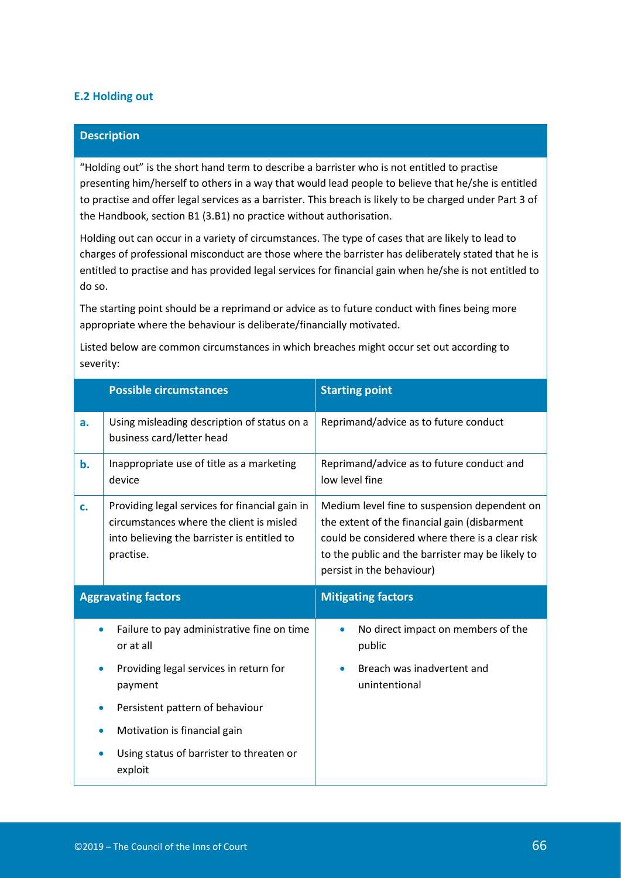## E.2 Holding out

**Description**

"Holding out" is the short hand term to describe a barrister who is not entitled to practise presenting him/herself to others in a way that would lead people to believe that he/she is entitled to practise and offer legal services as a barrister. This breach is likely to be charged under Part 3 of the Handbook, section B1 (3.B1) no practice without authorisation.

Holding out can occur in a variety of circumstances. The type of cases that are likely to lead to charges of professional misconduct are those where the barrister has deliberately stated that he is entitled to practise and has provided legal services for financial gain when he/she is not entitled to do so.

The starting point should be a reprimand or advice as to future conduct with fines being more appropriate where the behaviour is deliberate/financially motivated.

Listed below are common circumstances in which breaches might occur set out according to severity:

| | Possible circumstances | Starting point |
|---|---|---|
| **a.** | Using misleading description of status on a business card/letter head | Reprimand/advice as to future conduct |
| **b.** | Inappropriate use of title as a marketing device | Reprimand/advice as to future conduct and low level fine |
| **c.** | Providing legal services for financial gain in circumstances where the client is misled into believing the barrister is entitled to practise. | Medium level fine to suspension dependent on the extent of the financial gain (disbarment could be considered where there is a clear risk to the public and the barrister may be likely to persist in the behaviour) |

| Aggravating factors | Mitigating factors |
|---|---|
| • Failure to pay administrative fine on time or at all<br>• Providing legal services in return for payment<br>• Persistent pattern of behaviour<br>• Motivation is financial gain<br>• Using status of barrister to threaten or exploit | • No direct impact on members of the public<br>• Breach was inadvertent and unintentional |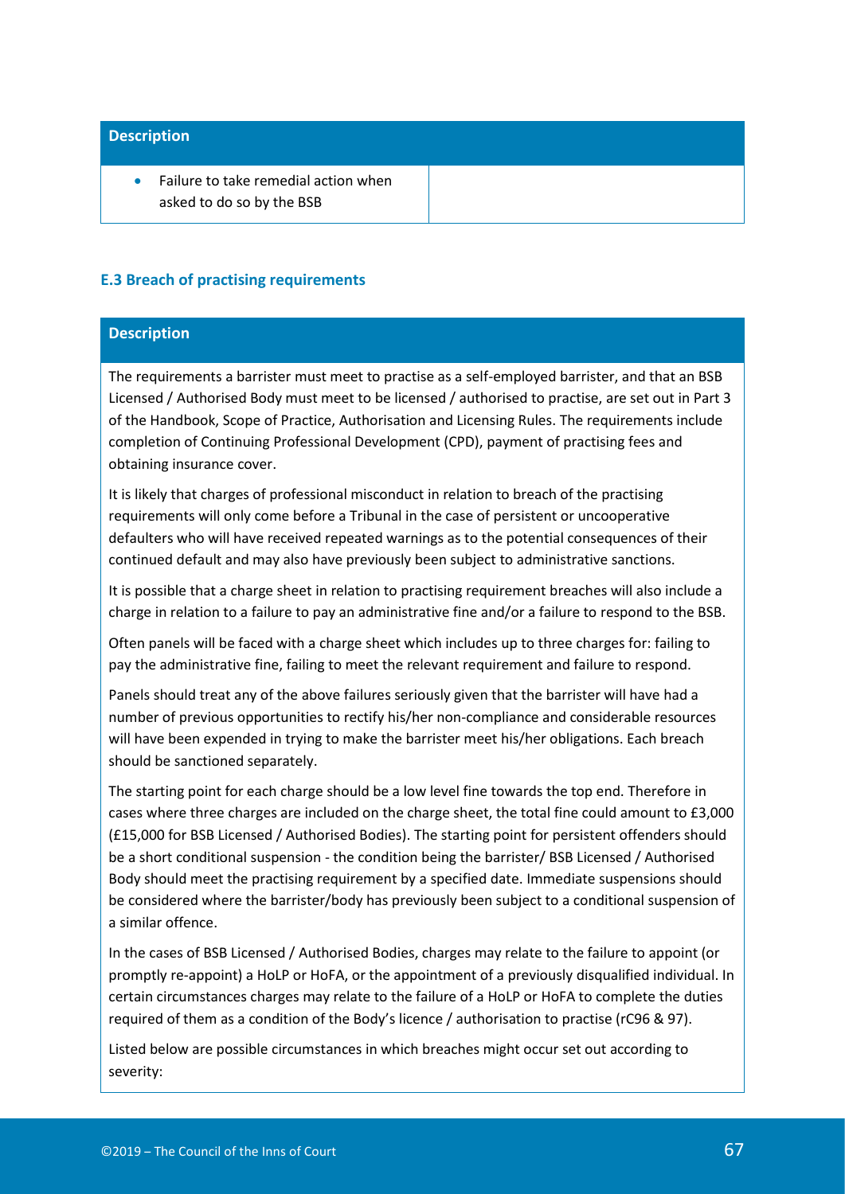| Description | |
| --- | --- |
| • Failure to take remedial action when asked to do so by the BSB | |

### E.3 Breach of practising requirements

| Description |
| --- |
| The requirements a barrister must meet to practise as a self-employed barrister, and that an BSB Licensed / Authorised Body must meet to be licensed / authorised to practise, are set out in Part 3 of the Handbook, Scope of Practice, Authorisation and Licensing Rules. The requirements include completion of Continuing Professional Development (CPD), payment of practising fees and obtaining insurance cover.<br><br>It is likely that charges of professional misconduct in relation to breach of the practising requirements will only come before a Tribunal in the case of persistent or uncooperative defaulters who will have received repeated warnings as to the potential consequences of their continued default and may also have previously been subject to administrative sanctions.<br><br>It is possible that a charge sheet in relation to practising requirement breaches will also include a charge in relation to a failure to pay an administrative fine and/or a failure to respond to the BSB.<br><br>Often panels will be faced with a charge sheet which includes up to three charges for: failing to pay the administrative fine, failing to meet the relevant requirement and failure to respond.<br><br>Panels should treat any of the above failures seriously given that the barrister will have had a number of previous opportunities to rectify his/her non-compliance and considerable resources will have been expended in trying to make the barrister meet his/her obligations. Each breach should be sanctioned separately.<br><br>The starting point for each charge should be a low level fine towards the top end. Therefore in cases where three charges are included on the charge sheet, the total fine could amount to £3,000 (£15,000 for BSB Licensed / Authorised Bodies). The starting point for persistent offenders should be a short conditional suspension - the condition being the barrister/ BSB Licensed / Authorised Body should meet the practising requirement by a specified date. Immediate suspensions should be considered where the barrister/body has previously been subject to a conditional suspension of a similar offence.<br><br>In the cases of BSB Licensed / Authorised Bodies, charges may relate to the failure to appoint (or promptly re-appoint) a HoLP or HoFA, or the appointment of a previously disqualified individual. In certain circumstances charges may relate to the failure of a HoLP or HoFA to complete the duties required of them as a condition of the Body's licence / authorisation to practise (rC96 & 97).<br><br>Listed below are possible circumstances in which breaches might occur set out according to severity: |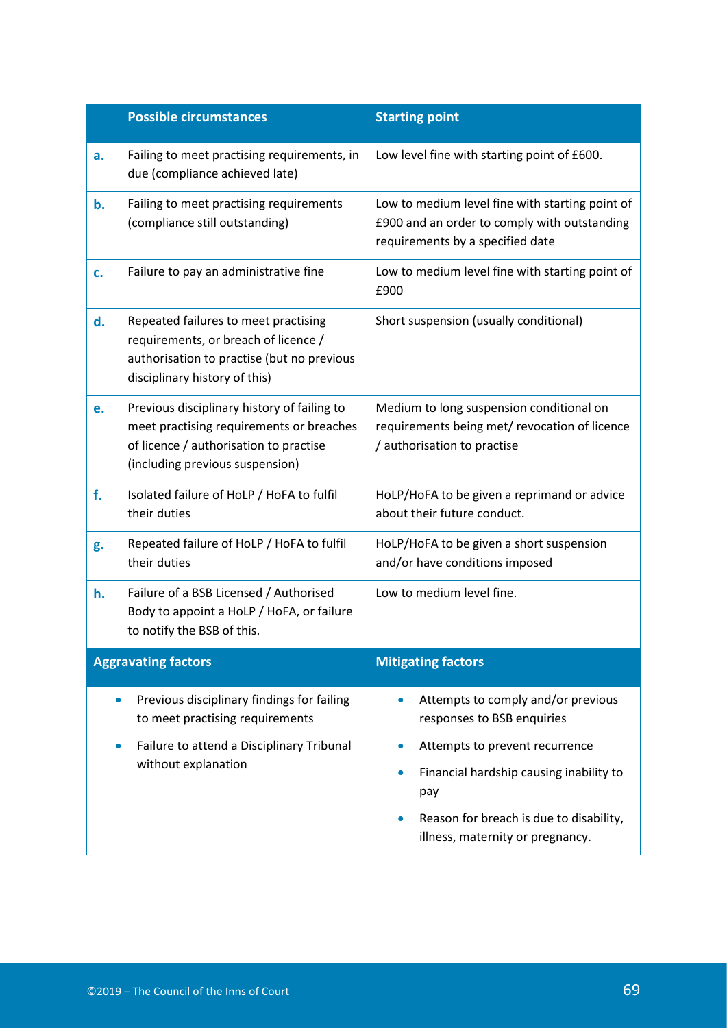| | Possible circumstances | Starting point |
|---|---|---|
| **a.** | Failing to meet practising requirements, in due (compliance achieved late) | Low level fine with starting point of £600. |
| **b.** | Failing to meet practising requirements (compliance still outstanding) | Low to medium level fine with starting point of £900 and an order to comply with outstanding requirements by a specified date |
| **c.** | Failure to pay an administrative fine | Low to medium level fine with starting point of £900 |
| **d.** | Repeated failures to meet practising requirements, or breach of licence / authorisation to practise (but no previous disciplinary history of this) | Short suspension (usually conditional) |
| **e.** | Previous disciplinary history of failing to meet practising requirements or breaches of licence / authorisation to practise (including previous suspension) | Medium to long suspension conditional on requirements being met/ revocation of licence / authorisation to practise |
| **f.** | Isolated failure of HoLP / HoFA to fulfil their duties | HoLP/HoFA to be given a reprimand or advice about their future conduct. |
| **g.** | Repeated failure of HoLP / HoFA to fulfil their duties | HoLP/HoFA to be given a short suspension and/or have conditions imposed |
| **h.** | Failure of a BSB Licensed / Authorised Body to appoint a HoLP / HoFA, or failure to notify the BSB of this. | Low to medium level fine. |

| Aggravating factors | Mitigating factors |
|---|---|
| • Previous disciplinary findings for failing to meet practising requirements<br>• Failure to attend a Disciplinary Tribunal without explanation | • Attempts to comply and/or previous responses to BSB enquiries<br>• Attempts to prevent recurrence<br>• Financial hardship causing inability to pay<br>• Reason for breach is due to disability, illness, maternity or pregnancy. |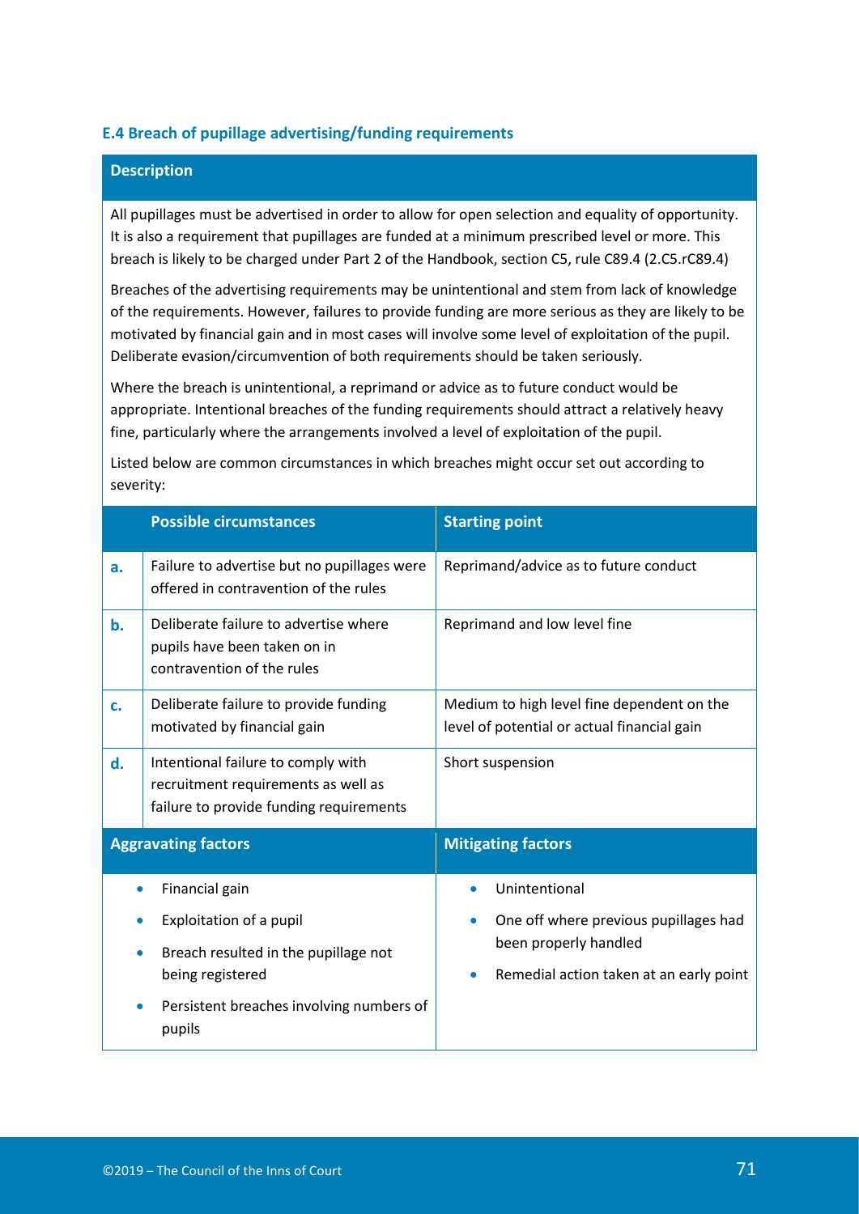### E.4 Breach of pupillage advertising/funding requirements

**Description**

All pupillages must be advertised in order to allow for open selection and equality of opportunity. It is also a requirement that pupillages are funded at a minimum prescribed level or more. This breach is likely to be charged under Part 2 of the Handbook, section C5, rule C89.4 (2.C5.rC89.4)

Breaches of the advertising requirements may be unintentional and stem from lack of knowledge of the requirements. However, failures to provide funding are more serious as they are likely to be motivated by financial gain and in most cases will involve some level of exploitation of the pupil. Deliberate evasion/circumvention of both requirements should be taken seriously.

Where the breach is unintentional, a reprimand or advice as to future conduct would be appropriate. Intentional breaches of the funding requirements should attract a relatively heavy fine, particularly where the arrangements involved a level of exploitation of the pupil.

Listed below are common circumstances in which breaches might occur set out according to severity:

| | Possible circumstances | Starting point |
|---|---|---|
| **a.** | Failure to advertise but no pupillages were offered in contravention of the rules | Reprimand/advice as to future conduct |
| **b.** | Deliberate failure to advertise where pupils have been taken on in contravention of the rules | Reprimand and low level fine |
| **c.** | Deliberate failure to provide funding motivated by financial gain | Medium to high level fine dependent on the level of potential or actual financial gain |
| **d.** | Intentional failure to comply with recruitment requirements as well as failure to provide funding requirements | Short suspension |

| Aggravating factors | Mitigating factors |
|---|---|
| • Financial gain<br>• Exploitation of a pupil<br>• Breach resulted in the pupillage not being registered<br>• Persistent breaches involving numbers of pupils | • Unintentional<br>• One off where previous pupillages had been properly handled<br>• Remedial action taken at an early point |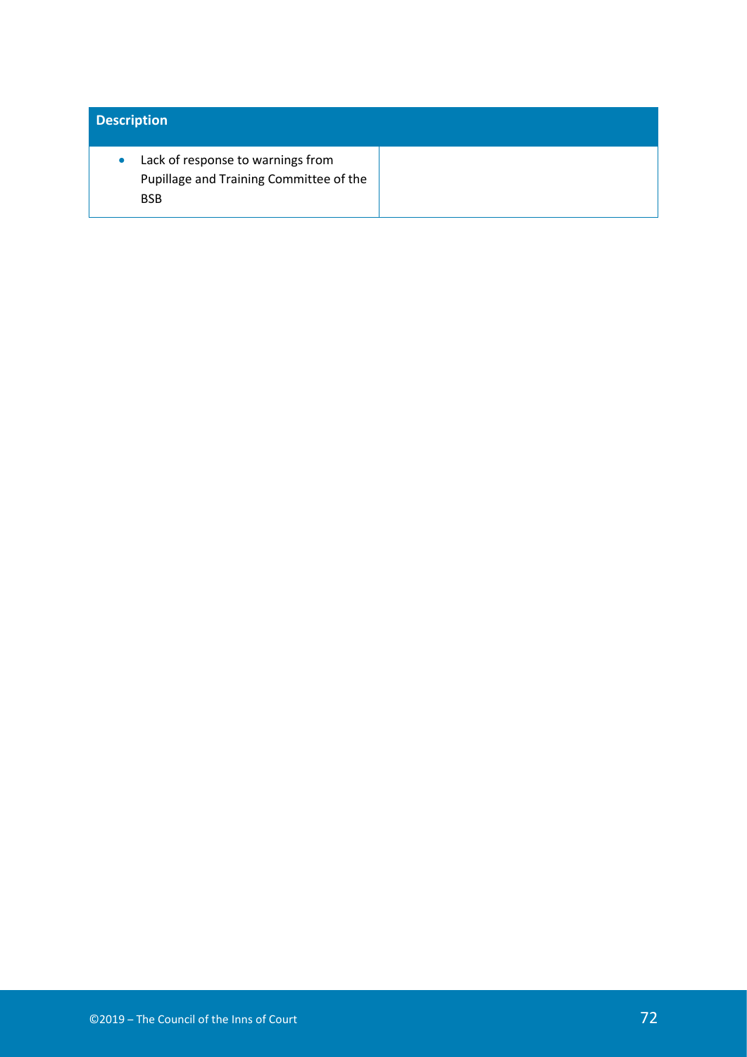| Description | |
| --- | --- |
| - Lack of response to warnings from Pupillage and Training Committee of the BSB | |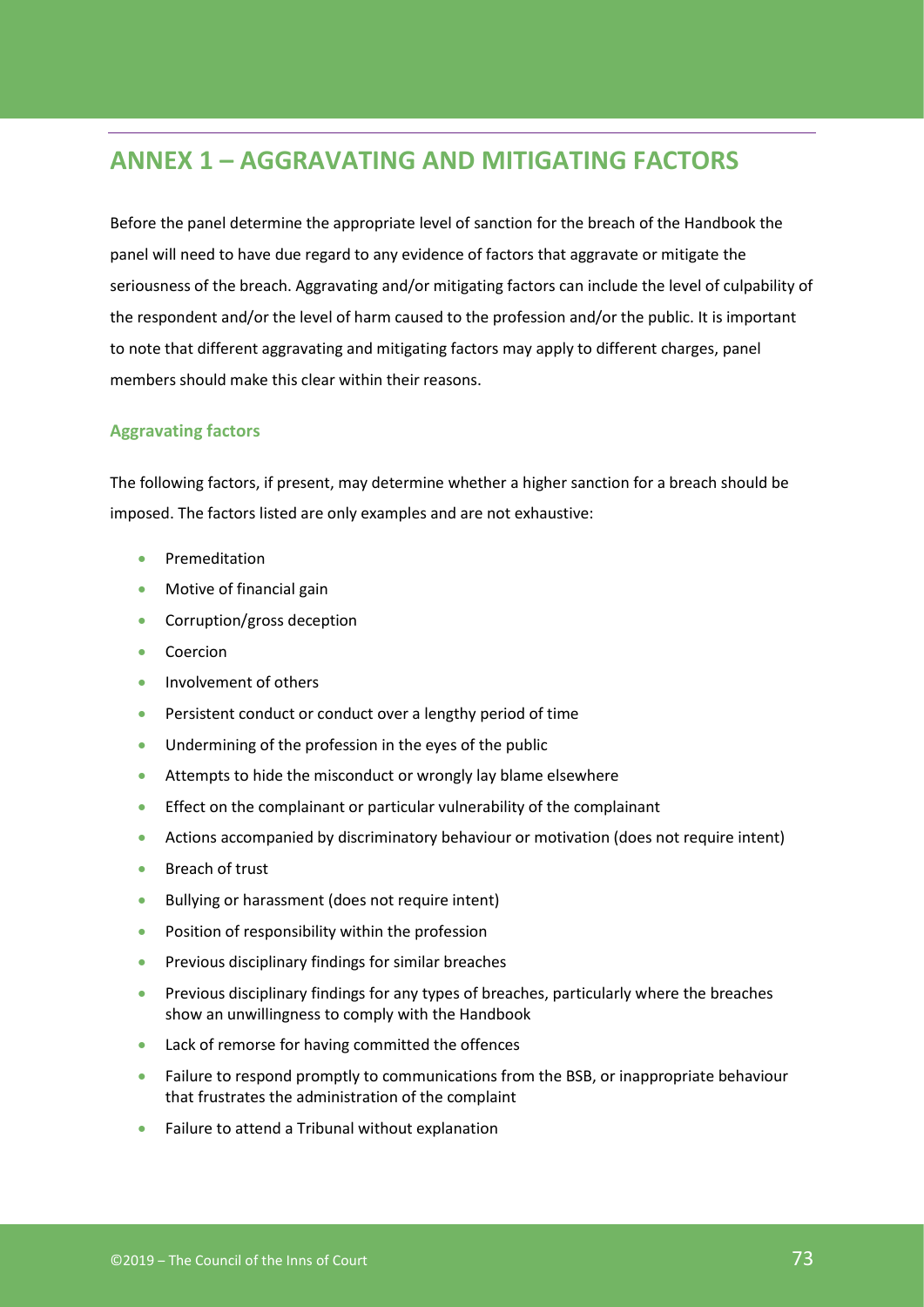# ANNEX 1 – AGGRAVATING AND MITIGATING FACTORS

Before the panel determine the appropriate level of sanction for the breach of the Handbook the panel will need to have due regard to any evidence of factors that aggravate or mitigate the seriousness of the breach. Aggravating and/or mitigating factors can include the level of culpability of the respondent and/or the level of harm caused to the profession and/or the public. It is important to note that different aggravating and mitigating factors may apply to different charges, panel members should make this clear within their reasons.

### Aggravating factors

The following factors, if present, may determine whether a higher sanction for a breach should be imposed. The factors listed are only examples and are not exhaustive:

- Premeditation
- Motive of financial gain
- Corruption/gross deception
- Coercion
- Involvement of others
- Persistent conduct or conduct over a lengthy period of time
- Undermining of the profession in the eyes of the public
- Attempts to hide the misconduct or wrongly lay blame elsewhere
- Effect on the complainant or particular vulnerability of the complainant
- Actions accompanied by discriminatory behaviour or motivation (does not require intent)
- Breach of trust
- Bullying or harassment (does not require intent)
- Position of responsibility within the profession
- Previous disciplinary findings for similar breaches
- Previous disciplinary findings for any types of breaches, particularly where the breaches show an unwillingness to comply with the Handbook
- Lack of remorse for having committed the offences
- Failure to respond promptly to communications from the BSB, or inappropriate behaviour that frustrates the administration of the complaint
- Failure to attend a Tribunal without explanation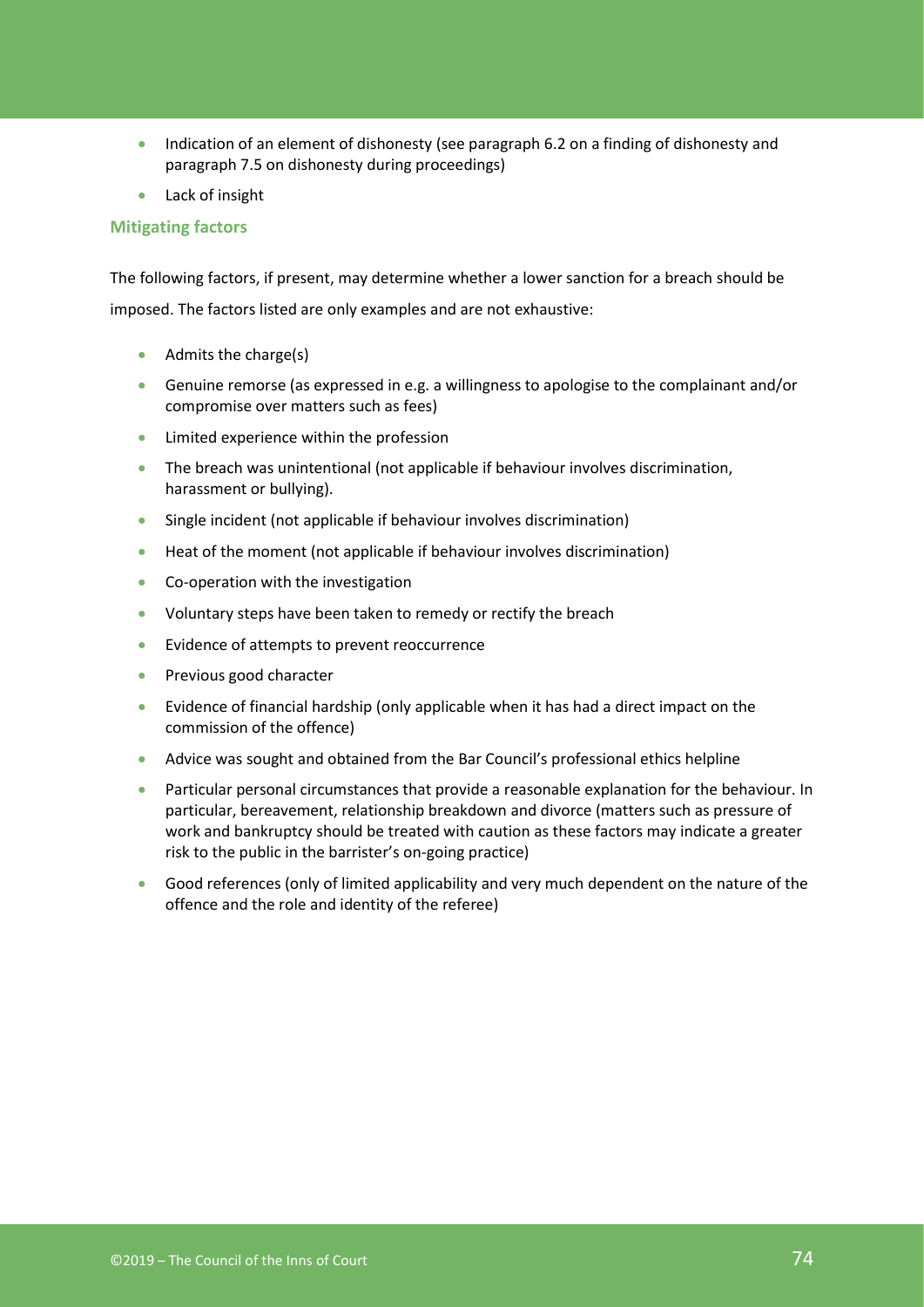- Indication of an element of dishonesty (see paragraph 6.2 on a finding of dishonesty and paragraph 7.5 on dishonesty during proceedings)
- Lack of insight

### Mitigating factors

The following factors, if present, may determine whether a lower sanction for a breach should be imposed. The factors listed are only examples and are not exhaustive:

- Admits the charge(s)
- Genuine remorse (as expressed in e.g. a willingness to apologise to the complainant and/or compromise over matters such as fees)
- Limited experience within the profession
- The breach was unintentional (not applicable if behaviour involves discrimination, harassment or bullying).
- Single incident (not applicable if behaviour involves discrimination)
- Heat of the moment (not applicable if behaviour involves discrimination)
- Co-operation with the investigation
- Voluntary steps have been taken to remedy or rectify the breach
- Evidence of attempts to prevent reoccurrence
- Previous good character
- Evidence of financial hardship (only applicable when it has had a direct impact on the commission of the offence)
- Advice was sought and obtained from the Bar Council's professional ethics helpline
- Particular personal circumstances that provide a reasonable explanation for the behaviour. In particular, bereavement, relationship breakdown and divorce (matters such as pressure of work and bankruptcy should be treated with caution as these factors may indicate a greater risk to the public in the barrister's on-going practice)
- Good references (only of limited applicability and very much dependent on the nature of the offence and the role and identity of the referee)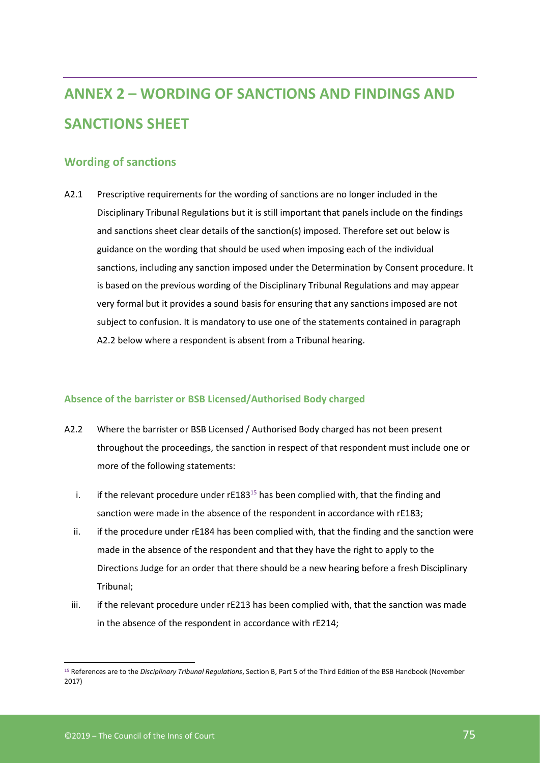# ANNEX 2 – WORDING OF SANCTIONS AND FINDINGS AND SANCTIONS SHEET

## Wording of sanctions

A2.1 Prescriptive requirements for the wording of sanctions are no longer included in the Disciplinary Tribunal Regulations but it is still important that panels include on the findings and sanctions sheet clear details of the sanction(s) imposed. Therefore set out below is guidance on the wording that should be used when imposing each of the individual sanctions, including any sanction imposed under the Determination by Consent procedure. It is based on the previous wording of the Disciplinary Tribunal Regulations and may appear very formal but it provides a sound basis for ensuring that any sanctions imposed are not subject to confusion. It is mandatory to use one of the statements contained in paragraph A2.2 below where a respondent is absent from a Tribunal hearing.

### Absence of the barrister or BSB Licensed/Authorised Body charged

A2.2 Where the barrister or BSB Licensed / Authorised Body charged has not been present throughout the proceedings, the sanction in respect of that respondent must include one or more of the following statements:

i. if the relevant procedure under rE183[15] has been complied with, that the finding and sanction were made in the absence of the respondent in accordance with rE183;

ii. if the procedure under rE184 has been complied with, that the finding and the sanction were made in the absence of the respondent and that they have the right to apply to the Directions Judge for an order that there should be a new hearing before a fresh Disciplinary Tribunal;

iii. if the relevant procedure under rE213 has been complied with, that the sanction was made in the absence of the respondent in accordance with rE214;

[15] References are to the *Disciplinary Tribunal Regulations*, Section B, Part 5 of the Third Edition of the BSB Handbook (November 2017)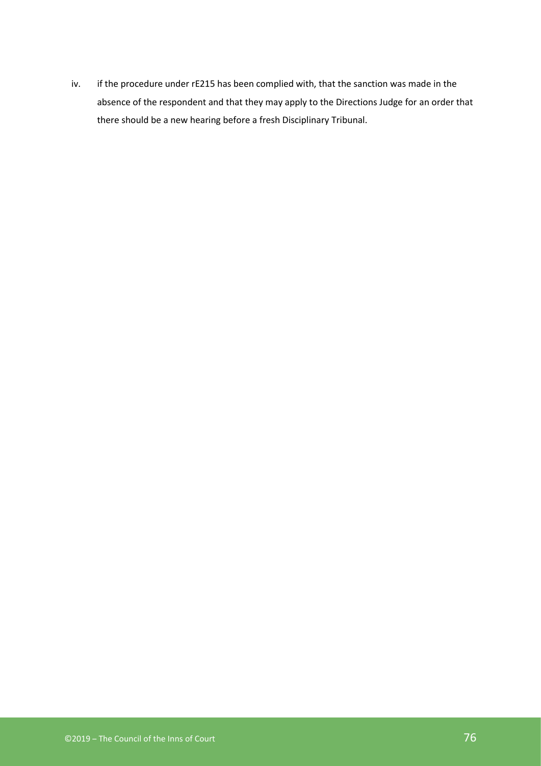iv. if the procedure under rE215 has been complied with, that the sanction was made in the absence of the respondent and that they may apply to the Directions Judge for an order that there should be a new hearing before a fresh Disciplinary Tribunal.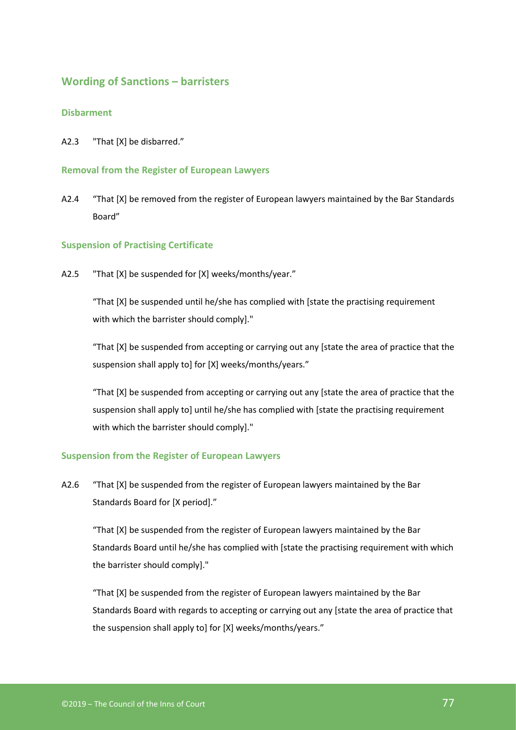## Wording of Sanctions – barristers

### Disbarment

A2.3 "That [X] be disbarred."

### Removal from the Register of European Lawyers

A2.4 "That [X] be removed from the register of European lawyers maintained by the Bar Standards Board"

### Suspension of Practising Certificate

A2.5 "That [X] be suspended for [X] weeks/months/year."

"That [X] be suspended until he/she has complied with [state the practising requirement with which the barrister should comply]."

"That [X] be suspended from accepting or carrying out any [state the area of practice that the suspension shall apply to] for [X] weeks/months/years."

"That [X] be suspended from accepting or carrying out any [state the area of practice that the suspension shall apply to] until he/she has complied with [state the practising requirement with which the barrister should comply]."

### Suspension from the Register of European Lawyers

A2.6 "That [X] be suspended from the register of European lawyers maintained by the Bar Standards Board for [X period]."

"That [X] be suspended from the register of European lawyers maintained by the Bar Standards Board until he/she has complied with [state the practising requirement with which the barrister should comply]."

"That [X] be suspended from the register of European lawyers maintained by the Bar Standards Board with regards to accepting or carrying out any [state the area of practice that the suspension shall apply to] for [X] weeks/months/years."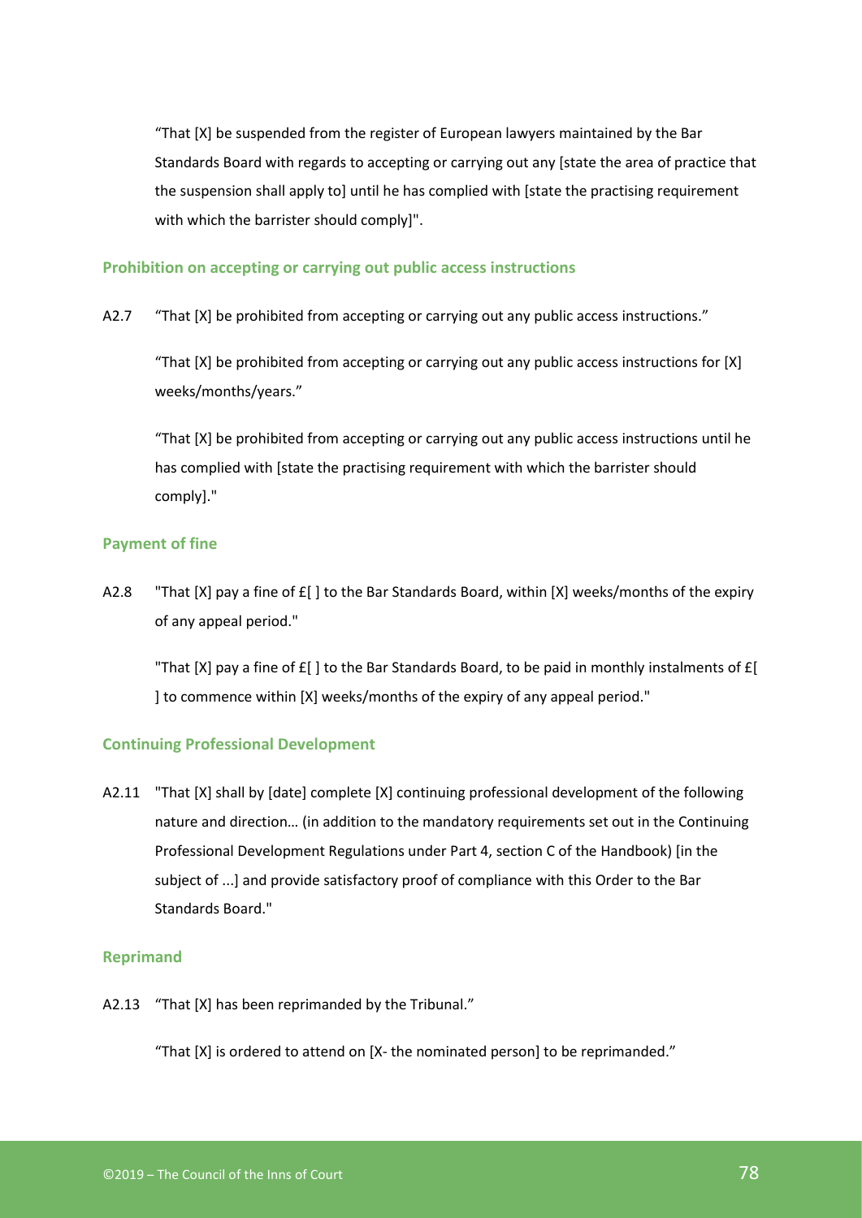"That [X] be suspended from the register of European lawyers maintained by the Bar Standards Board with regards to accepting or carrying out any [state the area of practice that the suspension shall apply to] until he has complied with [state the practising requirement with which the barrister should comply]".

### Prohibition on accepting or carrying out public access instructions

A2.7 "That [X] be prohibited from accepting or carrying out any public access instructions."

"That [X] be prohibited from accepting or carrying out any public access instructions for [X] weeks/months/years."

"That [X] be prohibited from accepting or carrying out any public access instructions until he has complied with [state the practising requirement with which the barrister should comply]."

### Payment of fine

A2.8 "That [X] pay a fine of £[ ] to the Bar Standards Board, within [X] weeks/months of the expiry of any appeal period."

"That [X] pay a fine of £[ ] to the Bar Standards Board, to be paid in monthly instalments of £[ ] to commence within [X] weeks/months of the expiry of any appeal period."

### Continuing Professional Development

A2.11 "That [X] shall by [date] complete [X] continuing professional development of the following nature and direction… (in addition to the mandatory requirements set out in the Continuing Professional Development Regulations under Part 4, section C of the Handbook) [in the subject of ...] and provide satisfactory proof of compliance with this Order to the Bar Standards Board."

### Reprimand

A2.13 "That [X] has been reprimanded by the Tribunal."

"That [X] is ordered to attend on [X- the nominated person] to be reprimanded."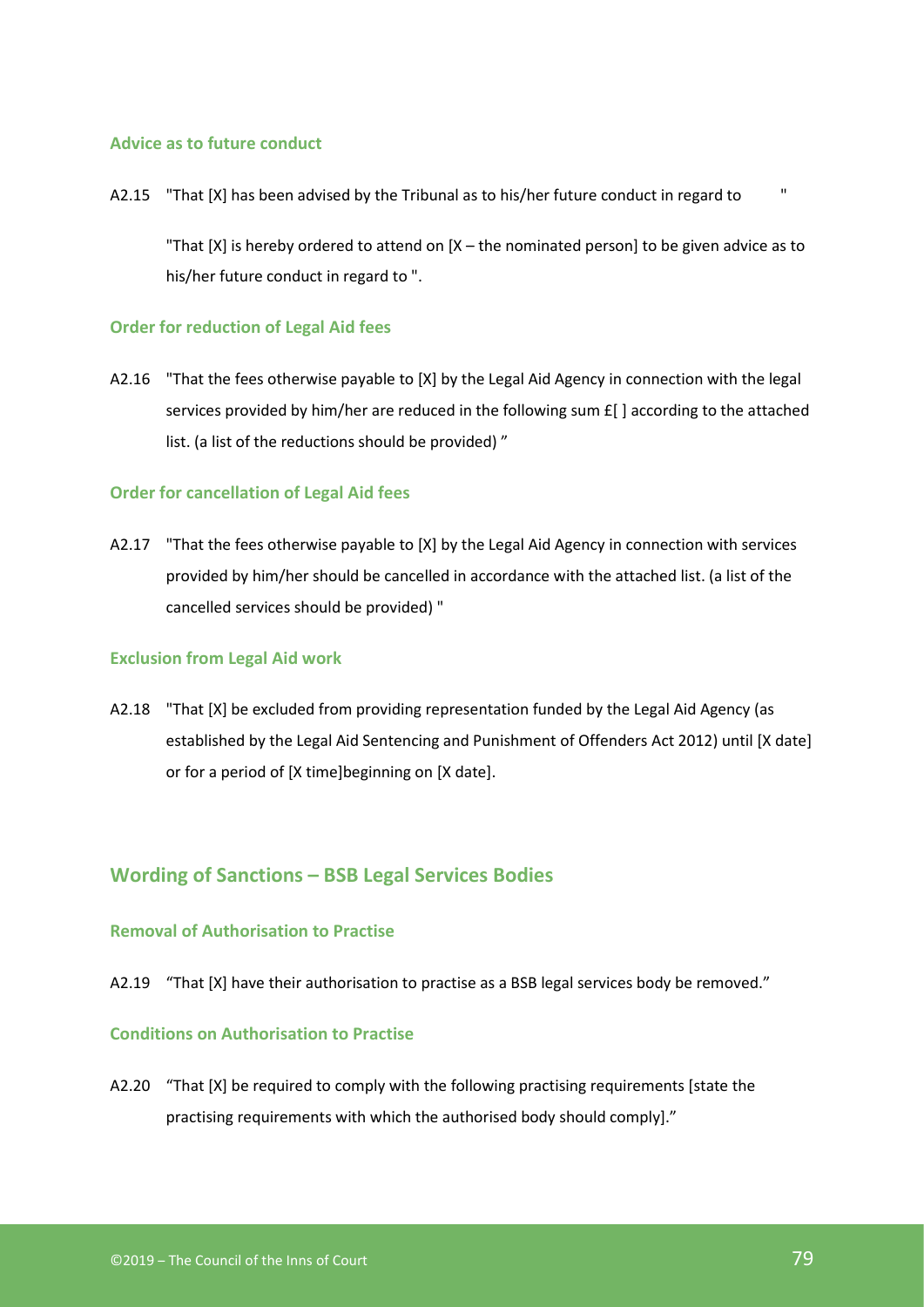### Advice as to future conduct

A2.15 "That [X] has been advised by the Tribunal as to his/her future conduct in regard to "

"That [X] is hereby ordered to attend on [X – the nominated person] to be given advice as to his/her future conduct in regard to ".

### Order for reduction of Legal Aid fees

A2.16 "That the fees otherwise payable to [X] by the Legal Aid Agency in connection with the legal services provided by him/her are reduced in the following sum £[ ] according to the attached list. (a list of the reductions should be provided) ”

### Order for cancellation of Legal Aid fees

A2.17 "That the fees otherwise payable to [X] by the Legal Aid Agency in connection with services provided by him/her should be cancelled in accordance with the attached list. (a list of the cancelled services should be provided) "

### Exclusion from Legal Aid work

A2.18 "That [X] be excluded from providing representation funded by the Legal Aid Agency (as established by the Legal Aid Sentencing and Punishment of Offenders Act 2012) until [X date] or for a period of [X time]beginning on [X date].

## Wording of Sanctions – BSB Legal Services Bodies

### Removal of Authorisation to Practise

A2.19 “That [X] have their authorisation to practise as a BSB legal services body be removed.”

### Conditions on Authorisation to Practise

A2.20 “That [X] be required to comply with the following practising requirements [state the practising requirements with which the authorised body should comply].”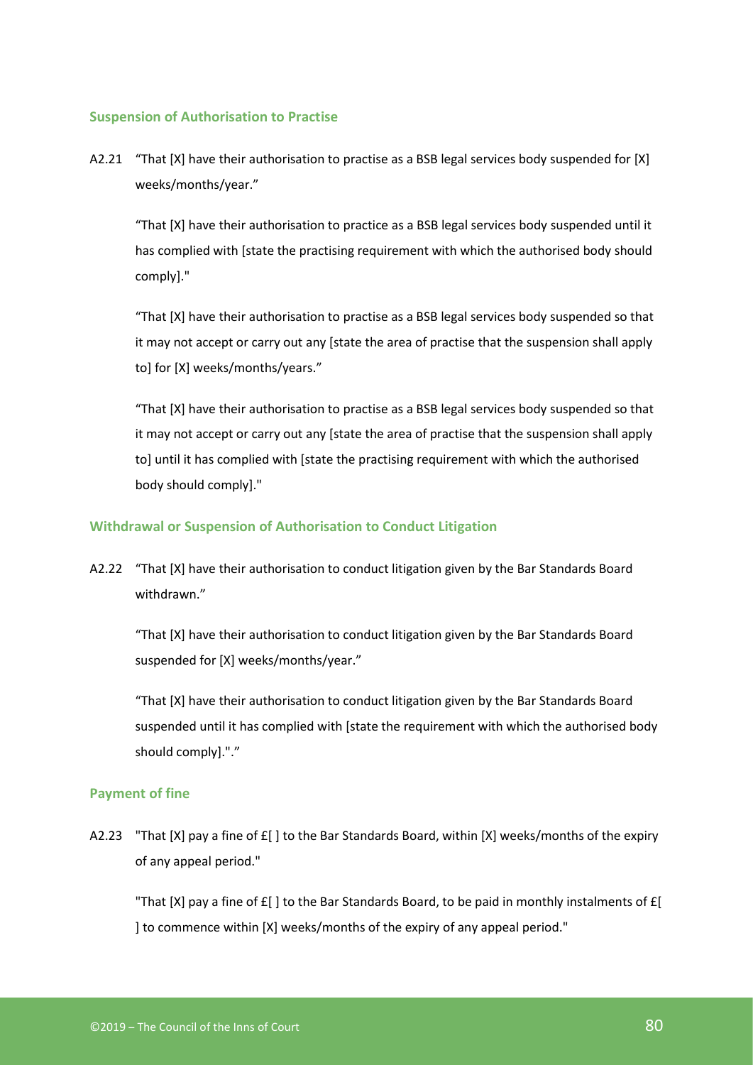### Suspension of Authorisation to Practise

A2.21 “That [X] have their authorisation to practise as a BSB legal services body suspended for [X] weeks/months/year.”

“That [X] have their authorisation to practice as a BSB legal services body suspended until it has complied with [state the practising requirement with which the authorised body should comply]."

“That [X] have their authorisation to practise as a BSB legal services body suspended so that it may not accept or carry out any [state the area of practise that the suspension shall apply to] for [X] weeks/months/years.”

“That [X] have their authorisation to practise as a BSB legal services body suspended so that it may not accept or carry out any [state the area of practise that the suspension shall apply to] until it has complied with [state the practising requirement with which the authorised body should comply]."

### Withdrawal or Suspension of Authorisation to Conduct Litigation

A2.22 “That [X] have their authorisation to conduct litigation given by the Bar Standards Board withdrawn.”

“That [X] have their authorisation to conduct litigation given by the Bar Standards Board suspended for [X] weeks/months/year.”

“That [X] have their authorisation to conduct litigation given by the Bar Standards Board suspended until it has complied with [state the requirement with which the authorised body should comply].".”

### Payment of fine

A2.23 "That [X] pay a fine of £[ ] to the Bar Standards Board, within [X] weeks/months of the expiry of any appeal period."

"That [X] pay a fine of £[ ] to the Bar Standards Board, to be paid in monthly instalments of £[ ] to commence within [X] weeks/months of the expiry of any appeal period."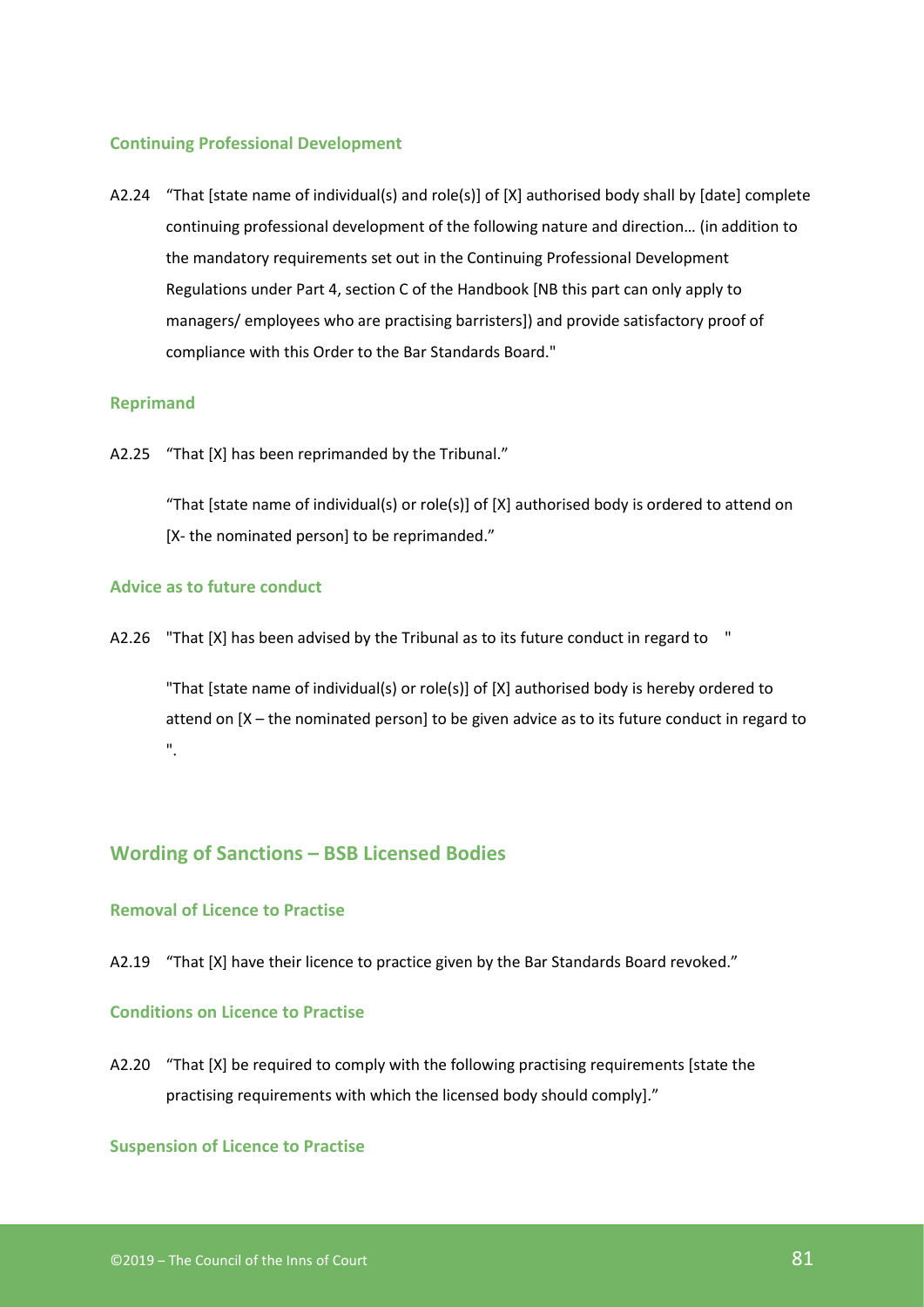### Continuing Professional Development

A2.24 "That [state name of individual(s) and role(s)] of [X] authorised body shall by [date] complete continuing professional development of the following nature and direction… (in addition to the mandatory requirements set out in the Continuing Professional Development Regulations under Part 4, section C of the Handbook [NB this part can only apply to managers/ employees who are practising barristers]) and provide satisfactory proof of compliance with this Order to the Bar Standards Board."

### Reprimand

A2.25 "That [X] has been reprimanded by the Tribunal."

"That [state name of individual(s) or role(s)] of [X] authorised body is ordered to attend on [X- the nominated person] to be reprimanded."

### Advice as to future conduct

A2.26 "That [X] has been advised by the Tribunal as to its future conduct in regard to "

"That [state name of individual(s) or role(s)] of [X] authorised body is hereby ordered to attend on [X – the nominated person] to be given advice as to its future conduct in regard to ".

## Wording of Sanctions – BSB Licensed Bodies

### Removal of Licence to Practise

A2.19 "That [X] have their licence to practice given by the Bar Standards Board revoked."

### Conditions on Licence to Practise

A2.20 "That [X] be required to comply with the following practising requirements [state the practising requirements with which the licensed body should comply]."

### Suspension of Licence to Practise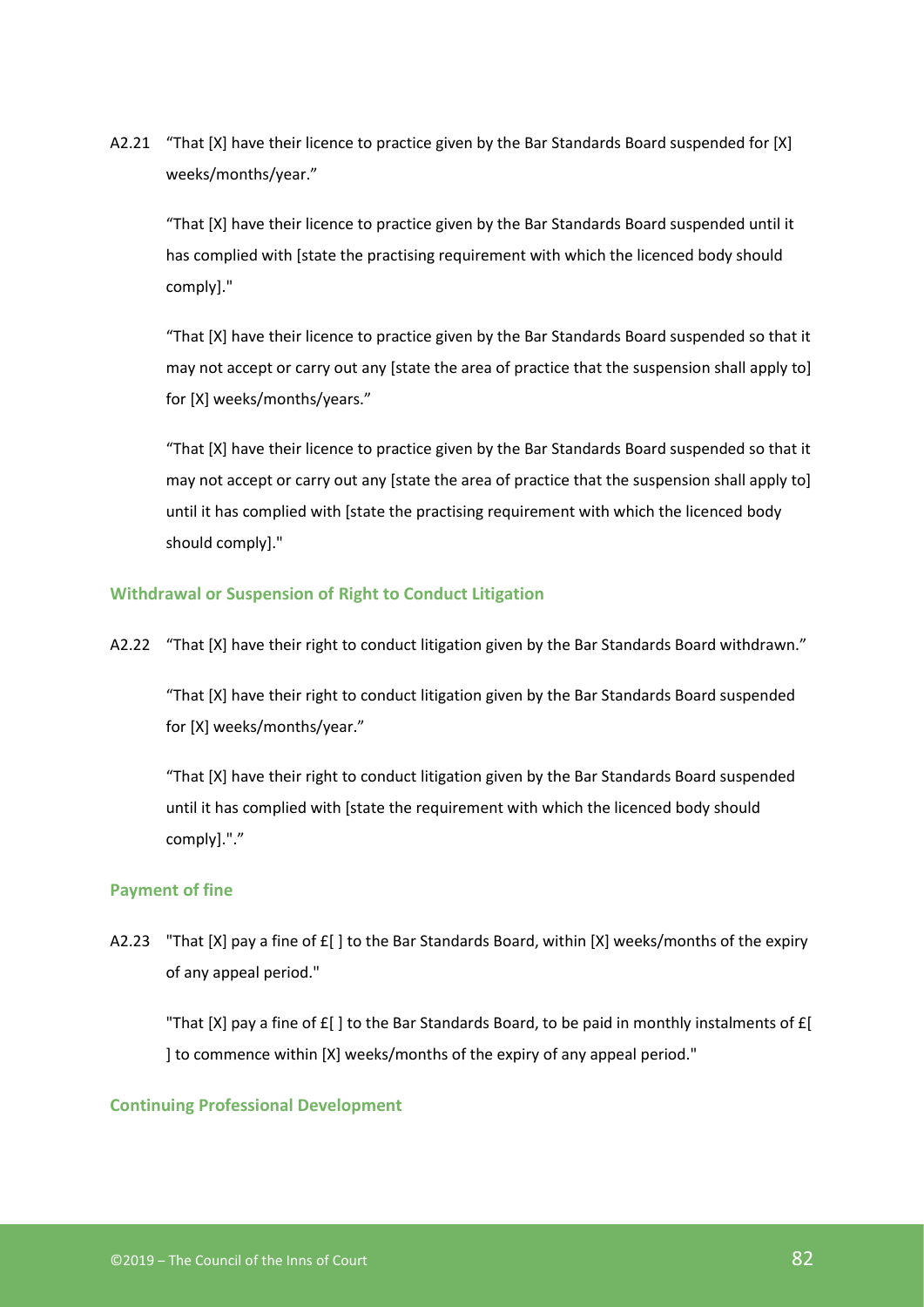A2.21 "That [X] have their licence to practice given by the Bar Standards Board suspended for [X] weeks/months/year."

"That [X] have their licence to practice given by the Bar Standards Board suspended until it has complied with [state the practising requirement with which the licenced body should comply]."

"That [X] have their licence to practice given by the Bar Standards Board suspended so that it may not accept or carry out any [state the area of practice that the suspension shall apply to] for [X] weeks/months/years."

"That [X] have their licence to practice given by the Bar Standards Board suspended so that it may not accept or carry out any [state the area of practice that the suspension shall apply to] until it has complied with [state the practising requirement with which the licenced body should comply]."

### Withdrawal or Suspension of Right to Conduct Litigation

A2.22 "That [X] have their right to conduct litigation given by the Bar Standards Board withdrawn."

"That [X] have their right to conduct litigation given by the Bar Standards Board suspended for [X] weeks/months/year."

"That [X] have their right to conduct litigation given by the Bar Standards Board suspended until it has complied with [state the requirement with which the licenced body should comply]."."

### Payment of fine

A2.23 "That [X] pay a fine of £[ ] to the Bar Standards Board, within [X] weeks/months of the expiry of any appeal period."

"That [X] pay a fine of £[ ] to the Bar Standards Board, to be paid in monthly instalments of £[ ] to commence within [X] weeks/months of the expiry of any appeal period."

### Continuing Professional Development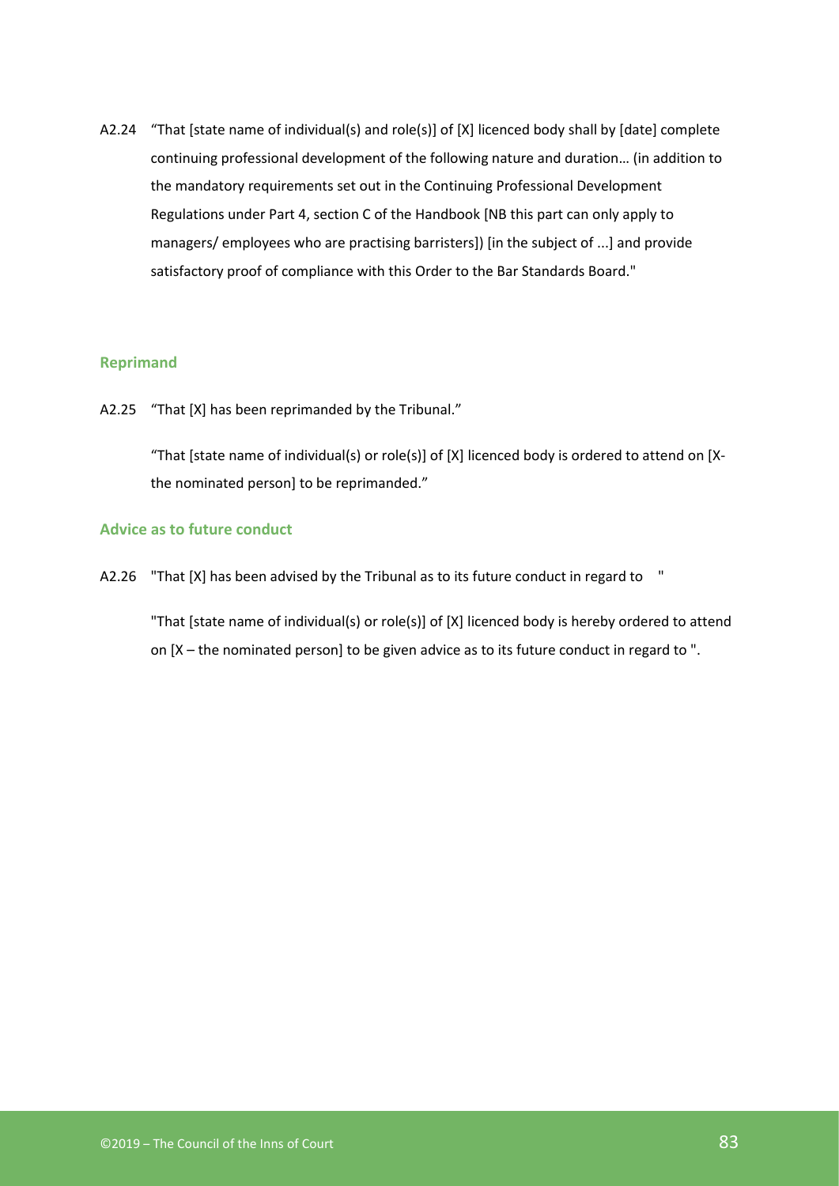A2.24 "That [state name of individual(s) and role(s)] of [X] licenced body shall by [date] complete continuing professional development of the following nature and duration… (in addition to the mandatory requirements set out in the Continuing Professional Development Regulations under Part 4, section C of the Handbook [NB this part can only apply to managers/ employees who are practising barristers]) [in the subject of ...] and provide satisfactory proof of compliance with this Order to the Bar Standards Board."

### Reprimand

A2.25 "That [X] has been reprimanded by the Tribunal."

"That [state name of individual(s) or role(s)] of [X] licenced body is ordered to attend on [X-the nominated person] to be reprimanded."

### Advice as to future conduct

A2.26 "That [X] has been advised by the Tribunal as to its future conduct in regard to "

"That [state name of individual(s) or role(s)] of [X] licenced body is hereby ordered to attend on [X – the nominated person] to be given advice as to its future conduct in regard to ".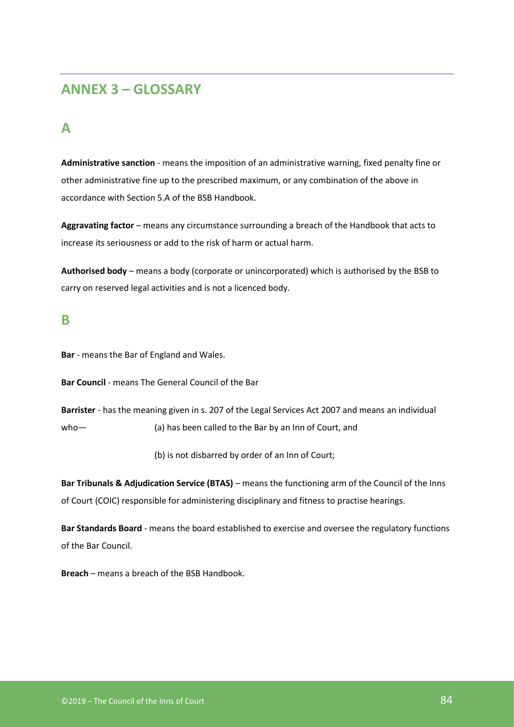## ANNEX 3 – GLOSSARY

### A

**Administrative sanction** - means the imposition of an administrative warning, fixed penalty fine or other administrative fine up to the prescribed maximum, or any combination of the above in accordance with Section 5.A of the BSB Handbook.

**Aggravating factor** – means any circumstance surrounding a breach of the Handbook that acts to increase its seriousness or add to the risk of harm or actual harm.

**Authorised body** – means a body (corporate or unincorporated) which is authorised by the BSB to carry on reserved legal activities and is not a licenced body.

### B

**Bar** - means the Bar of England and Wales.

**Bar Council** - means The General Council of the Bar

**Barrister** - has the meaning given in s. 207 of the Legal Services Act 2007 and means an individual who— (a) has been called to the Bar by an Inn of Court, and

(b) is not disbarred by order of an Inn of Court;

**Bar Tribunals & Adjudication Service (BTAS)** – means the functioning arm of the Council of the Inns of Court (COIC) responsible for administering disciplinary and fitness to practise hearings.

**Bar Standards Board** - means the board established to exercise and oversee the regulatory functions of the Bar Council.

**Breach** – means a breach of the BSB Handbook.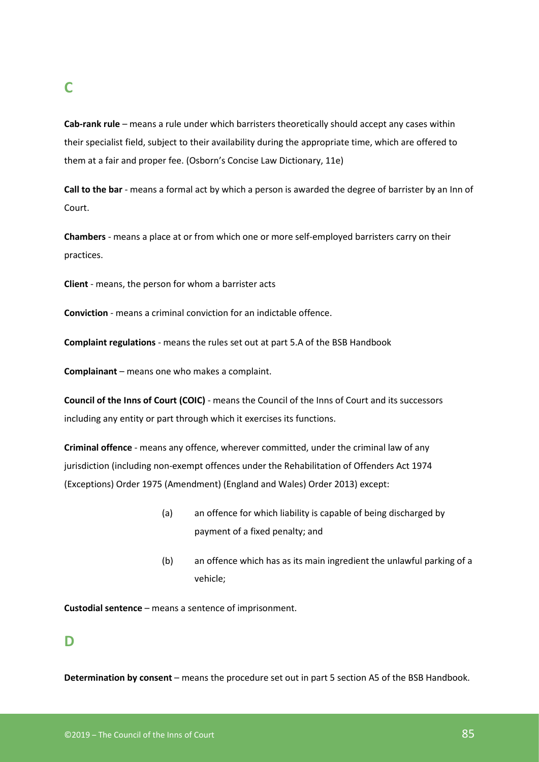## C

**Cab-rank rule** – means a rule under which barristers theoretically should accept any cases within their specialist field, subject to their availability during the appropriate time, which are offered to them at a fair and proper fee. (Osborn's Concise Law Dictionary, 11e)

**Call to the bar** - means a formal act by which a person is awarded the degree of barrister by an Inn of Court.

**Chambers** - means a place at or from which one or more self-employed barristers carry on their practices.

**Client** - means, the person for whom a barrister acts

**Conviction** - means a criminal conviction for an indictable offence.

**Complaint regulations** - means the rules set out at part 5.A of the BSB Handbook

**Complainant** – means one who makes a complaint.

**Council of the Inns of Court (COIC)** - means the Council of the Inns of Court and its successors including any entity or part through which it exercises its functions.

**Criminal offence** - means any offence, wherever committed, under the criminal law of any jurisdiction (including non-exempt offences under the Rehabilitation of Offenders Act 1974 (Exceptions) Order 1975 (Amendment) (England and Wales) Order 2013) except:

(a) an offence for which liability is capable of being discharged by payment of a fixed penalty; and

(b) an offence which has as its main ingredient the unlawful parking of a vehicle;

**Custodial sentence** – means a sentence of imprisonment.

## D

**Determination by consent** – means the procedure set out in part 5 section A5 of the BSB Handbook.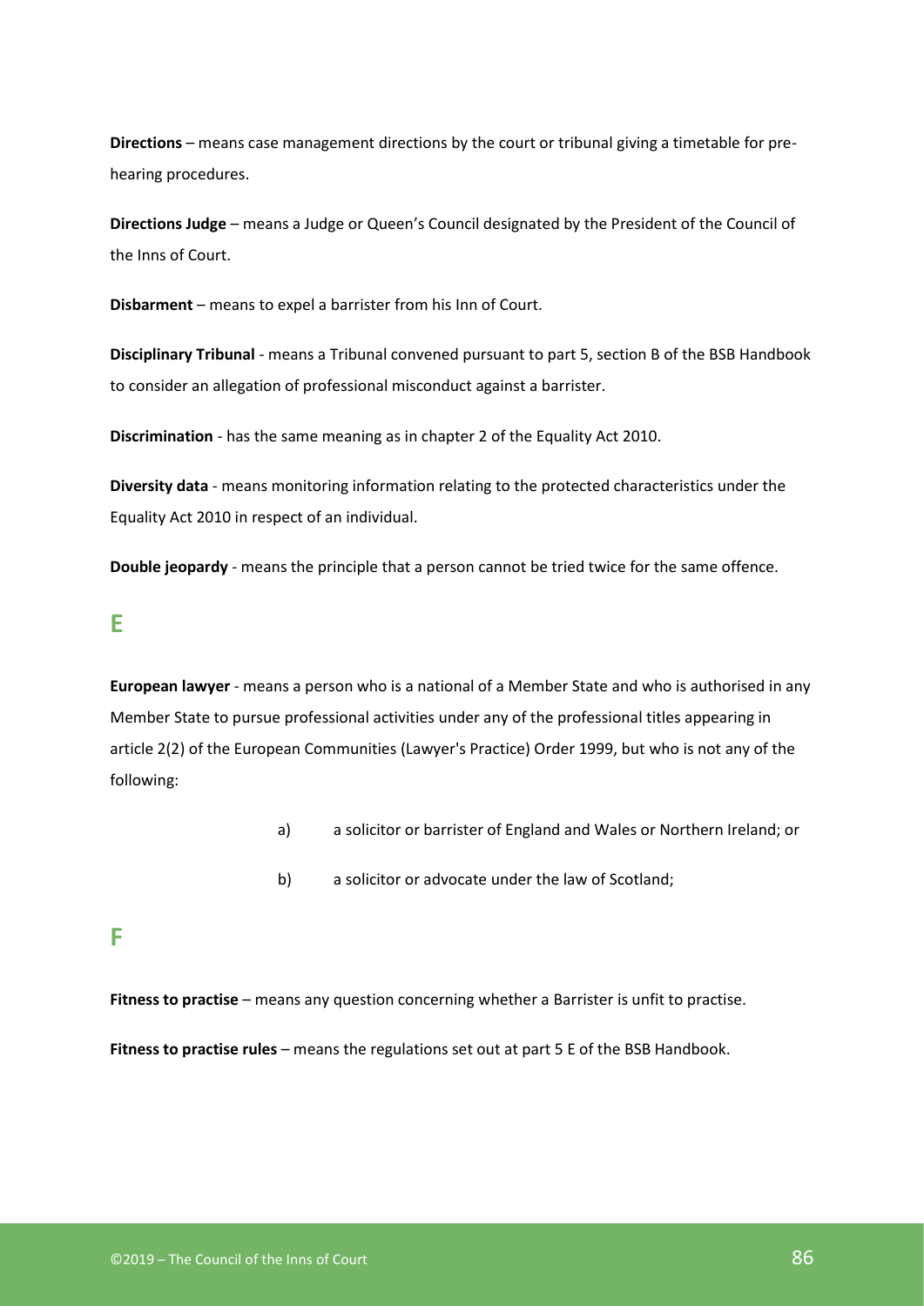**Directions** – means case management directions by the court or tribunal giving a timetable for pre-hearing procedures.

**Directions Judge** – means a Judge or Queen's Council designated by the President of the Council of the Inns of Court.

**Disbarment** – means to expel a barrister from his Inn of Court.

**Disciplinary Tribunal** - means a Tribunal convened pursuant to part 5, section B of the BSB Handbook to consider an allegation of professional misconduct against a barrister.

**Discrimination** - has the same meaning as in chapter 2 of the Equality Act 2010.

**Diversity data** - means monitoring information relating to the protected characteristics under the Equality Act 2010 in respect of an individual.

**Double jeopardy** - means the principle that a person cannot be tried twice for the same offence.

## E

**European lawyer** - means a person who is a national of a Member State and who is authorised in any Member State to pursue professional activities under any of the professional titles appearing in article 2(2) of the European Communities (Lawyer's Practice) Order 1999, but who is not any of the following:

a) a solicitor or barrister of England and Wales or Northern Ireland; or

b) a solicitor or advocate under the law of Scotland;

## F

**Fitness to practise** – means any question concerning whether a Barrister is unfit to practise.

**Fitness to practise rules** – means the regulations set out at part 5 E of the BSB Handbook.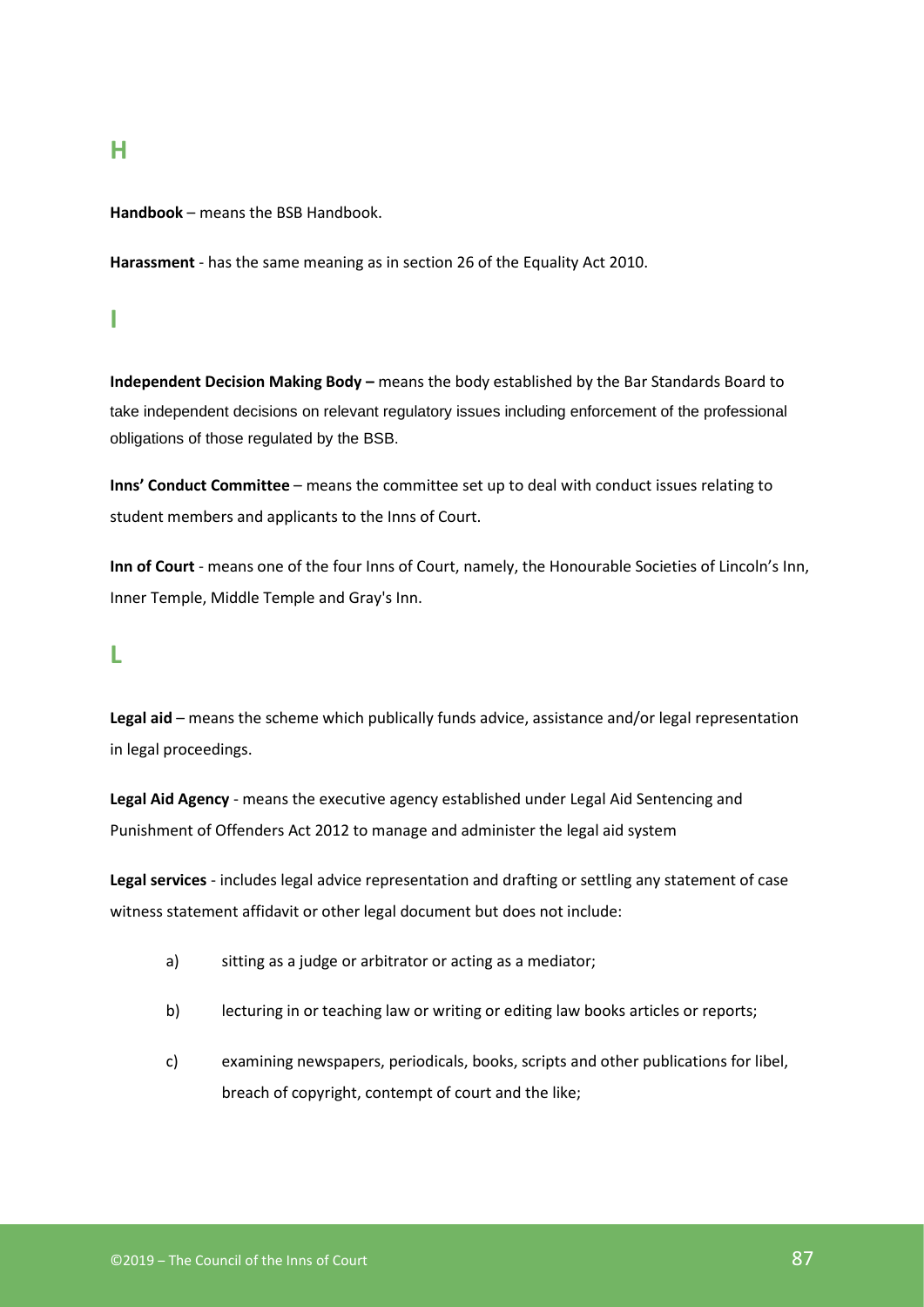## H

**Handbook** – means the BSB Handbook.

**Harassment** - has the same meaning as in section 26 of the Equality Act 2010.

## I

**Independent Decision Making Body –** means the body established by the Bar Standards Board to take independent decisions on relevant regulatory issues including enforcement of the professional obligations of those regulated by the BSB.

**Inns' Conduct Committee** – means the committee set up to deal with conduct issues relating to student members and applicants to the Inns of Court.

**Inn of Court** - means one of the four Inns of Court, namely, the Honourable Societies of Lincoln's Inn, Inner Temple, Middle Temple and Gray's Inn.

## L

**Legal aid** – means the scheme which publically funds advice, assistance and/or legal representation in legal proceedings.

**Legal Aid Agency** - means the executive agency established under Legal Aid Sentencing and Punishment of Offenders Act 2012 to manage and administer the legal aid system

**Legal services** - includes legal advice representation and drafting or settling any statement of case witness statement affidavit or other legal document but does not include:

a) sitting as a judge or arbitrator or acting as a mediator;

b) lecturing in or teaching law or writing or editing law books articles or reports;

c) examining newspapers, periodicals, books, scripts and other publications for libel, breach of copyright, contempt of court and the like;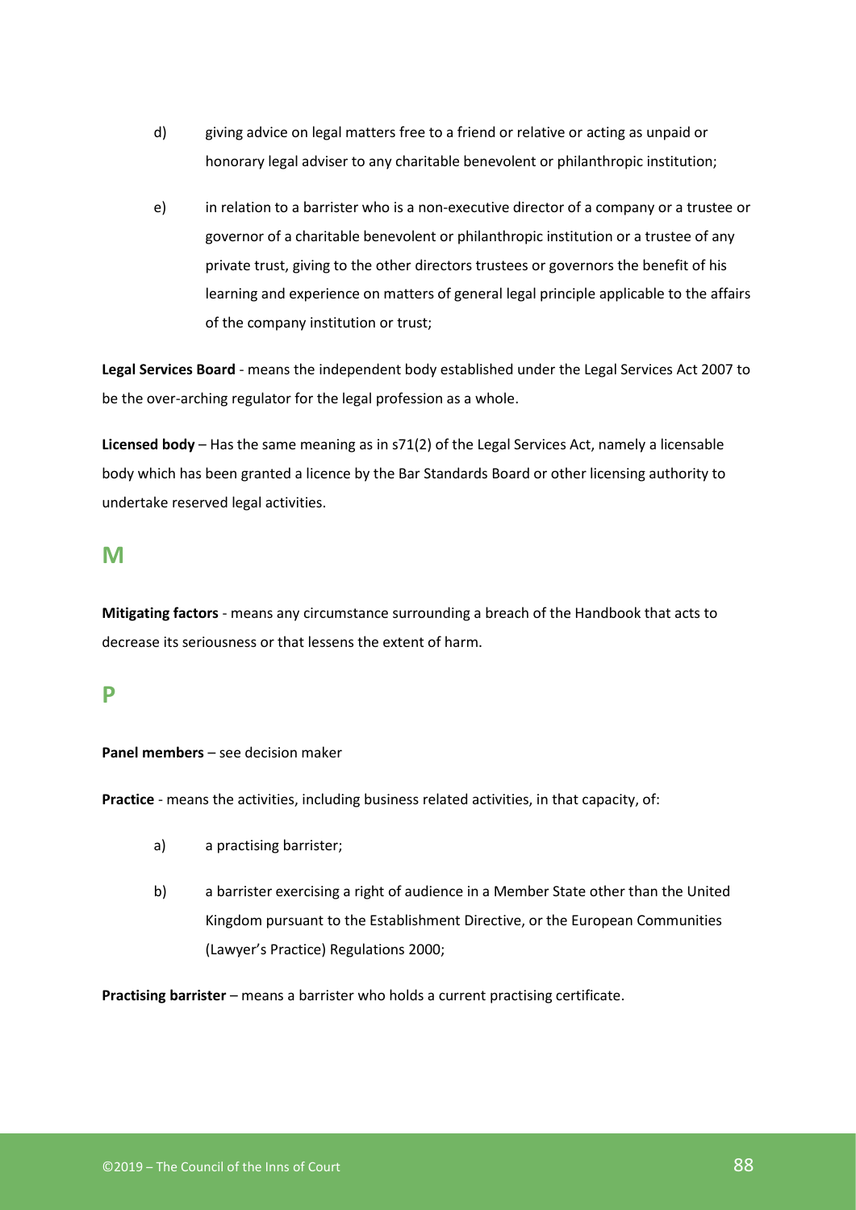d) giving advice on legal matters free to a friend or relative or acting as unpaid or honorary legal adviser to any charitable benevolent or philanthropic institution;

e) in relation to a barrister who is a non-executive director of a company or a trustee or governor of a charitable benevolent or philanthropic institution or a trustee of any private trust, giving to the other directors trustees or governors the benefit of his learning and experience on matters of general legal principle applicable to the affairs of the company institution or trust;

**Legal Services Board** - means the independent body established under the Legal Services Act 2007 to be the over-arching regulator for the legal profession as a whole.

**Licensed body** – Has the same meaning as in s71(2) of the Legal Services Act, namely a licensable body which has been granted a licence by the Bar Standards Board or other licensing authority to undertake reserved legal activities.

## M

**Mitigating factors** - means any circumstance surrounding a breach of the Handbook that acts to decrease its seriousness or that lessens the extent of harm.

## P

**Panel members** – see decision maker

**Practice** - means the activities, including business related activities, in that capacity, of:

a) a practising barrister;

b) a barrister exercising a right of audience in a Member State other than the United Kingdom pursuant to the Establishment Directive, or the European Communities (Lawyer's Practice) Regulations 2000;

**Practising barrister** – means a barrister who holds a current practising certificate.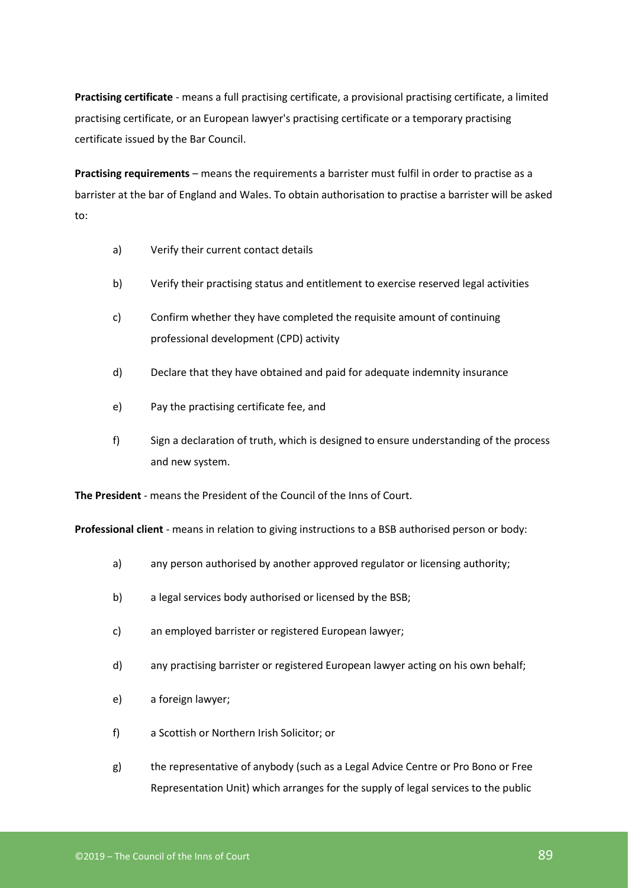**Practising certificate** - means a full practising certificate, a provisional practising certificate, a limited practising certificate, or an European lawyer's practising certificate or a temporary practising certificate issued by the Bar Council.

**Practising requirements** – means the requirements a barrister must fulfil in order to practise as a barrister at the bar of England and Wales. To obtain authorisation to practise a barrister will be asked to:

a) Verify their current contact details

b) Verify their practising status and entitlement to exercise reserved legal activities

c) Confirm whether they have completed the requisite amount of continuing professional development (CPD) activity

d) Declare that they have obtained and paid for adequate indemnity insurance

e) Pay the practising certificate fee, and

f) Sign a declaration of truth, which is designed to ensure understanding of the process and new system.

**The President** - means the President of the Council of the Inns of Court.

**Professional client** - means in relation to giving instructions to a BSB authorised person or body:

a) any person authorised by another approved regulator or licensing authority;

b) a legal services body authorised or licensed by the BSB;

c) an employed barrister or registered European lawyer;

d) any practising barrister or registered European lawyer acting on his own behalf;

e) a foreign lawyer;

f) a Scottish or Northern Irish Solicitor; or

g) the representative of anybody (such as a Legal Advice Centre or Pro Bono or Free Representation Unit) which arranges for the supply of legal services to the public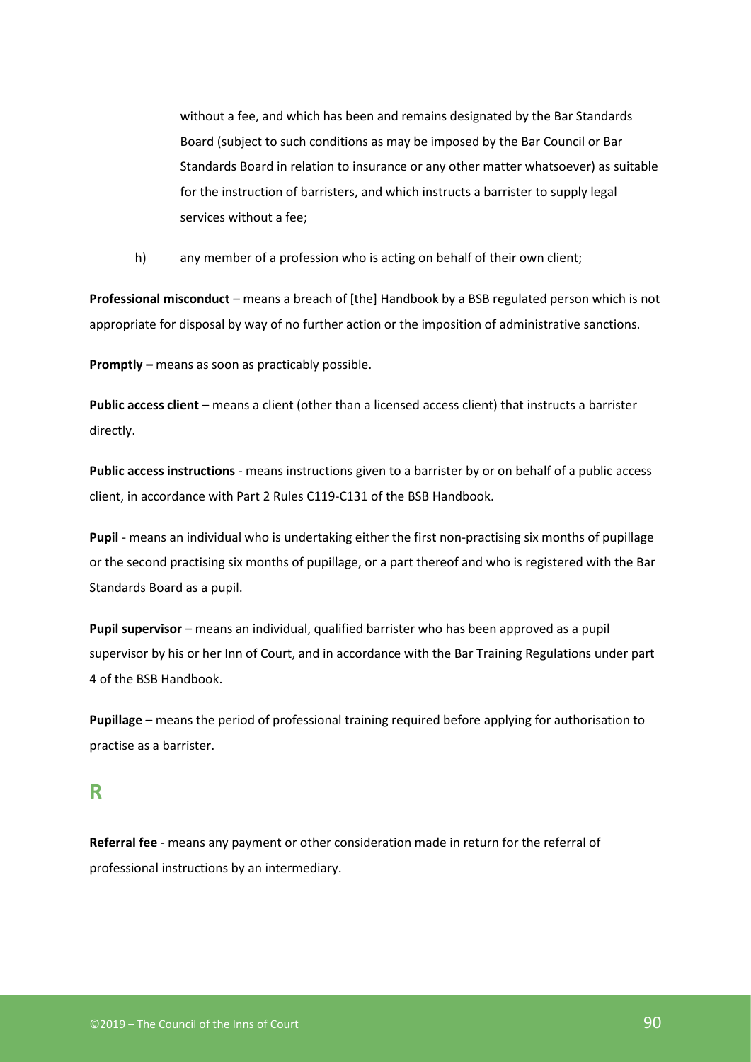without a fee, and which has been and remains designated by the Bar Standards Board (subject to such conditions as may be imposed by the Bar Council or Bar Standards Board in relation to insurance or any other matter whatsoever) as suitable for the instruction of barristers, and which instructs a barrister to supply legal services without a fee;

h) any member of a profession who is acting on behalf of their own client;

**Professional misconduct** – means a breach of [the] Handbook by a BSB regulated person which is not appropriate for disposal by way of no further action or the imposition of administrative sanctions.

**Promptly –** means as soon as practicably possible.

**Public access client** – means a client (other than a licensed access client) that instructs a barrister directly.

**Public access instructions** - means instructions given to a barrister by or on behalf of a public access client, in accordance with Part 2 Rules C119-C131 of the BSB Handbook.

**Pupil** - means an individual who is undertaking either the first non-practising six months of pupillage or the second practising six months of pupillage, or a part thereof and who is registered with the Bar Standards Board as a pupil.

**Pupil supervisor** – means an individual, qualified barrister who has been approved as a pupil supervisor by his or her Inn of Court, and in accordance with the Bar Training Regulations under part 4 of the BSB Handbook.

**Pupillage** – means the period of professional training required before applying for authorisation to practise as a barrister.

## R

**Referral fee** - means any payment or other consideration made in return for the referral of professional instructions by an intermediary.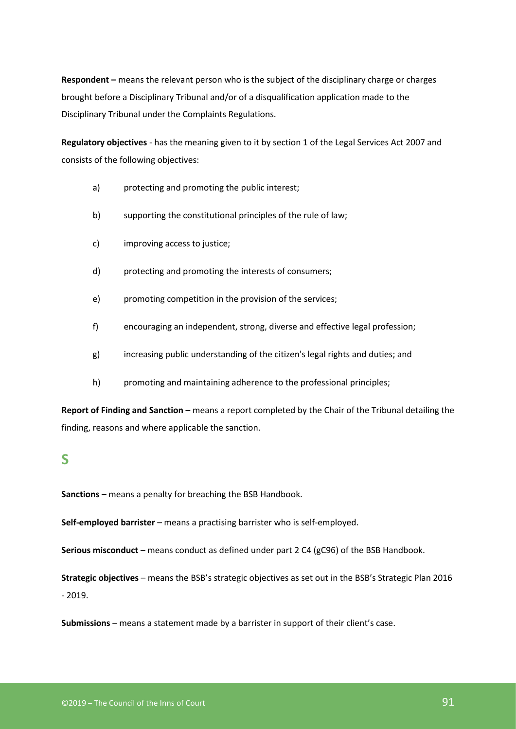**Respondent –** means the relevant person who is the subject of the disciplinary charge or charges brought before a Disciplinary Tribunal and/or of a disqualification application made to the Disciplinary Tribunal under the Complaints Regulations.

**Regulatory objectives** - has the meaning given to it by section 1 of the Legal Services Act 2007 and consists of the following objectives:

a) protecting and promoting the public interest;

b) supporting the constitutional principles of the rule of law;

c) improving access to justice;

d) protecting and promoting the interests of consumers;

e) promoting competition in the provision of the services;

f) encouraging an independent, strong, diverse and effective legal profession;

g) increasing public understanding of the citizen's legal rights and duties; and

h) promoting and maintaining adherence to the professional principles;

**Report of Finding and Sanction** – means a report completed by the Chair of the Tribunal detailing the finding, reasons and where applicable the sanction.

## S

**Sanctions** – means a penalty for breaching the BSB Handbook.

**Self-employed barrister** – means a practising barrister who is self-employed.

**Serious misconduct** – means conduct as defined under part 2 C4 (gC96) of the BSB Handbook.

**Strategic objectives** – means the BSB's strategic objectives as set out in the BSB's Strategic Plan 2016 - 2019.

**Submissions** – means a statement made by a barrister in support of their client's case.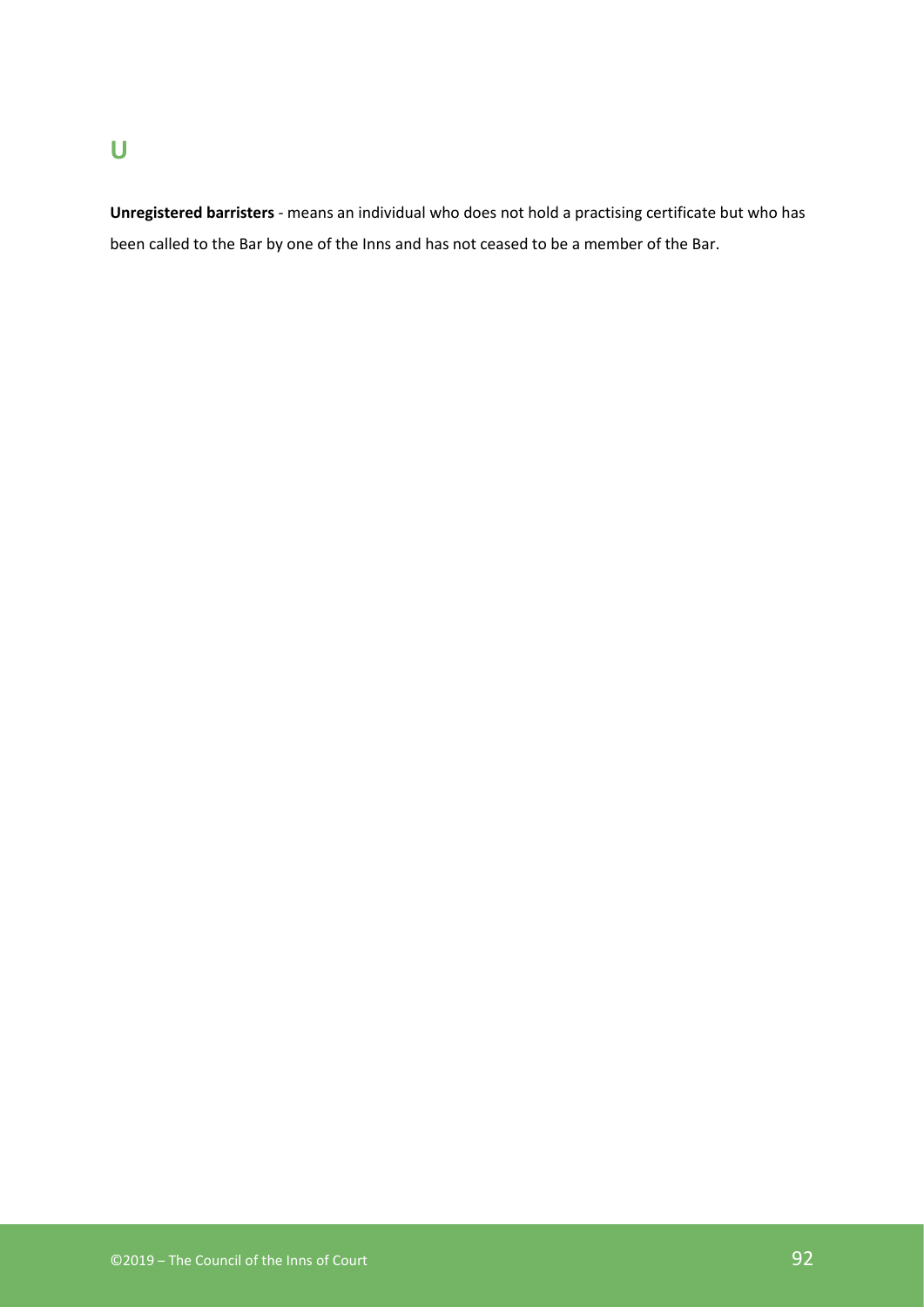## U

**Unregistered barristers** - means an individual who does not hold a practising certificate but who has been called to the Bar by one of the Inns and has not ceased to be a member of the Bar.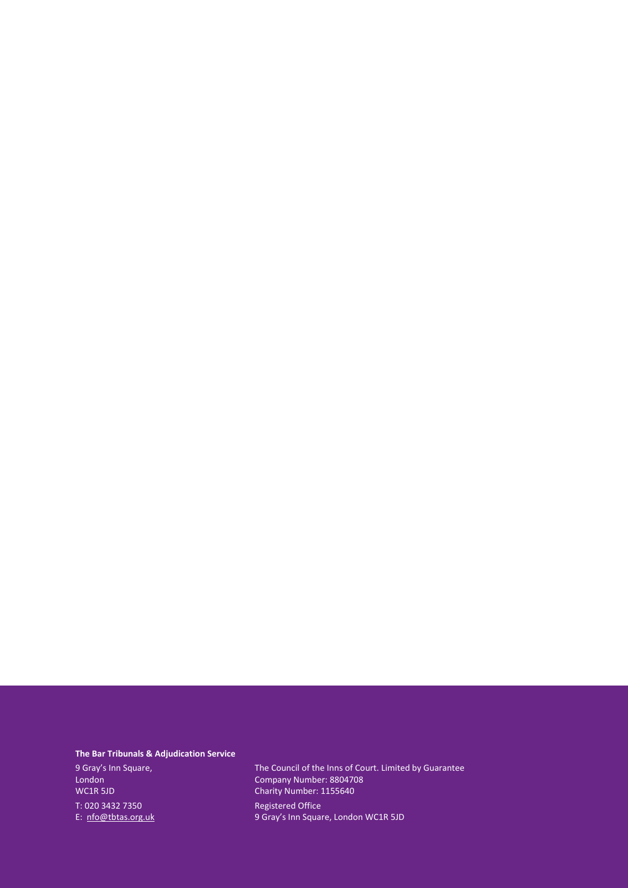**The Bar Tribunals & Adjudication Service**

9 Gray's Inn Square,
London
WC1R 5JD

T: 020 3432 7350
E: nfo@tbtas.org.uk

The Council of the Inns of Court. Limited by Guarantee
Company Number: 8804708
Charity Number: 1155640

Registered Office
9 Gray's Inn Square, London WC1R 5JD